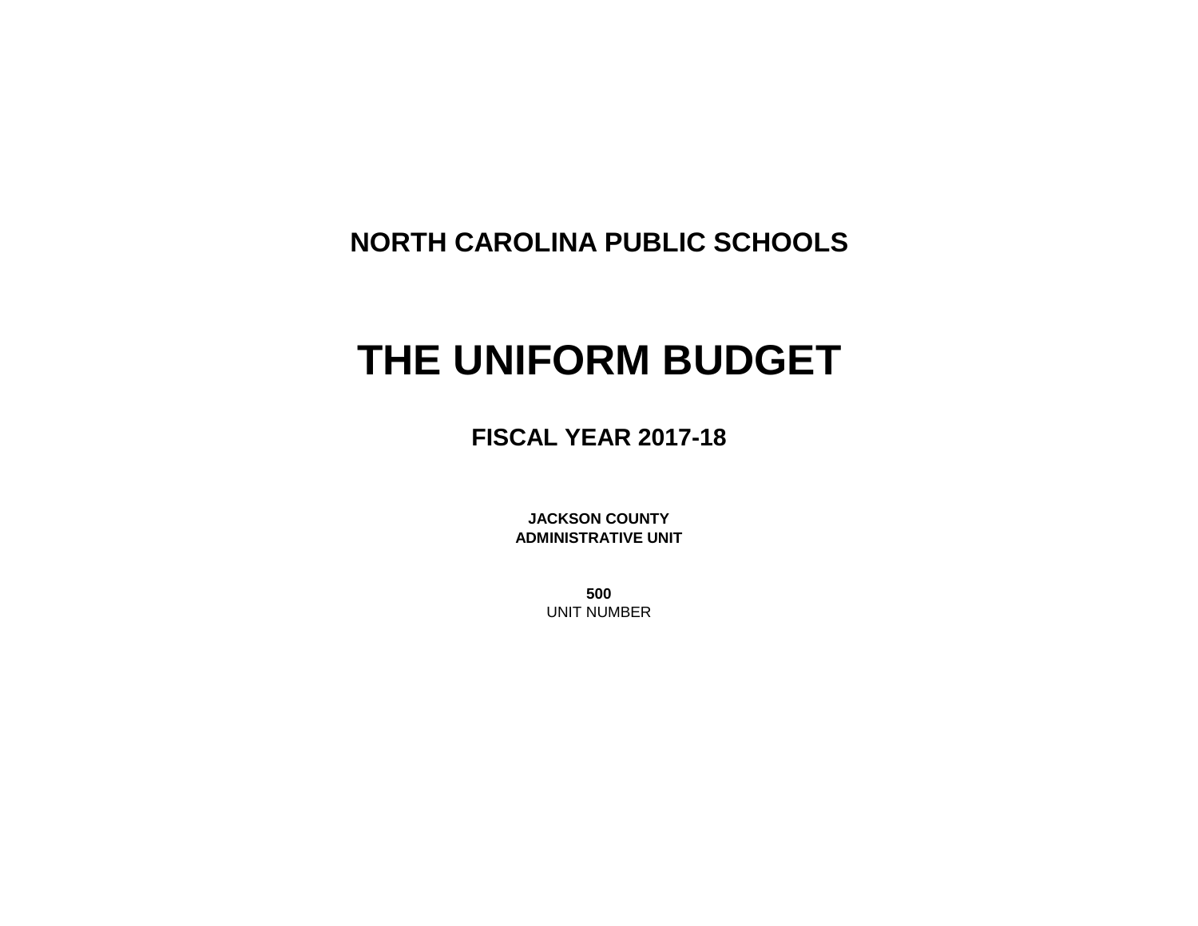## NORTH CAROLINA PUBLIC SCHOOLS

# THE UNIFORM BUDGET

## FISCAL YEAR 2017-18

**JACKSON COUNTY**
**ADMINISTRATIVE UNIT**

**500**
UNIT NUMBER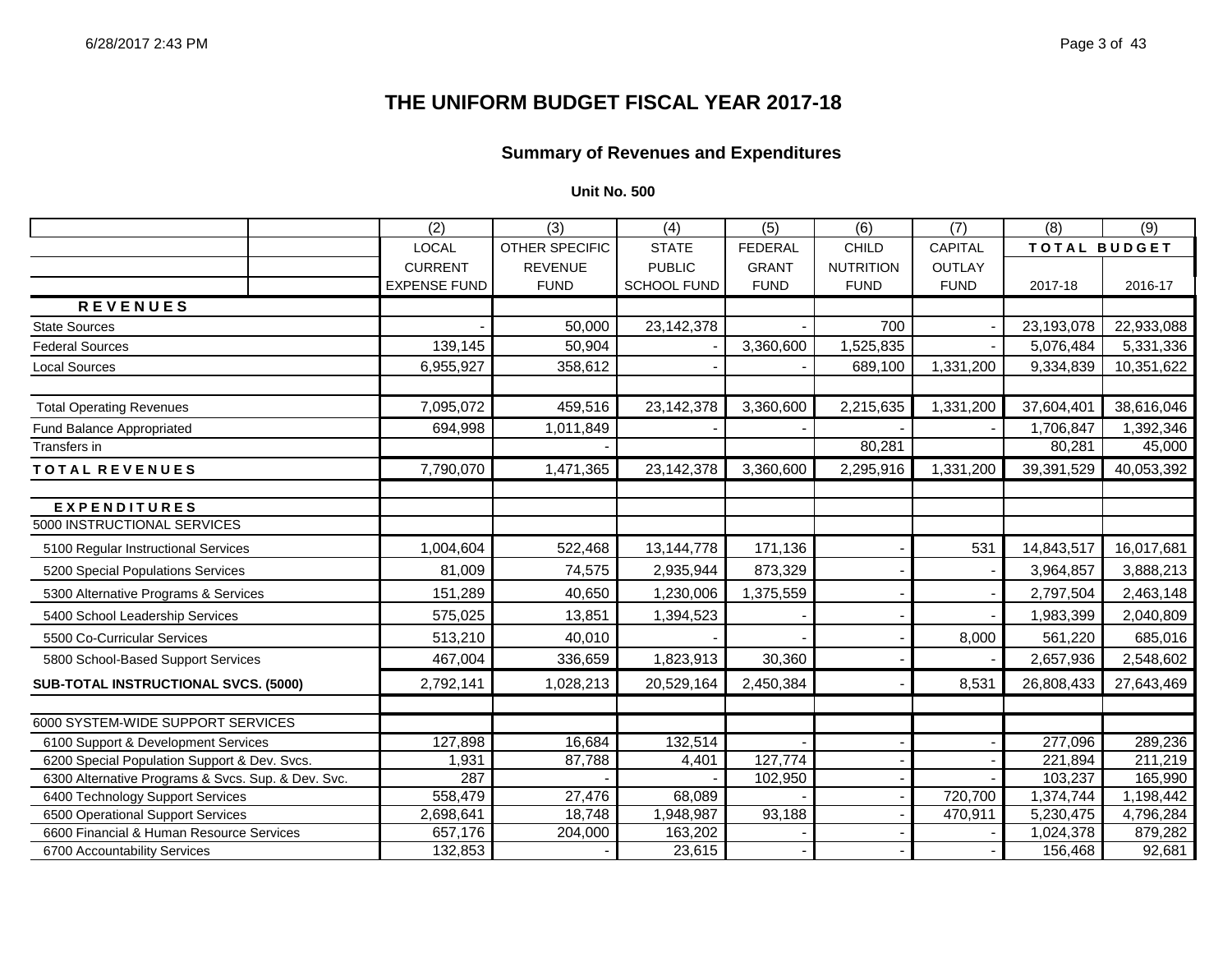# THE UNIFORM BUDGET FISCAL YEAR 2017-18

## Summary of Revenues and Expenditures

### Unit No. 500

| | (2) | (3) | (4) | (5) | (6) | (7) | (8) | (9) |
|---|---|---|---|---|---|---|---|---|
| | LOCAL CURRENT EXPENSE FUND | OTHER SPECIFIC REVENUE FUND | STATE PUBLIC SCHOOL FUND | FEDERAL GRANT FUND | CHILD NUTRITION FUND | CAPITAL OUTLAY FUND | TOTAL BUDGET 2017-18 | 2016-17 |
| **REVENUES** | | | | | | | | |
| State Sources | - | 50,000 | 23,142,378 | - | 700 | - | 23,193,078 | 22,933,088 |
| Federal Sources | 139,145 | 50,904 | - | 3,360,600 | 1,525,835 | - | 5,076,484 | 5,331,336 |
| Local Sources | 6,955,927 | 358,612 | - | - | 689,100 | 1,331,200 | 9,334,839 | 10,351,622 |
| | | | | | | | | |
| Total Operating Revenues | 7,095,072 | 459,516 | 23,142,378 | 3,360,600 | 2,215,635 | 1,331,200 | 37,604,401 | 38,616,046 |
| Fund Balance Appropriated | 694,998 | 1,011,849 | - | - | - | - | 1,706,847 | 1,392,346 |
| Transfers in | | - | | | 80,281 | | 80,281 | 45,000 |
| **TOTAL REVENUES** | 7,790,070 | 1,471,365 | 23,142,378 | 3,360,600 | 2,295,916 | 1,331,200 | 39,391,529 | 40,053,392 |
| | | | | | | | | |
| **EXPENDITURES** | | | | | | | | |
| 5000 INSTRUCTIONAL SERVICES | | | | | | | | |
| 5100 Regular Instructional Services | 1,004,604 | 522,468 | 13,144,778 | 171,136 | - | 531 | 14,843,517 | 16,017,681 |
| 5200 Special Populations Services | 81,009 | 74,575 | 2,935,944 | 873,329 | - | - | 3,964,857 | 3,888,213 |
| 5300 Alternative Programs & Services | 151,289 | 40,650 | 1,230,006 | 1,375,559 | - | - | 2,797,504 | 2,463,148 |
| 5400 School Leadership Services | 575,025 | 13,851 | 1,394,523 | - | - | - | 1,983,399 | 2,040,809 |
| 5500 Co-Curricular Services | 513,210 | 40,010 | - | - | - | 8,000 | 561,220 | 685,016 |
| 5800 School-Based Support Services | 467,004 | 336,659 | 1,823,913 | 30,360 | - | - | 2,657,936 | 2,548,602 |
| **SUB-TOTAL INSTRUCTIONAL SVCS. (5000)** | 2,792,141 | 1,028,213 | 20,529,164 | 2,450,384 | - | 8,531 | 26,808,433 | 27,643,469 |
| | | | | | | | | |
| 6000 SYSTEM-WIDE SUPPORT SERVICES | | | | | | | | |
| 6100 Support & Development Services | 127,898 | 16,684 | 132,514 | - | - | - | 277,096 | 289,236 |
| 6200 Special Population Support & Dev. Svcs. | 1,931 | 87,788 | 4,401 | 127,774 | - | - | 221,894 | 211,219 |
| 6300 Alternative Programs & Svcs. Sup. & Dev. Svc. | 287 | - | - | 102,950 | - | - | 103,237 | 165,990 |
| 6400 Technology Support Services | 558,479 | 27,476 | 68,089 | - | - | 720,700 | 1,374,744 | 1,198,442 |
| 6500 Operational Support Services | 2,698,641 | 18,748 | 1,948,987 | 93,188 | - | 470,911 | 5,230,475 | 4,796,284 |
| 6600 Financial & Human Resource Services | 657,176 | 204,000 | 163,202 | - | - | - | 1,024,378 | 879,282 |
| 6700 Accountability Services | 132,853 | - | 23,615 | - | - | - | 156,468 | 92,681 |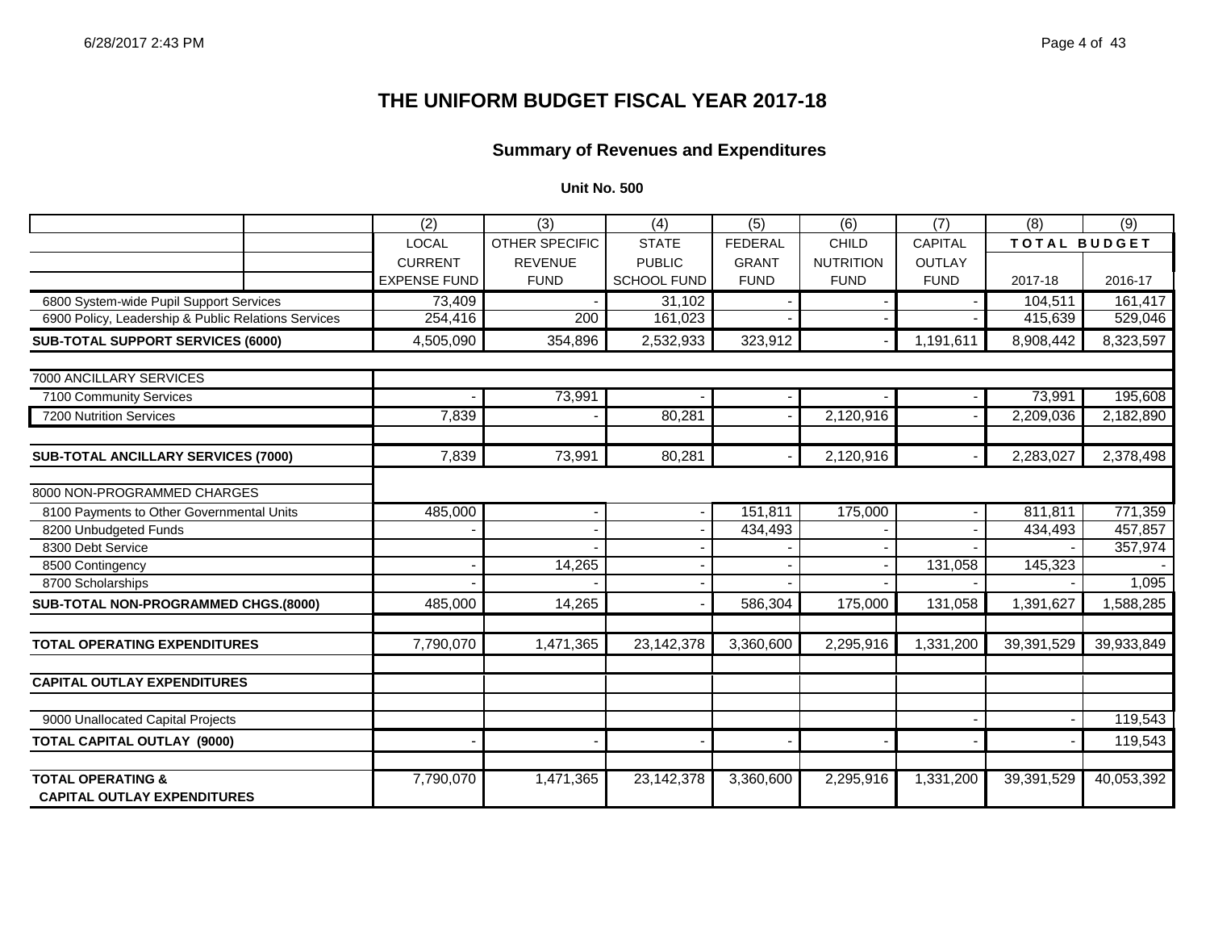# THE UNIFORM BUDGET FISCAL YEAR 2017-18

## Summary of Revenues and Expenditures

**Unit No. 500**

| | (2) | (3) | (4) | (5) | (6) | (7) | (8) | (9) |
|---|---|---|---|---|---|---|---|---|
| | LOCAL | OTHER SPECIFIC | STATE | FEDERAL | CHILD | CAPITAL | TOTAL BUDGET | |
| | CURRENT | REVENUE | PUBLIC | GRANT | NUTRITION | OUTLAY | | |
| | EXPENSE FUND | FUND | SCHOOL FUND | FUND | FUND | FUND | 2017-18 | 2016-17 |
| 6800 System-wide Pupil Support Services | 73,409 | - | 31,102 | - | - | - | 104,511 | 161,417 |
| 6900 Policy, Leadership & Public Relations Services | 254,416 | 200 | 161,023 | - | - | - | 415,639 | 529,046 |
| **SUB-TOTAL SUPPORT SERVICES (6000)** | 4,505,090 | 354,896 | 2,532,933 | 323,912 | - | 1,191,611 | 8,908,442 | 8,323,597 |
| 7000 ANCILLARY SERVICES | | | | | | | | |
| 7100 Community Services | - | 73,991 | - | - | - | - | 73,991 | 195,608 |
| 7200 Nutrition Services | 7,839 | - | 80,281 | - | 2,120,916 | - | 2,209,036 | 2,182,890 |
| **SUB-TOTAL ANCILLARY SERVICES (7000)** | 7,839 | 73,991 | 80,281 | - | 2,120,916 | - | 2,283,027 | 2,378,498 |
| 8000 NON-PROGRAMMED CHARGES | | | | | | | | |
| 8100 Payments to Other Governmental Units | 485,000 | - | - | 151,811 | 175,000 | - | 811,811 | 771,359 |
| 8200 Unbudgeted Funds | - | - | - | 434,493 | - | - | 434,493 | 457,857 |
| 8300 Debt Service | | - | - | - | - | - | - | 357,974 |
| 8500 Contingency | - | 14,265 | - | - | - | 131,058 | 145,323 | - |
| 8700 Scholarships | - | - | - | - | - | - | - | 1,095 |
| **SUB-TOTAL NON-PROGRAMMED CHGS.(8000)** | 485,000 | 14,265 | - | 586,304 | 175,000 | 131,058 | 1,391,627 | 1,588,285 |
| **TOTAL OPERATING EXPENDITURES** | 7,790,070 | 1,471,365 | 23,142,378 | 3,360,600 | 2,295,916 | 1,331,200 | 39,391,529 | 39,933,849 |
| **CAPITAL OUTLAY EXPENDITURES** | | | | | | | | |
| 9000 Unallocated Capital Projects | | | | | | - | - | 119,543 |
| **TOTAL CAPITAL OUTLAY (9000)** | - | - | - | - | - | - | - | 119,543 |
| **TOTAL OPERATING & CAPITAL OUTLAY EXPENDITURES** | 7,790,070 | 1,471,365 | 23,142,378 | 3,360,600 | 2,295,916 | 1,331,200 | 39,391,529 | 40,053,392 |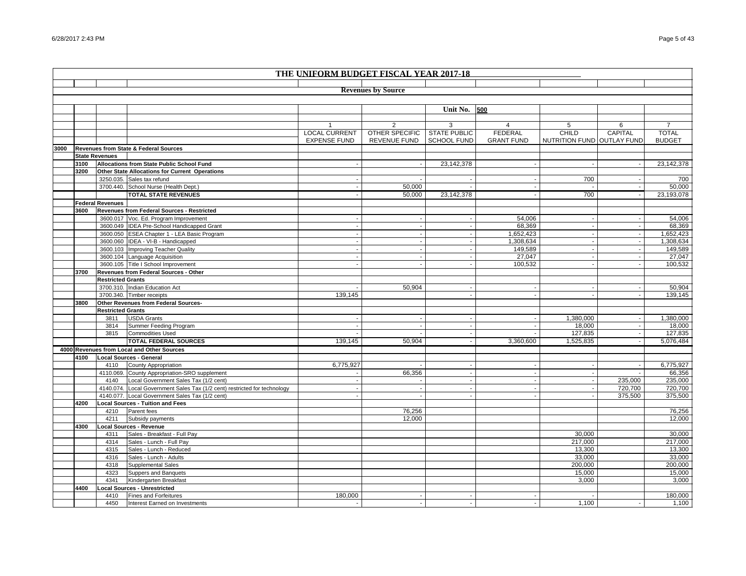# THE UNIFORM BUDGET FISCAL YEAR 2017-18

## Revenues by Source

Unit No. 500

| | | | | 1 | 2 | 3 | 4 | 5 | 6 | 7 |
|---|---|---|---|---|---|---|---|---|---|---|
| | | | | LOCAL CURRENT EXPENSE FUND | OTHER SPECIFIC REVENUE FUND | STATE PUBLIC SCHOOL FUND | FEDERAL GRANT FUND | CHILD NUTRITION FUND | CAPITAL OUTLAY FUND | TOTAL BUDGET |
| **3000** | **Revenues from State & Federal Sources** | | | | | | | | | |
| | **State Revenues** | | | | | | | | | |
| | **3100** | | **Allocations from State Public School Fund** | - | - | 23,142,378 | - | - | - | 23,142,378 |
| | **3200** | | **Other State Allocations for Current Operations** | | | | | | | |
| | | 3250.035. | Sales tax refund | - | - | - | - | 700 | - | 700 |
| | | 3700.440. | School Nurse (Health Dept.) | - | 50,000 | - | - | - | - | 50,000 |
| | | | **TOTAL STATE REVENUES** | - | 50,000 | 23,142,378 | - | 700 | - | 23,193,078 |
| | **Federal Revenues** | | | | | | | | | |
| | **3600** | | **Revenues from Federal Sources - Restricted** | | | | | | | |
| | | 3600.017 | Voc. Ed. Program Improvement | - | - | - | 54,006 | - | - | 54,006 |
| | | 3600.049 | IDEA Pre-School Handicapped Grant | - | - | - | 68,369 | - | - | 68,369 |
| | | 3600.050 | ESEA Chapter 1 - LEA Basic Program | - | - | - | 1,652,423 | - | - | 1,652,423 |
| | | 3600.060 | IDEA - VI-B - Handicapped | - | - | - | 1,308,634 | - | - | 1,308,634 |
| | | 3600.103 | Improving Teacher Quality | - | - | - | 149,589 | - | - | 149,589 |
| | | 3600.104 | Language Acquisition | - | - | - | 27,047 | - | - | 27,047 |
| | | 3600.105 | Title I School Improvement | - | - | - | 100,532 | - | - | 100,532 |
| | **3700** | | **Revenues from Federal Sources - Other** | | | | | | | |
| | | **Restricted Grants** | | | | | | | | |
| | | 3700.310. | Indian Education Act | - | 50,904 | - | - | - | - | 50,904 |
| | | 3700.340. | Timber receipts | 139,145 | | - | - | - | - | 139,145 |
| | **3800** | | **Other Revenues from Federal Sources-** | | | | | | | |
| | | **Restricted Grants** | | | | | | | | |
| | | 3811 | USDA Grants | - | - | - | - | 1,380,000 | - | 1,380,000 |
| | | 3814 | Summer Feeding Program | - | - | - | - | 18,000 | - | 18,000 |
| | | 3815 | Commodities Used | - | - | - | - | 127,835 | - | 127,835 |
| | | | **TOTAL FEDERAL SOURCES** | 139,145 | 50,904 | - | 3,360,600 | 1,525,835 | - | 5,076,484 |
| **4000** | **Revenues from Local and Other Sources** | | | | | | | | | |
| | **4100** | | **Local Sources - General** | | | | | | | |
| | | 4110 | County Appropriation | 6,775,927 | - | - | - | - | - | 6,775,927 |
| | | 4110.069. | County Appropriation-SRO supplement | - | 66,356 | - | - | - | - | 66,356 |
| | | 4140 | Local Government Sales Tax (1/2 cent) | - | - | - | - | - | 235,000 | 235,000 |
| | | 4140.074. | Local Government Sales Tax (1/2 cent) restricted for technology | - | - | - | - | - | 720,700 | 720,700 |
| | | 4140.077. | Local Government Sales Tax (1/2 cent) | - | - | - | - | - | 375,500 | 375,500 |
| | **4200** | | **Local Sources - Tuition and Fees** | | | | | | | |
| | | 4210 | Parent fees | | 76,256 | | | | | 76,256 |
| | | 4211 | Subsidy payments | | 12,000 | | | | | 12,000 |
| | **4300** | | **Local Sources - Revenue** | | | | | | | |
| | | 4311 | Sales - Breakfast - Full Pay | | | | | 30,000 | | 30,000 |
| | | 4314 | Sales - Lunch - Full Pay | | | | | 217,000 | | 217,000 |
| | | 4315 | Sales - Lunch - Reduced | | | | | 13,300 | | 13,300 |
| | | 4316 | Sales - Lunch - Adults | | | | | 33,000 | | 33,000 |
| | | 4318 | Supplemental Sales | | | | | 200,000 | | 200,000 |
| | | 4323 | Suppers and Banquets | | | | | 15,000 | | 15,000 |
| | | 4341 | Kindergarten Breakfast | | | | | 3,000 | | 3,000 |
| | **4400** | | **Local Sources - Unrestricted** | | | | | | | |
| | | 4410 | Fines and Forfeitures | 180,000 | - | - | - | - | | 180,000 |
| | | 4450 | Interest Earned on Investments | - | - | - | - | 1,100 | - | 1,100 |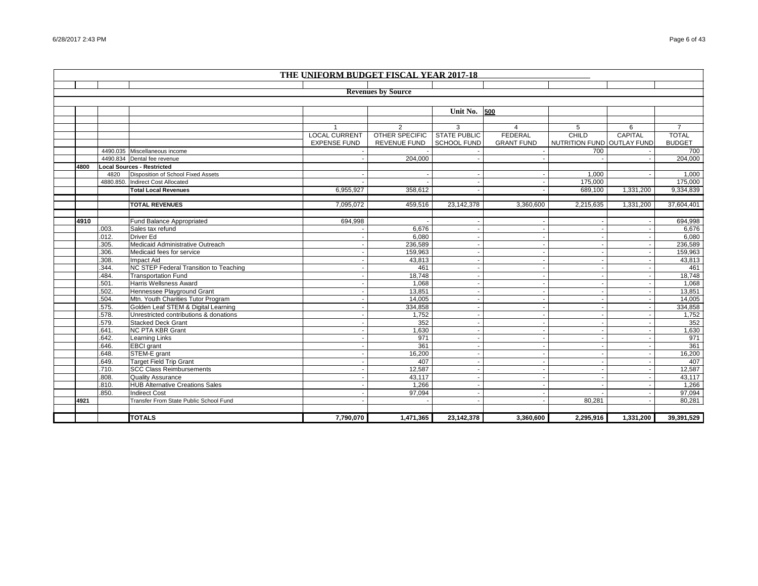# THE UNIFORM BUDGET FISCAL YEAR 2017-18

## Revenues by Source

Unit No. 500

| | | | 1 | 2 | 3 | 4 | 5 | 6 | 7 |
|---|---|---|---|---|---|---|---|---|---|
| | | | LOCAL CURRENT EXPENSE FUND | OTHER SPECIFIC REVENUE FUND | STATE PUBLIC SCHOOL FUND | FEDERAL GRANT FUND | CHILD NUTRITION FUND | CAPITAL OUTLAY FUND | TOTAL BUDGET |
| | 4490.035 | Miscellaneous income | - | - | - | - | 700 | - | 700 |
| | 4490.834 | Dental fee revenue | - | 204,000 | - | - | - | - | 204,000 |
| 4800 | | **Local Sources - Restricted** | | | | | | | |
| | 4820 | Disposition of School Fixed Assets | - | - | - | - | 1,000 | - | 1,000 |
| | 4880.850. | Indirect Cost Allocated | - | - | - | - | 175,000 | | 175,000 |
| | | **Total Local Revenues** | 6,955,927 | 358,612 | - | - | 689,100 | 1,331,200 | 9,334,839 |
| | | **TOTAL REVENUES** | 7,095,072 | 459,516 | 23,142,378 | 3,360,600 | 2,215,635 | 1,331,200 | 37,604,401 |
| 4910 | | Fund Balance Appropriated | 694,998 | - | - | - | - | - | 694,998 |
| | .003. | Sales tax refund | - | 6,676 | - | - | - | - | 6,676 |
| | .012. | Driver Ed | - | 6,080 | - | - | - | - | 6,080 |
| | .305. | Medicaid Administrative Outreach | - | 236,589 | - | - | - | - | 236,589 |
| | .306. | Medicaid fees for service | - | 159,963 | - | - | - | - | 159,963 |
| | .308. | Impact Aid | - | 43,813 | - | - | - | - | 43,813 |
| | .344. | NC STEP Federal Transition to Teaching | - | 461 | - | - | - | - | 461 |
| | .484. | Transportation Fund | - | 18,748 | - | - | - | - | 18,748 |
| | .501. | Harris Wellsness Award | - | 1,068 | - | - | - | - | 1,068 |
| | .502. | Hennessee Playground Grant | - | 13,851 | - | - | - | - | 13,851 |
| | .504. | Mtn. Youth Charities Tutor Program | - | 14,005 | - | - | - | - | 14,005 |
| | .575. | Golden Leaf STEM & Digital Learning | - | 334,858 | - | - | - | - | 334,858 |
| | .578. | Unrestricted contributions & donations | - | 1,752 | - | - | - | - | 1,752 |
| | .579. | Stacked Deck Grant | - | 352 | - | - | - | - | 352 |
| | .641. | NC PTA KBR Grant | - | 1,630 | - | - | - | - | 1,630 |
| | .642. | Learning Links | - | 971 | - | - | - | - | 971 |
| | .646. | EBCI grant | - | 361 | - | - | - | - | 361 |
| | .648. | STEM-E grant | - | 16,200 | - | - | - | - | 16,200 |
| | .649. | Target Field Trip Grant | - | 407 | - | - | - | - | 407 |
| | .710. | SCC Class Reimbursements | - | 12,587 | - | - | - | - | 12,587 |
| | .808. | Quality Assurance | - | 43,117 | - | - | - | - | 43,117 |
| | .810. | HUB Alternative Creations Sales | - | 1,266 | - | - | - | - | 1,266 |
| | .850. | Indirect Cost | - | 97,094 | - | - | - | - | 97,094 |
| 4921 | | Transfer From State Public School Fund | - | - | - | - | 80,281 | - | 80,281 |
| | | **TOTALS** | **7,790,070** | **1,471,365** | **23,142,378** | **3,360,600** | **2,295,916** | **1,331,200** | **39,391,529** |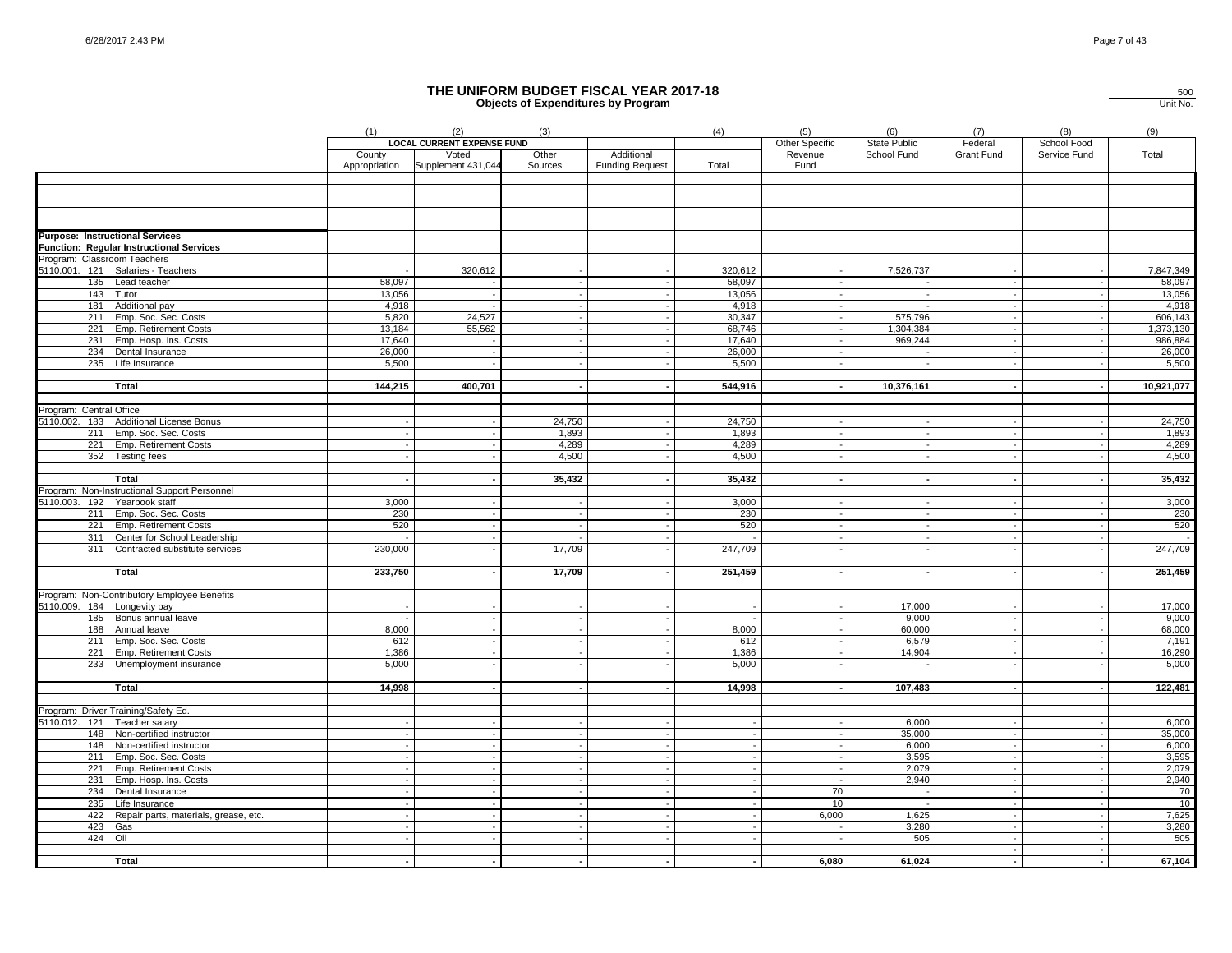# THE UNIFORM BUDGET FISCAL YEAR 2017-18

## Objects of Expenditures by Program

500
Unit No.

| | (1) | (2) | (3) | | (4) | (5) | (6) | (7) | (8) | (9) |
|---|---|---|---|---|---|---|---|---|---|---|
| | LOCAL CURRENT EXPENSE FUND | | | | | Other Specific | State Public | Federal | School Food | |
| | County Appropriation | Voted Supplement 431,044 | Other Sources | Additional Funding Request | Total | Revenue Fund | School Fund | Grant Fund | Service Fund | Total |
| **Purpose: Instructional Services** | | | | | | | | | | |
| **Function: Regular Instructional Services** | | | | | | | | | | |
| Program: Classroom Teachers | | | | | | | | | | |
| 5110.001. 121 Salaries - Teachers | - | 320,612 | - | - | 320,612 | - | 7,526,737 | - | - | 7,847,349 |
| 135 Lead teacher | 58,097 | - | - | - | 58,097 | - | - | - | - | 58,097 |
| 143 Tutor | 13,056 | - | - | - | 13,056 | - | - | - | - | 13,056 |
| 181 Additional pay | 4,918 | - | - | - | 4,918 | - | - | - | - | 4,918 |
| 211 Emp. Soc. Sec. Costs | 5,820 | 24,527 | - | - | 30,347 | - | 575,796 | - | - | 606,143 |
| 221 Emp. Retirement Costs | 13,184 | 55,562 | - | - | 68,746 | - | 1,304,384 | - | - | 1,373,130 |
| 231 Emp. Hosp. Ins. Costs | 17,640 | - | - | - | 17,640 | - | 969,244 | - | - | 986,884 |
| 234 Dental Insurance | 26,000 | - | - | - | 26,000 | - | - | - | - | 26,000 |
| 235 Life Insurance | 5,500 | - | - | - | 5,500 | - | - | - | - | 5,500 |
| **Total** | **144,215** | **400,701** | **-** | **-** | **544,916** | **-** | **10,376,161** | **-** | **-** | **10,921,077** |
| Program: Central Office | | | | | | | | | | |
| 5110.002. 183 Additional License Bonus | - | - | 24,750 | - | 24,750 | - | - | - | - | 24,750 |
| 211 Emp. Soc. Sec. Costs | - | - | 1,893 | - | 1,893 | - | - | - | - | 1,893 |
| 221 Emp. Retirement Costs | - | - | 4,289 | - | 4,289 | - | - | - | - | 4,289 |
| 352 Testing fees | - | - | 4,500 | - | 4,500 | - | - | - | - | 4,500 |
| **Total** | **-** | **-** | **35,432** | **-** | **35,432** | **-** | **-** | **-** | **-** | **35,432** |
| Program: Non-Instructional Support Personnel | | | | | | | | | | |
| 5110.003. 192 Yearbook staff | 3,000 | - | - | - | 3,000 | - | - | - | - | 3,000 |
| 211 Emp. Soc. Sec. Costs | 230 | - | - | - | 230 | - | - | - | - | 230 |
| 221 Emp. Retirement Costs | 520 | - | - | - | 520 | - | - | - | - | 520 |
| 311 Center for School Leadership | - | - | - | - | - | - | - | - | - | - |
| 311 Contracted substitute services | 230,000 | - | 17,709 | - | 247,709 | - | - | - | - | 247,709 |
| **Total** | **233,750** | **-** | **17,709** | **-** | **251,459** | **-** | **-** | **-** | **-** | **251,459** |
| Program: Non-Contributory Employee Benefits | | | | | | | | | | |
| 5110.009. 184 Longevity pay | - | - | - | - | - | - | 17,000 | - | - | 17,000 |
| 185 Bonus annual leave | - | - | - | - | - | - | 9,000 | - | - | 9,000 |
| 188 Annual leave | 8,000 | - | - | - | 8,000 | - | 60,000 | - | - | 68,000 |
| 211 Emp. Soc. Sec. Costs | 612 | - | - | - | 612 | - | 6,579 | - | - | 7,191 |
| 221 Emp. Retirement Costs | 1,386 | - | - | - | 1,386 | - | 14,904 | - | - | 16,290 |
| 233 Unemployment insurance | 5,000 | - | - | - | 5,000 | - | - | - | - | 5,000 |
| **Total** | **14,998** | **-** | **-** | **-** | **14,998** | **-** | **107,483** | **-** | **-** | **122,481** |
| Program: Driver Training/Safety Ed. | | | | | | | | | | |
| 5110.012. 121 Teacher salary | - | - | - | - | - | - | 6,000 | - | - | 6,000 |
| 148 Non-certified instructor | - | - | - | - | - | - | 35,000 | - | - | 35,000 |
| 148 Non-certified instructor | - | - | - | - | - | - | 6,000 | - | - | 6,000 |
| 211 Emp. Soc. Sec. Costs | - | - | - | - | - | - | 3,595 | - | - | 3,595 |
| 221 Emp. Retirement Costs | - | - | - | - | - | - | 2,079 | - | - | 2,079 |
| 231 Emp. Hosp. Ins. Costs | - | - | - | - | - | - | 2,940 | - | - | 2,940 |
| 234 Dental Insurance | - | - | - | - | - | 70 | - | - | - | 70 |
| 235 Life Insurance | - | - | - | - | - | 10 | - | - | - | 10 |
| 422 Repair parts, materials, grease, etc. | - | - | - | - | - | 6,000 | 1,625 | - | - | 7,625 |
| 423 Gas | - | - | - | - | - | - | 3,280 | - | - | 3,280 |
| 424 Oil | - | - | - | - | - | - | 505 | - | - | 505 |
| **Total** | **-** | **-** | **-** | **-** | **-** | **6,080** | **61,024** | **-** | **-** | **67,104** |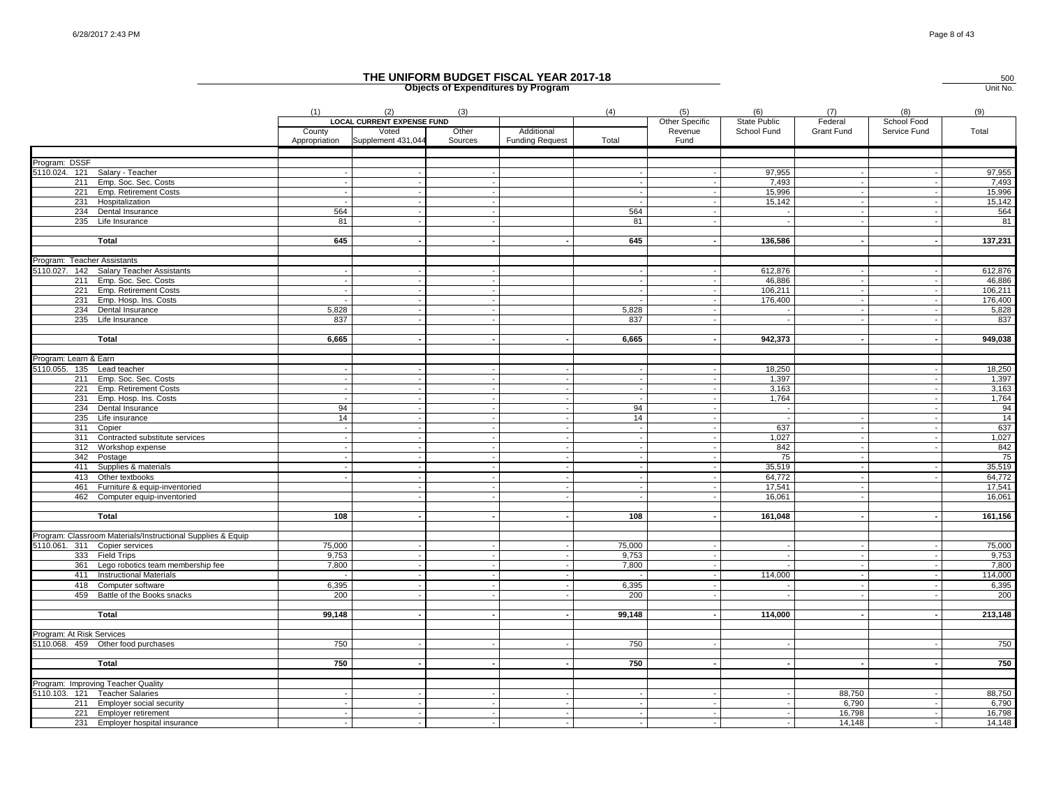# THE UNIFORM BUDGET FISCAL YEAR 2017-18

## Objects of Expenditures by Program

500
Unit No.

| | (1) | (2) | (3) | | (4) | (5) | (6) | (7) | (8) | (9) |
|---|---|---|---|---|---|---|---|---|---|---|
| | LOCAL CURRENT EXPENSE FUND | | | | | Other Specific | State Public | Federal | School Food | |
| | County Appropriation | Voted Supplement 431,044 | Other Sources | Additional Funding Request | Total | Revenue Fund | School Fund | Grant Fund | Service Fund | Total |
| Program: DSSF | | | | | | | | | | |
| 5110.024. 121 Salary - Teacher | - | - | - | | - | - | 97,955 | - | - | 97,955 |
| 211 Emp. Soc. Sec. Costs | - | - | - | | - | - | 7,493 | - | - | 7,493 |
| 221 Emp. Retirement Costs | - | - | - | | - | - | 15,996 | - | - | 15,996 |
| 231 Hospitalization | - | - | - | | - | - | 15,142 | - | - | 15,142 |
| 234 Dental Insurance | 564 | - | - | | 564 | - | - | - | - | 564 |
| 235 Life Insurance | 81 | - | - | | 81 | - | - | - | - | 81 |
| **Total** | **645** | **-** | **-** | **-** | **645** | **-** | **136,586** | **-** | **-** | **137,231** |
| Program: Teacher Assistants | | | | | | | | | | |
| 5110.027. 142 Salary Teacher Assistants | - | - | - | | - | - | 612,876 | - | - | 612,876 |
| 211 Emp. Soc. Sec. Costs | - | - | - | | - | - | 46,886 | - | - | 46,886 |
| 221 Emp. Retirement Costs | - | - | - | | - | - | 106,211 | - | - | 106,211 |
| 231 Emp. Hosp. Ins. Costs | - | - | - | | - | - | 176,400 | - | - | 176,400 |
| 234 Dental Insurance | 5,828 | - | - | | 5,828 | - | - | - | - | 5,828 |
| 235 Life Insurance | 837 | - | - | | 837 | - | - | - | - | 837 |
| **Total** | **6,665** | **-** | **-** | **-** | **6,665** | **-** | **942,373** | **-** | **-** | **949,038** |
| Program: Learn & Earn | | | | | | | | | | |
| 5110.055. 135 Lead teacher | - | - | - | - | - | - | 18,250 | | - | 18,250 |
| 211 Emp. Soc. Sec. Costs | - | - | - | - | - | - | 1,397 | | - | 1,397 |
| 221 Emp. Retirement Costs | - | - | - | - | - | - | 3,163 | | - | 3,163 |
| 231 Emp. Hosp. Ins. Costs | - | - | - | - | - | - | 1,764 | | - | 1,764 |
| 234 Dental Insurance | 94 | - | - | - | 94 | - | - | | - | 94 |
| 235 Life insurance | 14 | - | - | - | 14 | - | - | - | - | 14 |
| 311 Copier | - | - | - | - | - | - | 637 | - | - | 637 |
| 311 Contracted substitute services | - | - | - | - | - | - | 1,027 | - | - | 1,027 |
| 312 Workshop expense | - | - | - | - | - | - | 842 | - | - | 842 |
| 342 Postage | - | - | - | - | - | - | 75 | - | | 75 |
| 411 Supplies & materials | - | - | - | - | - | - | 35,519 | - | - | 35,519 |
| 413 Other textbooks | - | - | - | - | - | - | 64,772 | - | - | 64,772 |
| 461 Furniture & equip-inventoried | | - | - | - | - | - | 17,541 | - | | 17,541 |
| 462 Computer equip-inventoried | | - | - | - | - | - | 16,061 | - | | 16,061 |
| **Total** | **108** | **-** | **-** | **-** | **108** | **-** | **161,048** | **-** | **-** | **161,156** |
| Program: Classroom Materials/Instructional Supplies & Equip | | | | | | | | | | |
| 5110.061. 311 Copier services | 75,000 | - | - | - | 75,000 | - | - | - | - | 75,000 |
| 333 Field Trips | 9,753 | - | - | - | 9,753 | - | - | - | - | 9,753 |
| 361 Lego robotics team membership fee | 7,800 | - | - | - | 7,800 | - | - | - | - | 7,800 |
| 411 Instructional Materials | - | - | - | - | - | - | 114,000 | - | - | 114,000 |
| 418 Computer software | 6,395 | - | - | - | 6,395 | - | - | - | - | 6,395 |
| 459 Battle of the Books snacks | 200 | - | - | - | 200 | - | - | - | - | 200 |
| **Total** | **99,148** | **-** | **-** | **-** | **99,148** | **-** | **114,000** | **-** | **-** | **213,148** |
| Program: At Risk Services | | | | | | | | | | |
| 5110.068. 459 Other food purchases | 750 | - | - | - | 750 | - | - | | - | 750 |
| **Total** | **750** | **-** | **-** | **-** | **750** | **-** | **-** | **-** | **-** | **750** |
| Program: Improving Teacher Quality | | | | | | | | | | |
| 5110.103. 121 Teacher Salaries | - | - | - | - | - | - | - | 88,750 | - | 88,750 |
| 211 Employer social security | - | - | - | - | - | - | - | 6,790 | - | 6,790 |
| 221 Employer retirement | - | - | - | - | - | - | - | 16,798 | - | 16,798 |
| 231 Employer hospital insurance | - | - | - | - | - | - | - | 14,148 | - | 14,148 |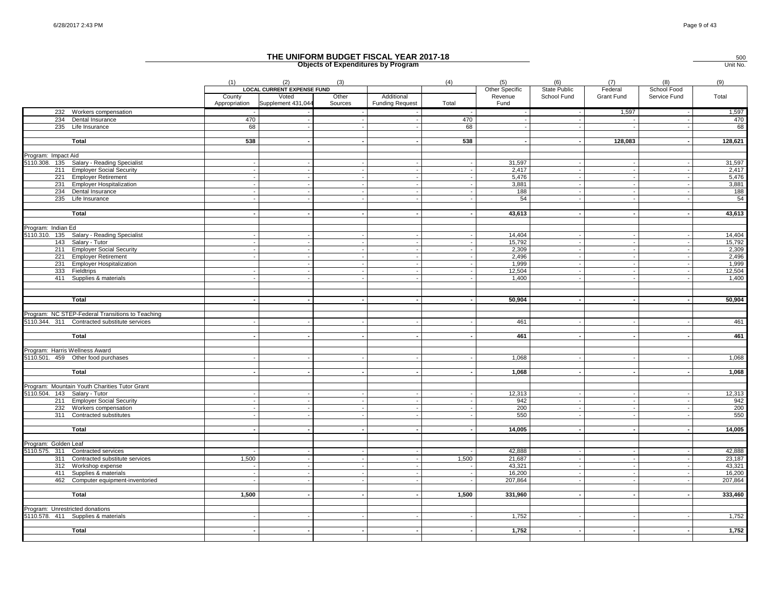# THE UNIFORM BUDGET FISCAL YEAR 2017-18

## Objects of Expenditures by Program

500
Unit No.

| | (1) | (2) | (3) | | (4) | (5) | (6) | (7) | (8) | (9) |
|---|---|---|---|---|---|---|---|---|---|---|
| | LOCAL CURRENT EXPENSE FUND | | | | | Other Specific | State Public | Federal | School Food | |
| | County Appropriation | Voted Supplement 431,044 | Other Sources | Additional Funding Request | Total | Revenue Fund | School Fund | Grant Fund | Service Fund | Total |
| 232 Workers compensation | - | - | - | - | - | - | - | 1,597 | - | 1,597 |
| 234 Dental Insurance | 470 | - | - | - | 470 | - | - | - | - | 470 |
| 235 Life Insurance | 68 | - | - | - | 68 | - | - | - | - | 68 |
| | | | | | | | | | | |
| **Total** | **538** | **-** | **-** | **-** | **538** | **-** | **-** | **128,083** | **-** | **128,621** |
| | | | | | | | | | | |
| Program: Impact Aid | | | | | | | | | | |
| 5110.308. 135 Salary - Reading Specialist | - | - | - | - | - | 31,597 | - | - | - | 31,597 |
| 211 Employer Social Security | - | - | - | - | - | 2,417 | - | - | - | 2,417 |
| 221 Employer Retirement | - | - | - | - | - | 5,476 | - | - | - | 5,476 |
| 231 Employer Hospitalization | - | - | - | - | - | 3,881 | - | - | - | 3,881 |
| 234 Dental Insurance | - | - | - | - | - | 188 | - | - | - | 188 |
| 235 Life Insurance | - | - | - | - | - | 54 | - | - | - | 54 |
| | | | | | | | | | | |
| **Total** | **-** | **-** | **-** | **-** | **-** | **43,613** | **-** | **-** | **-** | **43,613** |
| | | | | | | | | | | |
| Program: Indian Ed | | | | | | | | | | |
| 5110.310. 135 Salary - Reading Specialist | - | - | - | - | - | 14,404 | - | - | - | 14,404 |
| 143 Salary - Tutor | - | - | - | - | - | 15,792 | - | - | - | 15,792 |
| 211 Employer Social Security | - | - | - | - | - | 2,309 | - | - | - | 2,309 |
| 221 Employer Retirement | - | - | - | - | - | 2,496 | - | - | - | 2,496 |
| 231 Employer Hospitalization | | - | - | - | - | 1,999 | - | - | - | 1,999 |
| 333 Fieldtrips | - | - | - | - | - | 12,504 | - | - | - | 12,504 |
| 411 Supplies & materials | - | - | - | - | - | 1,400 | - | - | - | 1,400 |
| | | | | | | | | | | |
| **Total** | **-** | **-** | **-** | **-** | **-** | **50,904** | **-** | **-** | **-** | **50,904** |
| | | | | | | | | | | |
| Program: NC STEP-Federal Transitions to Teaching | | | | | | | | | | |
| 5110.344. 311 Contracted substitute services | - | - | - | - | - | 461 | - | - | - | 461 |
| | | | | | | | | | | |
| **Total** | **-** | **-** | **-** | **-** | **-** | **461** | **-** | **-** | **-** | **461** |
| | | | | | | | | | | |
| Program: Harris Wellness Award | | | | | | | | | | |
| 5110.501. 459 Other food purchases | - | - | - | - | - | 1,068 | - | - | - | 1,068 |
| | | | | | | | | | | |
| **Total** | **-** | **-** | **-** | **-** | **-** | **1,068** | **-** | **-** | **-** | **1,068** |
| | | | | | | | | | | |
| Program: Mountain Youth Charities Tutor Grant | | | | | | | | | | |
| 5110.504. 143 Salary - Tutor | - | - | - | - | - | 12,313 | - | - | - | 12,313 |
| 211 Employer Social Security | - | - | - | - | - | 942 | - | - | - | 942 |
| 232 Workers compensation | - | - | - | - | - | 200 | - | - | - | 200 |
| 311 Contracted substitutes | - | - | - | - | - | 550 | - | - | - | 550 |
| | | | | | | | | | | |
| **Total** | **-** | **-** | **-** | **-** | **-** | **14,005** | **-** | **-** | **-** | **14,005** |
| | | | | | | | | | | |
| Program: Golden Leaf | | | | | | | | | | |
| 5110.575. 311 Contracted services | - | - | - | - | - | 42,888 | - | - | - | 42,888 |
| 311 Contracted substitute services | 1,500 | - | - | - | 1,500 | 21,687 | - | - | - | 23,187 |
| 312 Workshop expense | - | - | - | - | - | 43,321 | - | - | - | 43,321 |
| 411 Supplies & materials | - | - | - | - | - | 16,200 | - | - | - | 16,200 |
| 462 Computer equipment-inventoried | - | - | - | - | - | 207,864 | - | - | - | 207,864 |
| | | | | | | | | | | |
| **Total** | **1,500** | **-** | **-** | **-** | **1,500** | **331,960** | **-** | **-** | **-** | **333,460** |
| | | | | | | | | | | |
| Program: Unrestricted donations | | | | | | | | | | |
| 5110.578. 411 Supplies & materials | - | - | - | - | - | 1,752 | - | - | - | 1,752 |
| | | | | | | | | | | |
| **Total** | **-** | **-** | **-** | **-** | **-** | **1,752** | **-** | **-** | **-** | **1,752** |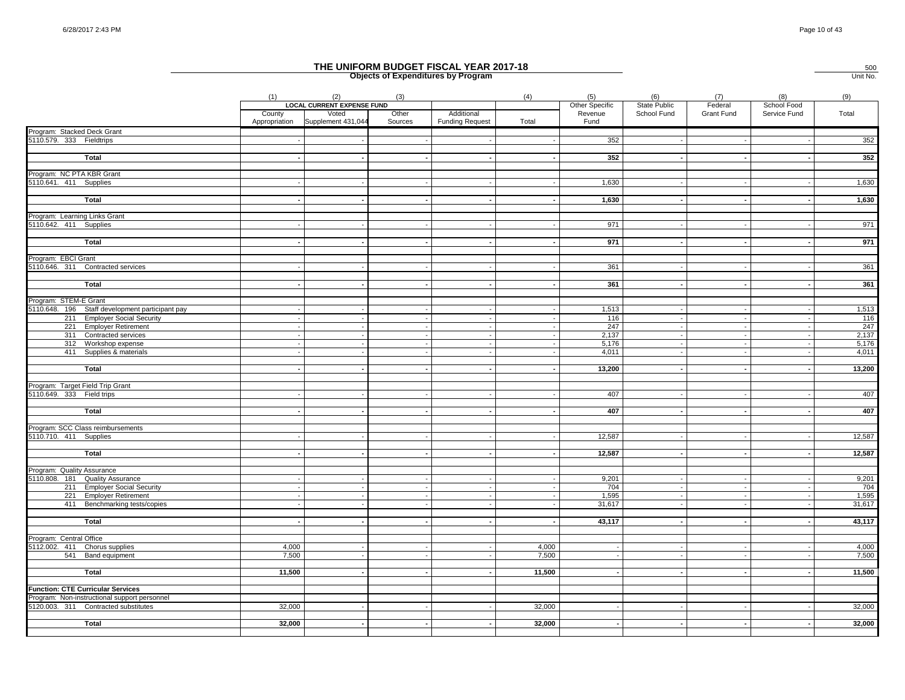# THE UNIFORM BUDGET FISCAL YEAR 2017-18

## Objects of Expenditures by Program

500
Unit No.

| | (1) | (2) | (3) | | (4) | (5) | (6) | (7) | (8) | (9) |
|---|---|---|---|---|---|---|---|---|---|---|
| | LOCAL CURRENT EXPENSE FUND | | | | | Other Specific | State Public | Federal | School Food | |
| | County Appropriation | Voted Supplement 431,044 | Other Sources | Additional Funding Request | Total | Revenue Fund | School Fund | Grant Fund | Service Fund | Total |
| Program: Stacked Deck Grant | | | | | | | | | | |
| 5110.579. 333 Fieldtrips | - | - | - | - | - | 352 | - | - | - | 352 |
| **Total** | **-** | **-** | **-** | **-** | **-** | **352** | **-** | **-** | **-** | **352** |
| Program: NC PTA KBR Grant | | | | | | | | | | |
| 5110.641. 411 Supplies | - | - | - | - | - | 1,630 | - | - | - | 1,630 |
| **Total** | **-** | **-** | **-** | **-** | **-** | **1,630** | **-** | **-** | **-** | **1,630** |
| Program: Learning Links Grant | | | | | | | | | | |
| 5110.642. 411 Supplies | - | - | - | - | - | 971 | - | - | - | 971 |
| **Total** | **-** | **-** | **-** | **-** | **-** | **971** | **-** | **-** | **-** | **971** |
| Program: EBCI Grant | | | | | | | | | | |
| 5110.646. 311 Contracted services | - | - | - | - | - | 361 | - | - | - | 361 |
| **Total** | **-** | **-** | **-** | **-** | **-** | **361** | **-** | **-** | **-** | **361** |
| Program: STEM-E Grant | | | | | | | | | | |
| 5110.648. 196 Staff development participant pay | - | - | - | - | - | 1,513 | - | - | - | 1,513 |
| 211 Employer Social Security | - | - | - | - | - | 116 | - | - | - | 116 |
| 221 Employer Retirement | - | - | - | - | - | 247 | - | - | - | 247 |
| 311 Contracted services | - | - | - | - | - | 2,137 | - | - | - | 2,137 |
| 312 Workshop expense | - | - | - | - | - | 5,176 | - | - | - | 5,176 |
| 411 Supplies & materials | - | - | - | - | - | 4,011 | - | - | - | 4,011 |
| **Total** | **-** | **-** | **-** | **-** | **-** | **13,200** | **-** | **-** | **-** | **13,200** |
| Program: Target Field Trip Grant | | | | | | | | | | |
| 5110.649. 333 Field trips | - | - | - | - | - | 407 | - | - | - | 407 |
| **Total** | **-** | **-** | **-** | **-** | **-** | **407** | **-** | **-** | **-** | **407** |
| Program: SCC Class reimbursements | | | | | | | | | | |
| 5110.710. 411 Supplies | - | - | - | - | - | 12,587 | - | - | - | 12,587 |
| **Total** | **-** | **-** | **-** | **-** | **-** | **12,587** | **-** | **-** | **-** | **12,587** |
| Program: Quality Assurance | | | | | | | | | | |
| 5110.808. 181 Quality Assurance | - | - | - | - | - | 9,201 | - | - | - | 9,201 |
| 211 Employer Social Security | - | - | - | - | - | 704 | - | - | - | 704 |
| 221 Employer Retirement | - | - | - | - | - | 1,595 | - | - | - | 1,595 |
| 411 Benchmarking tests/copies | - | - | - | - | - | 31,617 | - | - | - | 31,617 |
| **Total** | **-** | **-** | **-** | **-** | **-** | **43,117** | **-** | **-** | **-** | **43,117** |
| Program: Central Office | | | | | | | | | | |
| 5112.002. 411 Chorus supplies | 4,000 | - | - | - | 4,000 | - | - | - | - | 4,000 |
| 541 Band equipment | 7,500 | - | - | - | 7,500 | - | - | - | - | 7,500 |
| **Total** | **11,500** | **-** | **-** | **-** | **11,500** | **-** | **-** | **-** | **-** | **11,500** |
| **Function: CTE Curricular Services** | | | | | | | | | | |
| Program: Non-instructional support personnel | | | | | | | | | | |
| 5120.003. 311 Contracted substitutes | 32,000 | - | - | - | 32,000 | - | - | - | - | 32,000 |
| **Total** | **32,000** | **-** | **-** | **-** | **32,000** | **-** | **-** | **-** | **-** | **32,000** |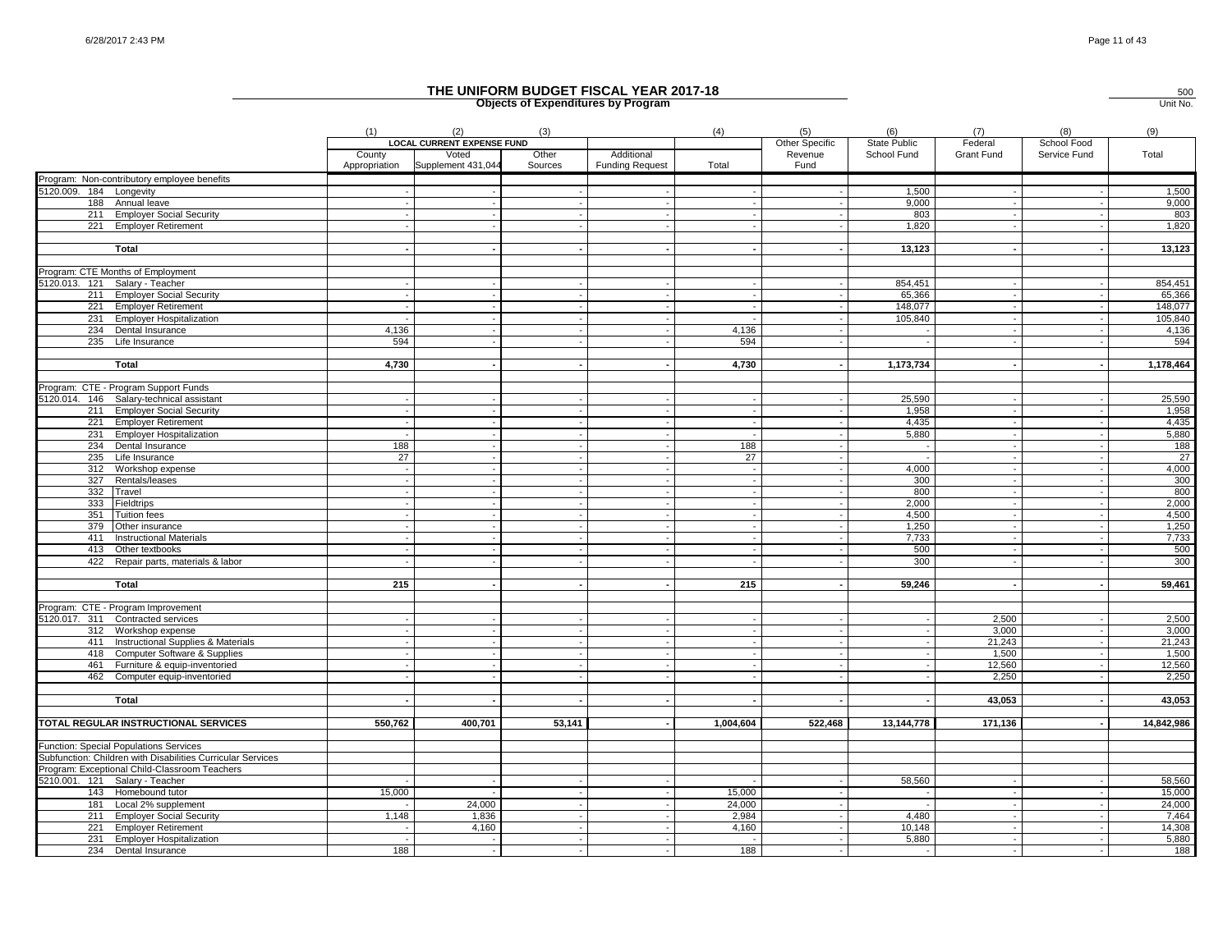# THE UNIFORM BUDGET FISCAL YEAR 2017-18

## Objects of Expenditures by Program

500
Unit No.

| | (1) | (2) | (3) | | (4) | (5) | (6) | (7) | (8) | (9) |
|---|---|---|---|---|---|---|---|---|---|---|
| | LOCAL CURRENT EXPENSE FUND | | | | | Other Specific Revenue Fund | State Public School Fund | Federal Grant Fund | School Food Service Fund | Total |
| | County Appropriation | Voted Supplement 431,044 | Other Sources | Additional Funding Request | Total | | | | | |
| Program: Non-contributory employee benefits | | | | | | | | | | |
| 5120.009. 184 Longevity | - | - | - | - | - | - | 1,500 | - | - | 1,500 |
| 188 Annual leave | - | - | - | - | - | - | 9,000 | - | - | 9,000 |
| 211 Employer Social Security | - | - | - | - | - | - | 803 | - | - | 803 |
| 221 Employer Retirement | - | - | - | - | - | - | 1,820 | - | - | 1,820 |
| **Total** | **-** | **-** | **-** | **-** | **-** | **-** | **13,123** | **-** | **-** | **13,123** |
| Program: CTE Months of Employment | | | | | | | | | | |
| 5120.013. 121 Salary - Teacher | - | - | - | - | - | - | 854,451 | - | - | 854,451 |
| 211 Employer Social Security | - | - | - | - | - | - | 65,366 | - | - | 65,366 |
| 221 Employer Retirement | - | - | - | - | - | - | 148,077 | - | - | 148,077 |
| 231 Employer Hospitalization | - | - | - | - | - | - | 105,840 | - | - | 105,840 |
| 234 Dental Insurance | 4,136 | - | - | - | 4,136 | - | - | - | - | 4,136 |
| 235 Life Insurance | 594 | - | - | - | 594 | - | - | - | - | 594 |
| **Total** | **4,730** | **-** | **-** | **-** | **4,730** | **-** | **1,173,734** | **-** | **-** | **1,178,464** |
| Program: CTE - Program Support Funds | | | | | | | | | | |
| 5120.014. 146 Salary-technical assistant | - | - | - | - | - | - | 25,590 | - | - | 25,590 |
| 211 Employer Social Security | - | - | - | - | - | - | 1,958 | - | - | 1,958 |
| 221 Employer Retirement | - | - | - | - | - | - | 4,435 | - | - | 4,435 |
| 231 Employer Hospitalization | - | - | - | - | - | - | 5,880 | - | - | 5,880 |
| 234 Dental Insurance | 188 | - | - | - | 188 | - | - | - | - | 188 |
| 235 Life Insurance | 27 | - | - | - | 27 | - | - | - | - | 27 |
| 312 Workshop expense | - | - | - | - | - | - | 4,000 | - | - | 4,000 |
| 327 Rentals/leases | - | - | - | - | - | - | 300 | - | - | 300 |
| 332 Travel | - | - | - | - | - | - | 800 | - | - | 800 |
| 333 Fieldtrips | - | - | - | - | - | - | 2,000 | - | - | 2,000 |
| 351 Tuition fees | - | - | - | - | - | - | 4,500 | - | - | 4,500 |
| 379 Other insurance | - | - | - | - | - | - | 1,250 | - | - | 1,250 |
| 411 Instructional Materials | - | - | - | - | - | - | 7,733 | - | - | 7,733 |
| 413 Other textbooks | - | - | - | - | - | - | 500 | - | - | 500 |
| 422 Repair parts, materials & labor | - | - | - | - | - | - | 300 | - | - | 300 |
| **Total** | **215** | **-** | **-** | **-** | **215** | **-** | **59,246** | **-** | **-** | **59,461** |
| Program: CTE - Program Improvement | | | | | | | | | | |
| 5120.017. 311 Contracted services | - | - | - | - | - | - | - | 2,500 | - | 2,500 |
| 312 Workshop expense | - | - | - | - | - | - | - | 3,000 | - | 3,000 |
| 411 Instructional Supplies & Materials | - | - | - | - | - | - | - | 21,243 | - | 21,243 |
| 418 Computer Software & Supplies | - | - | - | - | - | - | - | 1,500 | - | 1,500 |
| 461 Furniture & equip-inventoried | - | - | - | - | - | - | - | 12,560 | - | 12,560 |
| 462 Computer equip-inventoried | - | - | - | - | - | - | - | 2,250 | - | 2,250 |
| **Total** | **-** | **-** | **-** | **-** | **-** | **-** | **-** | **43,053** | **-** | **43,053** |
| **TOTAL REGULAR INSTRUCTIONAL SERVICES** | **550,762** | **400,701** | **53,141** | **-** | **1,004,604** | **522,468** | **13,144,778** | **171,136** | **-** | **14,842,986** |
| Function: Special Populations Services | | | | | | | | | | |
| Subfunction: Children with Disabilities Curricular Services | | | | | | | | | | |
| Program: Exceptional Child-Classroom Teachers | | | | | | | | | | |
| 5210.001. 121 Salary - Teacher | - | - | - | - | - | - | 58,560 | - | - | 58,560 |
| 143 Homebound tutor | 15,000 | - | - | - | 15,000 | - | - | - | - | 15,000 |
| 181 Local 2% supplement | - | 24,000 | - | - | 24,000 | - | - | - | - | 24,000 |
| 211 Employer Social Security | 1,148 | 1,836 | - | - | 2,984 | - | 4,480 | - | - | 7,464 |
| 221 Employer Retirement | - | 4,160 | - | - | 4,160 | - | 10,148 | - | - | 14,308 |
| 231 Employer Hospitalization | - | - | - | - | - | - | 5,880 | - | - | 5,880 |
| 234 Dental Insurance | 188 | - | - | - | 188 | - | - | - | - | 188 |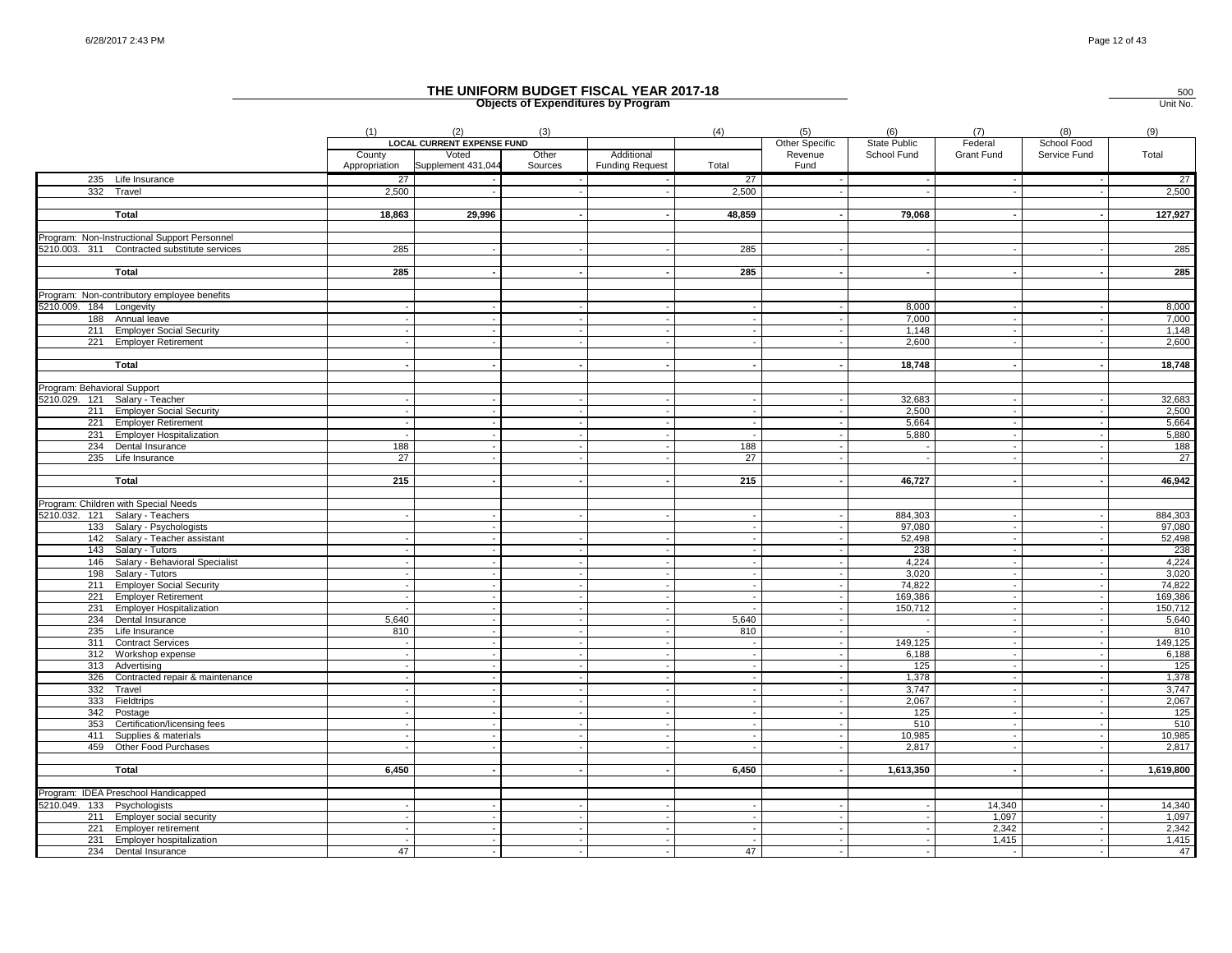# THE UNIFORM BUDGET FISCAL YEAR 2017-18

## Objects of Expenditures by Program

500
Unit No.

| | (1) | (2) | (3) | | (4) | (5) | (6) | (7) | (8) | (9) |
|---|---|---|---|---|---|---|---|---|---|---|
| | LOCAL CURRENT EXPENSE FUND | | | | | Other Specific | State Public | Federal | School Food | |
| | County Appropriation | Voted Supplement 431,044 | Other Sources | Additional Funding Request | Total | Revenue Fund | School Fund | Grant Fund | Service Fund | Total |
| 235 Life Insurance | 27 | - | - | - | 27 | - | - | - | - | 27 |
| 332 Travel | 2,500 | - | - | - | 2,500 | - | - | - | - | 2,500 |
| **Total** | **18,863** | **29,996** | **-** | **-** | **48,859** | **-** | **79,068** | **-** | **-** | **127,927** |
| Program: Non-Instructional Support Personnel | | | | | | | | | | |
| 5210.003. 311 Contracted substitute services | 285 | - | - | - | 285 | - | - | - | - | 285 |
| **Total** | **285** | **-** | **-** | **-** | **285** | **-** | **-** | **-** | **-** | **285** |
| Program: Non-contributory employee benefits | | | | | | | | | | |
| 5210.009. 184 Longevity | - | - | - | - | - | - | 8,000 | - | - | 8,000 |
| 188 Annual leave | - | - | - | - | - | - | 7,000 | - | - | 7,000 |
| 211 Employer Social Security | - | - | - | - | - | - | 1,148 | - | - | 1,148 |
| 221 Employer Retirement | - | - | - | - | - | - | 2,600 | - | - | 2,600 |
| **Total** | **-** | **-** | **-** | **-** | **-** | **-** | **18,748** | **-** | **-** | **18,748** |
| Program: Behavioral Support | | | | | | | | | | |
| 5210.029. 121 Salary - Teacher | - | - | - | - | - | - | 32,683 | - | - | 32,683 |
| 211 Employer Social Security | - | - | - | - | - | - | 2,500 | - | - | 2,500 |
| 221 Employer Retirement | - | - | - | - | - | - | 5,664 | - | - | 5,664 |
| 231 Employer Hospitalization | - | - | - | - | - | - | 5,880 | - | - | 5,880 |
| 234 Dental Insurance | 188 | - | - | - | 188 | - | - | - | - | 188 |
| 235 Life Insurance | 27 | - | - | - | 27 | - | - | - | - | 27 |
| **Total** | **215** | **-** | **-** | **-** | **215** | **-** | **46,727** | **-** | **-** | **46,942** |
| Program: Children with Special Needs | | | | | | | | | | |
| 5210.032. 121 Salary - Teachers | - | - | - | - | - | - | 884,303 | - | - | 884,303 |
| 133 Salary - Psychologists | | - | | | - | - | 97,080 | - | - | 97,080 |
| 142 Salary - Teacher assistant | - | - | - | - | - | - | 52,498 | - | - | 52,498 |
| 143 Salary - Tutors | - | - | - | - | - | - | 238 | - | - | 238 |
| 146 Salary - Behavioral Specialist | - | - | - | - | - | - | 4,224 | - | - | 4,224 |
| 198 Salary - Tutors | - | - | - | - | - | - | 3,020 | - | - | 3,020 |
| 211 Employer Social Security | - | - | - | - | - | - | 74,822 | - | - | 74,822 |
| 221 Employer Retirement | - | - | - | - | - | - | 169,386 | - | - | 169,386 |
| 231 Employer Hospitalization | - | - | - | - | - | - | 150,712 | - | - | 150,712 |
| 234 Dental Insurance | 5,640 | - | - | - | 5,640 | - | - | - | - | 5,640 |
| 235 Life Insurance | 810 | - | - | - | 810 | - | - | - | - | 810 |
| 311 Contract Services | - | - | - | - | - | - | 149,125 | - | - | 149,125 |
| 312 Workshop expense | - | - | - | - | - | - | 6,188 | - | - | 6,188 |
| 313 Advertising | - | - | - | - | - | - | 125 | - | - | 125 |
| 326 Contracted repair & maintenance | - | - | - | - | - | - | 1,378 | - | - | 1,378 |
| 332 Travel | - | - | - | - | - | - | 3,747 | - | - | 3,747 |
| 333 Fieldtrips | - | - | - | - | - | - | 2,067 | - | - | 2,067 |
| 342 Postage | - | - | - | - | - | - | 125 | - | - | 125 |
| 353 Certification/licensing fees | - | - | - | - | - | - | 510 | - | - | 510 |
| 411 Supplies & materials | - | - | - | - | - | - | 10,985 | - | - | 10,985 |
| 459 Other Food Purchases | - | - | - | - | - | - | 2,817 | - | - | 2,817 |
| **Total** | **6,450** | **-** | **-** | **-** | **6,450** | **-** | **1,613,350** | **-** | **-** | **1,619,800** |
| Program: IDEA Preschool Handicapped | | | | | | | | | | |
| 5210.049. 133 Psychologists | - | - | - | - | - | - | - | 14,340 | - | 14,340 |
| 211 Employer social security | - | - | - | - | - | - | - | 1,097 | - | 1,097 |
| 221 Employer retirement | - | - | - | - | - | - | - | 2,342 | - | 2,342 |
| 231 Employer hospitalization | - | - | - | - | - | - | - | 1,415 | - | 1,415 |
| 234 Dental Insurance | 47 | - | - | - | 47 | - | - | - | - | 47 |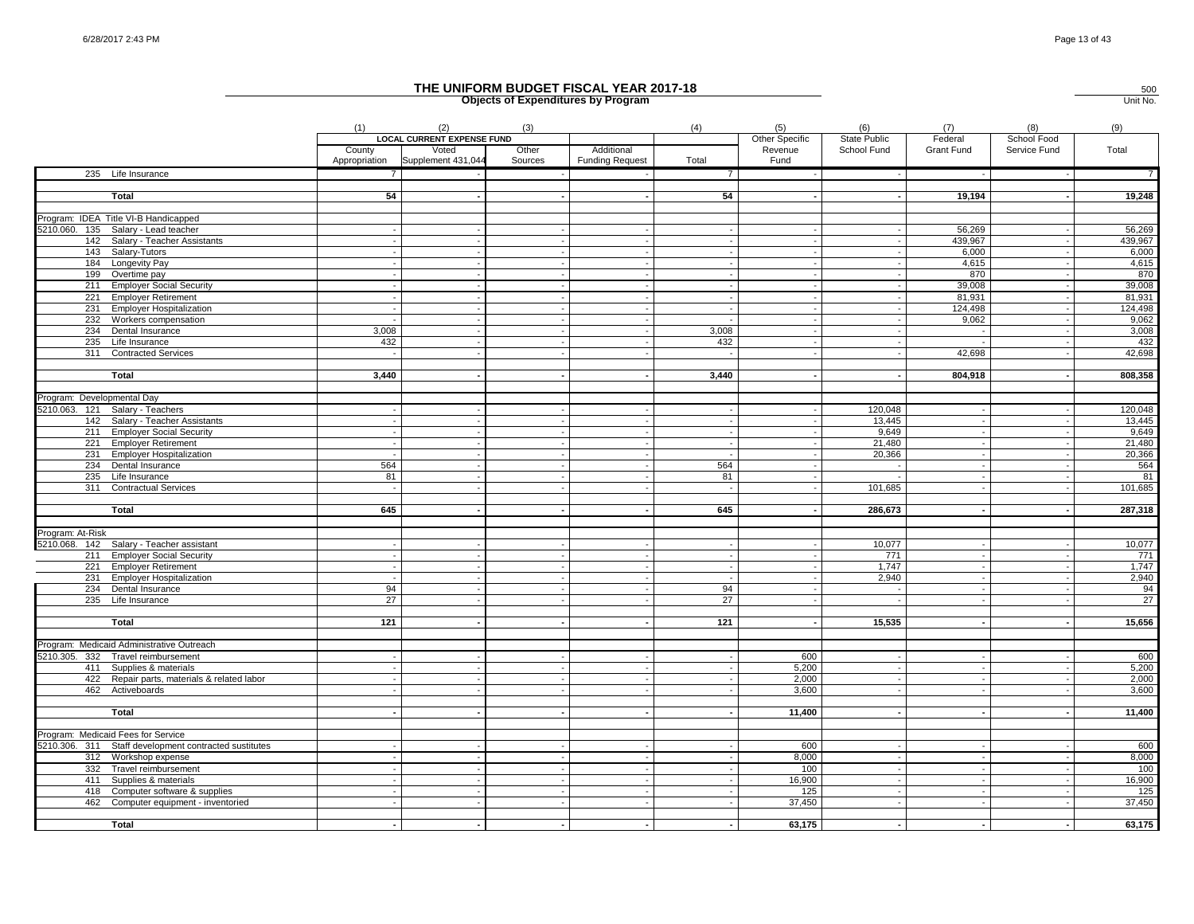# THE UNIFORM BUDGET FISCAL YEAR 2017-18

## Objects of Expenditures by Program

500
Unit No.

| | (1) | (2) | (3) | | (4) | (5) | (6) | (7) | (8) | (9) |
|---|---|---|---|---|---|---|---|---|---|---|
| | LOCAL CURRENT EXPENSE FUND | | | | | Other Specific Revenue Fund | State Public School Fund | Federal Grant Fund | School Food Service Fund | Total |
| | County Appropriation | Voted Supplement 431,044 | Other Sources | Additional Funding Request | Total | | | | | |
| 235 Life Insurance | 7 | - | - | - | 7 | - | - | - | - | 7 |
| **Total** | **54** | **-** | **-** | **-** | **54** | **-** | **-** | **19,194** | **-** | **19,248** |
| Program: IDEA Title VI-B Handicapped | | | | | | | | | | |
| 5210.060. 135 Salary - Lead teacher | - | - | - | - | - | - | - | 56,269 | - | 56,269 |
| 142 Salary - Teacher Assistants | - | - | - | - | - | - | - | 439,967 | - | 439,967 |
| 143 Salary-Tutors | - | - | - | - | - | - | - | 6,000 | - | 6,000 |
| 184 Longevity Pay | - | - | - | - | - | - | - | 4,615 | - | 4,615 |
| 199 Overtime pay | - | - | - | - | - | - | - | 870 | - | 870 |
| 211 Employer Social Security | - | - | - | - | - | - | - | 39,008 | - | 39,008 |
| 221 Employer Retirement | - | - | - | - | - | - | - | 81,931 | - | 81,931 |
| 231 Employer Hospitalization | - | - | - | - | - | - | - | 124,498 | - | 124,498 |
| 232 Workers compensation | - | - | - | - | - | - | - | 9,062 | - | 9,062 |
| 234 Dental Insurance | 3,008 | - | - | - | 3,008 | - | - | - | - | 3,008 |
| 235 Life Insurance | 432 | - | - | - | 432 | - | - | - | - | 432 |
| 311 Contracted Services | - | - | - | - | - | - | - | 42,698 | - | 42,698 |
| **Total** | **3,440** | **-** | **-** | **-** | **3,440** | **-** | **-** | **804,918** | **-** | **808,358** |
| Program: Developmental Day | | | | | | | | | | |
| 5210.063. 121 Salary - Teachers | - | - | - | - | - | - | 120,048 | - | - | 120,048 |
| 142 Salary - Teacher Assistants | - | - | - | - | - | - | 13,445 | - | - | 13,445 |
| 211 Employer Social Security | - | - | - | - | - | - | 9,649 | - | - | 9,649 |
| 221 Employer Retirement | - | - | - | - | - | - | 21,480 | - | - | 21,480 |
| 231 Employer Hospitalization | - | - | - | - | - | - | 20,366 | - | - | 20,366 |
| 234 Dental Insurance | 564 | - | - | - | 564 | - | - | - | - | 564 |
| 235 Life Insurance | 81 | - | - | - | 81 | - | - | - | - | 81 |
| 311 Contractual Services | - | - | - | - | - | - | 101,685 | - | - | 101,685 |
| **Total** | **645** | **-** | **-** | **-** | **645** | **-** | **286,673** | **-** | **-** | **287,318** |
| Program: At-Risk | | | | | | | | | | |
| 5210.068. 142 Salary - Teacher assistant | - | - | - | - | - | - | 10,077 | - | - | 10,077 |
| 211 Employer Social Security | - | - | - | - | - | - | 771 | - | - | 771 |
| 221 Employer Retirement | - | - | - | - | - | - | 1,747 | - | - | 1,747 |
| 231 Employer Hospitalization | - | - | - | - | - | - | 2,940 | - | - | 2,940 |
| 234 Dental Insurance | 94 | - | - | - | 94 | - | - | - | - | 94 |
| 235 Life Insurance | 27 | - | - | - | 27 | - | - | - | - | 27 |
| **Total** | **121** | **-** | **-** | **-** | **121** | **-** | **15,535** | **-** | **-** | **15,656** |
| Program: Medicaid Administrative Outreach | | | | | | | | | | |
| 5210.305. 332 Travel reimbursement | - | - | - | - | - | 600 | - | - | - | 600 |
| 411 Supplies & materials | - | - | - | - | - | 5,200 | - | - | - | 5,200 |
| 422 Repair parts, materials & related labor | - | - | - | - | - | 2,000 | - | - | - | 2,000 |
| 462 Activeboards | - | - | - | - | - | 3,600 | - | - | - | 3,600 |
| **Total** | **-** | **-** | **-** | **-** | **-** | **11,400** | **-** | **-** | **-** | **11,400** |
| Program: Medicaid Fees for Service | | | | | | | | | | |
| 5210.306. 311 Staff development contracted sustitutes | - | - | - | - | - | 600 | - | - | - | 600 |
| 312 Workshop expense | - | - | - | - | - | 8,000 | - | - | - | 8,000 |
| 332 Travel reimbursement | - | - | - | - | - | 100 | - | - | - | 100 |
| 411 Supplies & materials | - | - | - | - | - | 16,900 | - | - | - | 16,900 |
| 418 Computer software & supplies | - | - | - | - | - | 125 | - | - | - | 125 |
| 462 Computer equipment - inventoried | - | - | - | - | - | 37,450 | - | - | - | 37,450 |
| **Total** | **-** | **-** | **-** | **-** | **-** | **63,175** | **-** | **-** | **-** | **63,175** |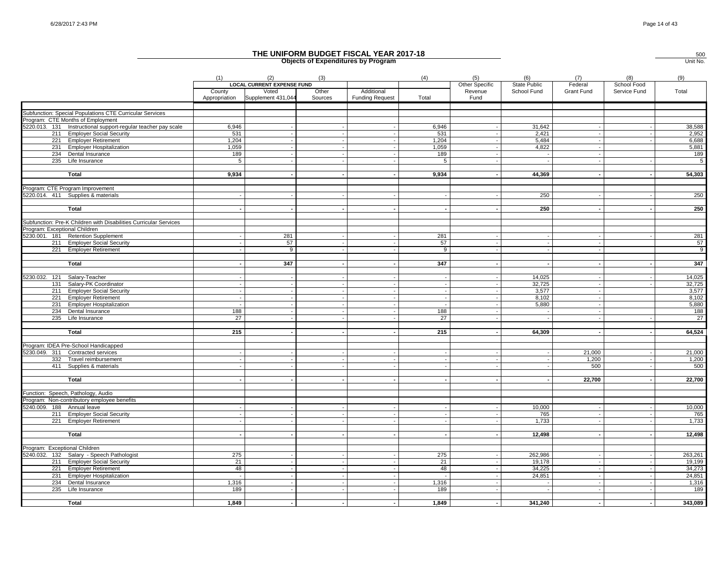# THE UNIFORM BUDGET FISCAL YEAR 2017-18

**Objects of Expenditures by Program**

500
Unit No.

| | (1) | (2) | (3) | | (4) | (5) | (6) | (7) | (8) | (9) |
|---|---|---|---|---|---|---|---|---|---|---|
| | LOCAL CURRENT EXPENSE FUND | | | | | Other Specific | State Public | Federal | School Food | |
| | County Appropriation | Voted Supplement 431,044 | Other Sources | Additional Funding Request | Total | Revenue Fund | School Fund | Grant Fund | Service Fund | Total |
| Subfunction: Special Populations CTE Curricular Services | | | | | | | | | | |
| Program: CTE Months of Employment | | | | | | | | | | |
| 5220.013. 131 Instructional support-regular teacher pay scale | 6,946 | - | - | - | 6,946 | - | 31,642 | - | - | 38,588 |
| 211 Employer Social Security | 531 | - | - | - | 531 | - | 2,421 | - | - | 2,952 |
| 221 Employer Retirement | 1,204 | - | - | - | 1,204 | - | 5,484 | - | - | 6,688 |
| 231 Employer Hospitalization | 1,059 | - | - | - | 1,059 | - | 4,822 | - | | 5,881 |
| 234 Dental Insurance | 189 | - | - | - | 189 | - | - | - | | 189 |
| 235 Life Insurance | 5 | - | - | - | 5 | - | - | - | - | 5 |
| **Total** | **9,934** | **-** | **-** | **-** | **9,934** | **-** | **44,369** | **-** | **-** | **54,303** |
| Program: CTE Program Improvement | | | | | | | | | | |
| 5220.014. 411 Supplies & materials | - | - | - | - | - | - | 250 | - | - | 250 |
| **Total** | **-** | **-** | **-** | **-** | **-** | **-** | **250** | **-** | **-** | **250** |
| Subfunction: Pre-K Children with Disabilities Curricular Services | | | | | | | | | | |
| Program: Exceptional Children | | | | | | | | | | |
| 5230.001. 181 Retention Supplement | - | 281 | - | - | 281 | - | - | - | - | 281 |
| 211 Employer Social Security | - | 57 | - | - | 57 | - | - | - | | 57 |
| 221 Employer Retirement | - | 9 | - | - | 9 | - | - | - | | 9 |
| **Total** | **-** | **347** | **-** | **-** | **347** | **-** | **-** | **-** | **-** | **347** |
| 5230.032. 121 Salary-Teacher | - | - | - | - | - | - | 14,025 | - | - | 14,025 |
| 131 Salary-PK Coordinator | - | - | - | - | - | - | 32,725 | - | - | 32,725 |
| 211 Employer Social Security | - | - | - | - | - | - | 3,577 | - | | 3,577 |
| 221 Employer Retirement | - | - | - | - | - | - | 8,102 | - | | 8,102 |
| 231 Employer Hospitalization | - | - | - | - | - | - | 5,880 | - | | 5,880 |
| 234 Dental Insurance | 188 | - | - | - | 188 | - | - | - | | 188 |
| 235 Life Insurance | 27 | - | - | - | 27 | - | - | - | - | 27 |
| **Total** | **215** | **-** | **-** | **-** | **215** | **-** | **64,309** | **-** | **-** | **64,524** |
| Program: IDEA Pre-School Handicapped | | | | | | | | | | |
| 5230.049. 311 Contracted services | - | - | - | - | - | - | - | 21,000 | - | 21,000 |
| 332 Travel reimbursement | - | - | - | - | - | - | - | 1,200 | - | 1,200 |
| 411 Supplies & materials | - | - | - | - | - | - | - | 500 | - | 500 |
| **Total** | **-** | **-** | **-** | **-** | **-** | **-** | **-** | **22,700** | **-** | **22,700** |
| Function: Speech, Pathology, Audio | | | | | | | | | | |
| Program: Non-contributory employee benefits | | | | | | | | | | |
| 5240.009. 188 Annual leave | - | - | - | - | - | - | 10,000 | - | - | 10,000 |
| 211 Employer Social Security | - | - | - | - | - | - | 765 | - | - | 765 |
| 221 Employer Retirement | - | - | - | - | - | - | 1,733 | - | - | 1,733 |
| **Total** | **-** | **-** | **-** | **-** | **-** | **-** | **12,498** | **-** | **-** | **12,498** |
| Program: Exceptional Children | | | | | | | | | | |
| 5240.032. 132 Salary - Speech Pathologist | 275 | - | - | - | 275 | - | 262,986 | - | - | 263,261 |
| 211 Employer Social Security | 21 | - | - | - | 21 | - | 19,178 | - | - | 19,199 |
| 221 Employer Retirement | 48 | - | - | - | 48 | - | 34,225 | - | - | 34,273 |
| 231 Employer Hospitalization | - | - | - | - | - | - | 24,851 | - | - | 24,851 |
| 234 Dental Insurance | 1,316 | - | - | - | 1,316 | - | - | - | - | 1,316 |
| 235 Life Insurance | 189 | - | - | - | 189 | - | - | - | - | 189 |
| **Total** | **1,849** | **-** | **-** | **-** | **1,849** | **-** | **341,240** | **-** | **-** | **343,089** |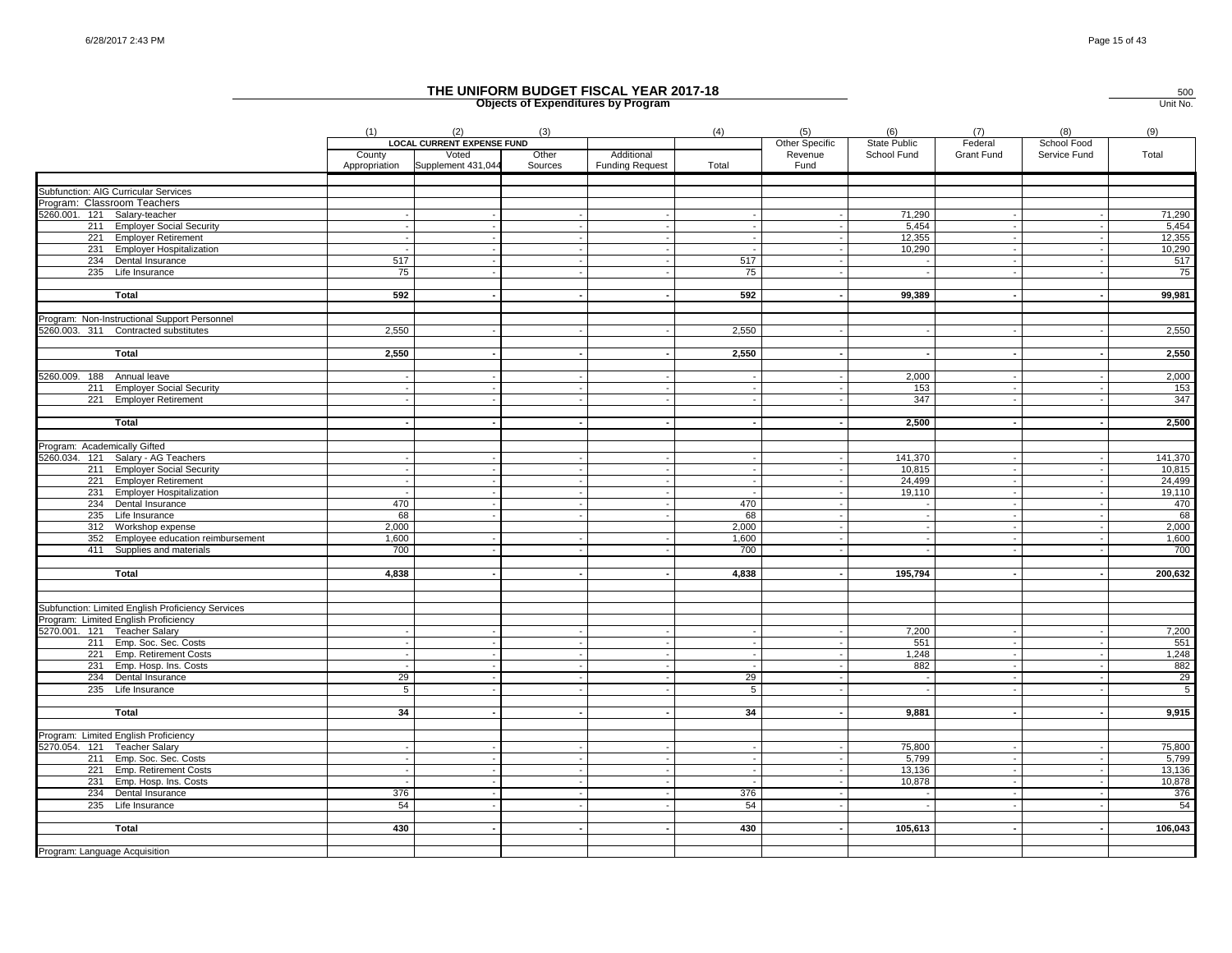# THE UNIFORM BUDGET FISCAL YEAR 2017-18

## Objects of Expenditures by Program

500
Unit No.

| | (1) | (2) | (3) | | (4) | (5) | (6) | (7) | (8) | (9) |
|---|---|---|---|---|---|---|---|---|---|---|
| | LOCAL CURRENT EXPENSE FUND | | | | | Other Specific | State Public | Federal | School Food | |
| | County Appropriation | Voted Supplement 431,044 | Other Sources | Additional Funding Request | Total | Revenue Fund | School Fund | Grant Fund | Service Fund | Total |
| Subfunction: AIG Curricular Services | | | | | | | | | | |
| Program: Classroom Teachers | | | | | | | | | | |
| 5260.001. 121 Salary-teacher | - | - | - | - | - | - | 71,290 | - | - | 71,290 |
| 211 Employer Social Security | - | - | - | - | - | - | 5,454 | - | - | 5,454 |
| 221 Employer Retirement | - | - | - | - | - | - | 12,355 | - | - | 12,355 |
| 231 Employer Hospitalization | - | - | - | - | - | - | 10,290 | - | - | 10,290 |
| 234 Dental Insurance | 517 | - | - | - | 517 | - | - | - | - | 517 |
| 235 Life Insurance | 75 | - | - | - | 75 | - | - | - | - | 75 |
| **Total** | **592** | **-** | **-** | **-** | **592** | **-** | **99,389** | **-** | **-** | **99,981** |
| Program: Non-Instructional Support Personnel | | | | | | | | | | |
| 5260.003. 311 Contracted substitutes | 2,550 | - | - | - | 2,550 | - | - | - | - | 2,550 |
| **Total** | **2,550** | **-** | **-** | **-** | **2,550** | **-** | **-** | **-** | **-** | **2,550** |
| 5260.009. 188 Annual leave | - | - | - | - | - | - | 2,000 | - | - | 2,000 |
| 211 Employer Social Security | - | - | - | - | - | - | 153 | - | - | 153 |
| 221 Employer Retirement | - | - | - | - | - | - | 347 | - | - | 347 |
| **Total** | **-** | **-** | **-** | **-** | **-** | **-** | **2,500** | **-** | **-** | **2,500** |
| Program: Academically Gifted | | | | | | | | | | |
| 5260.034. 121 Salary - AG Teachers | - | - | - | - | - | - | 141,370 | - | - | 141,370 |
| 211 Employer Social Security | - | - | - | - | - | - | 10,815 | - | - | 10,815 |
| 221 Employer Retirement | - | - | - | - | - | - | 24,499 | - | - | 24,499 |
| 231 Employer Hospitalization | - | - | - | - | - | - | 19,110 | - | - | 19,110 |
| 234 Dental Insurance | 470 | - | - | - | 470 | - | - | - | - | 470 |
| 235 Life Insurance | 68 | - | - | - | 68 | - | - | - | - | 68 |
| 312 Workshop expense | 2,000 | | | | 2,000 | - | - | - | - | 2,000 |
| 352 Employee education reimbursement | 1,600 | - | - | - | 1,600 | - | - | - | - | 1,600 |
| 411 Supplies and materials | 700 | - | - | - | 700 | - | - | - | - | 700 |
| **Total** | **4,838** | **-** | **-** | **-** | **4,838** | **-** | **195,794** | **-** | **-** | **200,632** |
| Subfunction: Limited English Proficiency Services | | | | | | | | | | |
| Program: Limited English Proficiency | | | | | | | | | | |
| 5270.001. 121 Teacher Salary | - | - | - | - | - | - | 7,200 | - | - | 7,200 |
| 211 Emp. Soc. Sec. Costs | - | - | - | - | - | - | 551 | - | - | 551 |
| 221 Emp. Retirement Costs | - | - | - | - | - | - | 1,248 | - | - | 1,248 |
| 231 Emp. Hosp. Ins. Costs | - | - | - | - | - | - | 882 | - | - | 882 |
| 234 Dental Insurance | 29 | - | - | - | 29 | - | - | - | - | 29 |
| 235 Life Insurance | 5 | - | - | - | 5 | - | - | - | - | 5 |
| **Total** | **34** | **-** | **-** | **-** | **34** | **-** | **9,881** | **-** | **-** | **9,915** |
| Program: Limited English Proficiency | | | | | | | | | | |
| 5270.054. 121 Teacher Salary | - | - | - | - | - | - | 75,800 | - | - | 75,800 |
| 211 Emp. Soc. Sec. Costs | - | - | - | - | - | - | 5,799 | - | - | 5,799 |
| 221 Emp. Retirement Costs | - | - | - | - | - | - | 13,136 | - | - | 13,136 |
| 231 Emp. Hosp. Ins. Costs | - | - | - | - | - | - | 10,878 | - | - | 10,878 |
| 234 Dental Insurance | 376 | - | - | - | 376 | - | - | - | - | 376 |
| 235 Life Insurance | 54 | - | - | - | 54 | - | - | - | - | 54 |
| **Total** | **430** | **-** | **-** | **-** | **430** | **-** | **105,613** | **-** | **-** | **106,043** |
| Program: Language Acquisition | | | | | | | | | | |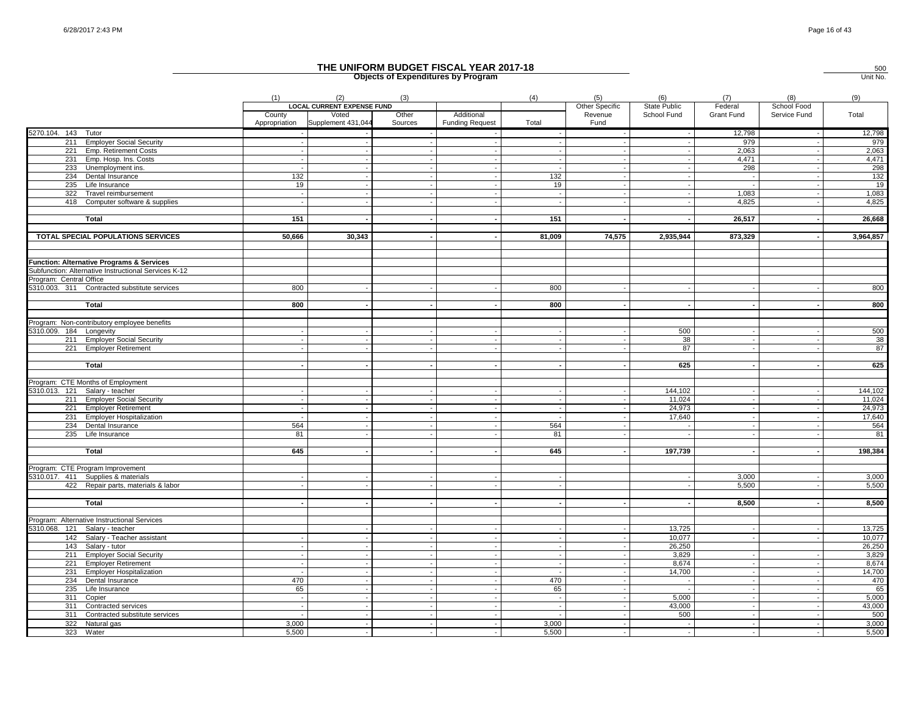# THE UNIFORM BUDGET FISCAL YEAR 2017-18

## Objects of Expenditures by Program

500
Unit No.

| | (1) | (2) | (3) | | (4) | (5) | (6) | (7) | (8) | (9) |
|---|---|---|---|---|---|---|---|---|---|---|
| | LOCAL CURRENT EXPENSE FUND | | | | | Other Specific Revenue Fund | State Public School Fund | Federal Grant Fund | School Food Service Fund | Total |
| | County Appropriation | Voted Supplement 431,044 | Other Sources | Additional Funding Request | Total | | | | | |
| 5270.104. 143 Tutor | - | - | - | - | - | - | - | 12,798 | - | 12,798 |
| 211 Employer Social Security | - | - | - | - | - | - | - | 979 | - | 979 |
| 221 Emp. Retirement Costs | - | - | - | - | - | - | - | 2,063 | - | 2,063 |
| 231 Emp. Hosp. Ins. Costs | - | - | - | - | - | - | - | 4,471 | - | 4,471 |
| 233 Unemployment ins. | - | - | - | - | - | - | - | 298 | - | 298 |
| 234 Dental Insurance | 132 | - | - | - | 132 | - | - | - | - | 132 |
| 235 Life Insurance | 19 | - | - | - | 19 | - | - | - | - | 19 |
| 322 Travel reimbursement | - | - | - | - | - | - | - | 1,083 | - | 1,083 |
| 418 Computer software & supplies | - | - | - | - | - | - | - | 4,825 | - | 4,825 |
| **Total** | **151** | **-** | **-** | **-** | **151** | **-** | **-** | **26,517** | **-** | **26,668** |
| **TOTAL SPECIAL POPULATIONS SERVICES** | **50,666** | **30,343** | **-** | **-** | **81,009** | **74,575** | **2,935,944** | **873,329** | **-** | **3,964,857** |
| **Function: Alternative Programs & Services** | | | | | | | | | | |
| Subfunction: Alternative Instructional Services K-12 | | | | | | | | | | |
| Program: Central Office | | | | | | | | | | |
| 5310.003. 311 Contracted substitute services | 800 | - | - | - | 800 | - | - | - | - | 800 |
| **Total** | **800** | **-** | **-** | **-** | **800** | **-** | **-** | **-** | **-** | **800** |
| Program: Non-contributory employee benefits | | | | | | | | | | |
| 5310.009. 184 Longevity | - | - | - | - | - | - | 500 | - | - | 500 |
| 211 Employer Social Security | - | - | - | - | - | - | 38 | - | - | 38 |
| 221 Employer Retirement | - | - | - | - | - | - | 87 | - | - | 87 |
| **Total** | **-** | **-** | **-** | **-** | **-** | **-** | **625** | **-** | **-** | **625** |
| Program: CTE Months of Employment | | | | | | | | | | |
| 5310.013. 121 Salary - teacher | - | - | - | - | - | - | 144,102 | - | - | 144,102 |
| 211 Employer Social Security | - | - | - | - | - | - | 11,024 | - | - | 11,024 |
| 221 Employer Retirement | - | - | - | - | - | - | 24,973 | - | - | 24,973 |
| 231 Employer Hospitalization | - | - | - | - | - | - | 17,640 | - | - | 17,640 |
| 234 Dental Insurance | 564 | - | - | - | 564 | - | - | - | - | 564 |
| 235 Life Insurance | 81 | - | - | - | 81 | - | - | - | - | 81 |
| **Total** | **645** | **-** | **-** | **-** | **645** | **-** | **197,739** | **-** | **-** | **198,384** |
| Program: CTE Program Improvement | | | | | | | | | | |
| 5310.017. 411 Supplies & materials | - | - | - | - | - | | - | 3,000 | - | 3,000 |
| 422 Repair parts, materials & labor | - | - | - | - | - | | - | 5,500 | - | 5,500 |
| **Total** | **-** | **-** | **-** | **-** | **-** | **-** | **-** | **8,500** | **-** | **8,500** |
| Program: Alternative Instructional Services | | | | | | | | | | |
| 5310.068. 121 Salary - teacher | | - | - | - | - | - | 13,725 | - | - | 13,725 |
| 142 Salary - Teacher assistant | - | - | - | - | - | - | 10,077 | - | - | 10,077 |
| 143 Salary - tutor | - | - | - | - | - | - | 26,250 | | | 26,250 |
| 211 Employer Social Security | - | - | - | - | - | - | 3,829 | - | - | 3,829 |
| 221 Employer Retirement | - | - | - | - | - | - | 8,674 | - | - | 8,674 |
| 231 Employer Hospitalization | - | - | - | - | - | - | 14,700 | - | - | 14,700 |
| 234 Dental Insurance | 470 | - | - | - | 470 | - | - | - | - | 470 |
| 235 Life Insurance | 65 | - | - | - | 65 | - | - | - | - | 65 |
| 311 Copier | - | - | - | - | - | - | 5,000 | - | - | 5,000 |
| 311 Contracted services | - | - | - | - | - | - | 43,000 | - | - | 43,000 |
| 311 Contracted substitute services | - | - | - | - | - | - | 500 | - | - | 500 |
| 322 Natural gas | 3,000 | - | - | - | 3,000 | - | - | - | - | 3,000 |
| 323 Water | 5,500 | - | - | - | 5,500 | - | - | - | - | 5,500 |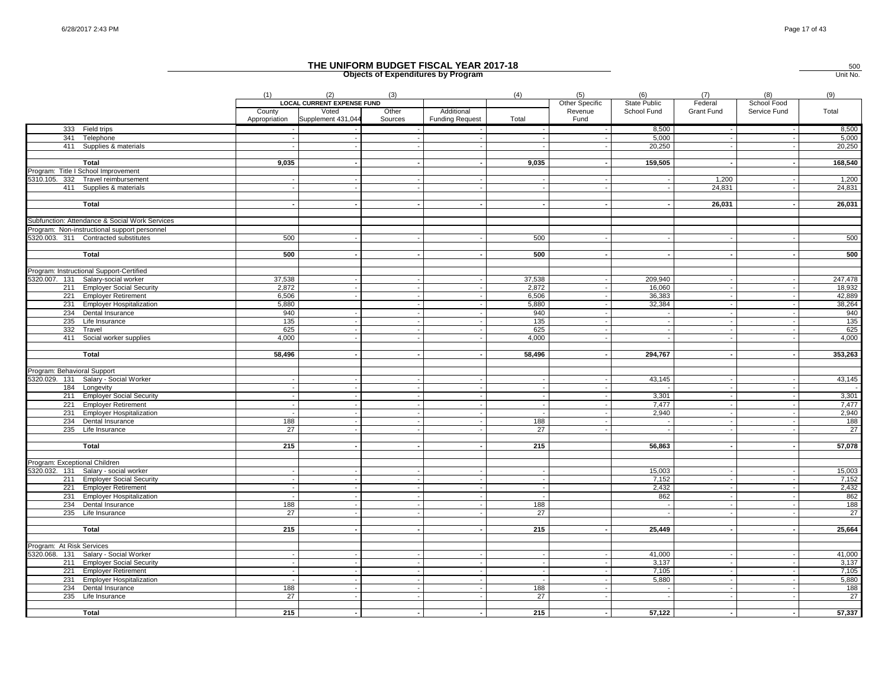# THE UNIFORM BUDGET FISCAL YEAR 2017-18

## Objects of Expenditures by Program

500
Unit No.

| | (1) | (2) | (3) | | (4) | (5) | (6) | (7) | (8) | (9) |
|---|---|---|---|---|---|---|---|---|---|---|
| | LOCAL CURRENT EXPENSE FUND | | | | | Other Specific | State Public | Federal | School Food | |
| | County Appropriation | Voted Supplement 431,044 | Other Sources | Additional Funding Request | Total | Revenue Fund | School Fund | Grant Fund | Service Fund | Total |
| 333 Field trips | - | - | - | - | - | - | 8,500 | - | - | 8,500 |
| 341 Telephone | - | - | - | - | - | - | 5,000 | - | - | 5,000 |
| 411 Supplies & materials | - | - | - | - | - | - | 20,250 | - | - | 20,250 |
| **Total** | **9,035** | **-** | **-** | **-** | **9,035** | **-** | **159,505** | **-** | **-** | **168,540** |
| Program: Title I School Improvement | | | | | | | | | | |
| 5310.105. 332 Travel reimbursement | - | - | - | - | - | - | - | 1,200 | - | 1,200 |
| 411 Supplies & materials | - | - | - | - | - | - | - | 24,831 | - | 24,831 |
| **Total** | **-** | **-** | **-** | **-** | **-** | **-** | **-** | **26,031** | **-** | **26,031** |
| Subfunction: Attendance & Social Work Services | | | | | | | | | | |
| Program: Non-instructional support personnel | | | | | | | | | | |
| 5320.003. 311 Contracted substitutes | 500 | - | - | - | 500 | - | - | - | - | 500 |
| **Total** | **500** | **-** | **-** | **-** | **500** | **-** | **-** | **-** | **-** | **500** |
| Program: Instructional Support-Certified | | | | | | | | | | |
| 5320.007. 131 Salary-social worker | 37,538 | - | - | - | 37,538 | - | 209,940 | - | - | 247,478 |
| 211 Employer Social Security | 2,872 | - | - | - | 2,872 | - | 16,060 | - | - | 18,932 |
| 221 Employer Retirement | 6,506 | - | - | - | 6,506 | - | 36,383 | - | - | 42,889 |
| 231 Employer Hospitalization | 5,880 | | - | - | 5,880 | - | 32,384 | - | - | 38,264 |
| 234 Dental Insurance | 940 | - | - | - | 940 | - | - | - | - | 940 |
| 235 Life Insurance | 135 | - | - | - | 135 | - | - | - | - | 135 |
| 332 Travel | 625 | - | - | - | 625 | - | - | - | - | 625 |
| 411 Social worker supplies | 4,000 | - | - | - | 4,000 | - | - | - | - | 4,000 |
| **Total** | **58,496** | **-** | **-** | **-** | **58,496** | **-** | **294,767** | **-** | **-** | **353,263** |
| Program: Behavioral Support | | | | | | | | | | |
| 5320.029. 131 Salary - Social Worker | - | - | - | - | - | - | 43,145 | - | - | 43,145 |
| 184 Longevity | - | - | - | - | - | - | - | - | - | - |
| 211 Employer Social Security | - | - | - | - | - | - | 3,301 | - | - | 3,301 |
| 221 Employer Retirement | - | - | - | - | - | - | 7,477 | - | - | 7,477 |
| 231 Employer Hospitalization | - | - | - | - | - | - | 2,940 | - | - | 2,940 |
| 234 Dental Insurance | 188 | - | - | - | 188 | - | - | - | - | 188 |
| 235 Life Insurance | 27 | - | - | - | 27 | - | - | - | - | 27 |
| **Total** | **215** | **-** | **-** | **-** | **215** | | **56,863** | **-** | **-** | **57,078** |
| Program: Exceptional Children | | | | | | | | | | |
| 5320.032. 131 Salary - social worker | - | - | - | - | - | | 15,003 | - | - | 15,003 |
| 211 Employer Social Security | - | - | - | - | - | | 7,152 | - | - | 7,152 |
| 221 Employer Retirement | - | - | - | - | - | | 2,432 | - | - | 2,432 |
| 231 Employer Hospitalization | - | - | - | - | - | | 862 | - | - | 862 |
| 234 Dental Insurance | 188 | - | - | - | 188 | | - | - | - | 188 |
| 235 Life Insurance | 27 | - | - | - | 27 | | - | - | - | 27 |
| **Total** | **215** | **-** | **-** | **-** | **215** | **-** | **25,449** | **-** | **-** | **25,664** |
| Program: At Risk Services | | | | | | | | | | |
| 5320.068. 131 Salary - Social Worker | - | - | - | - | - | - | 41,000 | - | - | 41,000 |
| 211 Employer Social Security | - | - | - | - | - | - | 3,137 | - | - | 3,137 |
| 221 Employer Retirement | - | - | - | - | - | - | 7,105 | - | - | 7,105 |
| 231 Employer Hospitalization | - | - | - | - | - | - | 5,880 | - | - | 5,880 |
| 234 Dental Insurance | 188 | - | - | - | 188 | - | - | - | - | 188 |
| 235 Life Insurance | 27 | - | - | - | 27 | - | - | - | - | 27 |
| **Total** | **215** | **-** | **-** | **-** | **215** | **-** | **57,122** | **-** | **-** | **57,337** |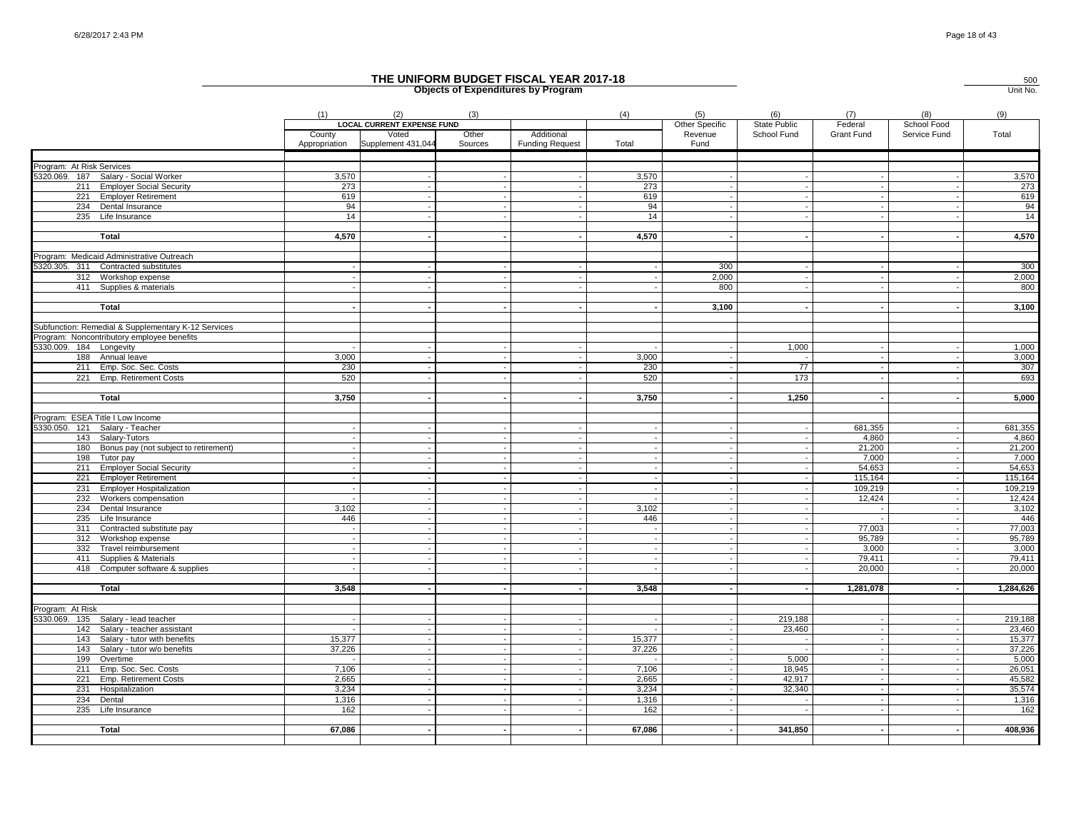# THE UNIFORM BUDGET FISCAL YEAR 2017-18

## Objects of Expenditures by Program

500
Unit No.

| | (1) | (2) | (3) | | (4) | (5) | (6) | (7) | (8) | (9) |
|---|---|---|---|---|---|---|---|---|---|---|
| | LOCAL CURRENT EXPENSE FUND | | | | | Other Specific Revenue Fund | State Public School Fund | Federal Grant Fund | School Food Service Fund | Total |
| | County Appropriation | Voted Supplement 431,044 | Other Sources | Additional Funding Request | Total | | | | | |
| **Program: At Risk Services** | | | | | | | | | | |
| 5320.069. 187 Salary - Social Worker | 3,570 | - | - | - | 3,570 | - | - | - | - | 3,570 |
| 211 Employer Social Security | 273 | - | - | - | 273 | - | - | - | - | 273 |
| 221 Employer Retirement | 619 | - | - | - | 619 | - | - | - | - | 619 |
| 234 Dental Insurance | 94 | - | - | - | 94 | - | - | - | - | 94 |
| 235 Life Insurance | 14 | - | - | - | 14 | - | - | - | - | 14 |
| **Total** | **4,570** | **-** | **-** | **-** | **4,570** | **-** | **-** | **-** | **-** | **4,570** |
| **Program: Medicaid Administrative Outreach** | | | | | | | | | | |
| 5320.305. 311 Contracted substitutes | - | - | - | - | - | 300 | - | - | - | 300 |
| 312 Workshop expense | - | - | - | - | - | 2,000 | - | - | - | 2,000 |
| 411 Supplies & materials | - | - | - | - | - | 800 | - | - | - | 800 |
| **Total** | **-** | **-** | **-** | **-** | **-** | **3,100** | **-** | **-** | **-** | **3,100** |
| **Subfunction: Remedial & Supplementary K-12 Services** | | | | | | | | | | |
| **Program: Noncontributory employee benefits** | | | | | | | | | | |
| 5330.009. 184 Longevity | - | - | - | - | - | - | 1,000 | - | - | 1,000 |
| 188 Annual leave | 3,000 | - | - | - | 3,000 | - | - | - | - | 3,000 |
| 211 Emp. Soc. Sec. Costs | 230 | - | - | - | 230 | - | 77 | - | - | 307 |
| 221 Emp. Retirement Costs | 520 | - | - | - | 520 | - | 173 | - | - | 693 |
| **Total** | **3,750** | **-** | **-** | **-** | **3,750** | **-** | **1,250** | **-** | **-** | **5,000** |
| **Program: ESEA Title I Low Income** | | | | | | | | | | |
| 5330.050. 121 Salary - Teacher | - | - | - | - | - | - | - | 681,355 | - | 681,355 |
| 143 Salary-Tutors | - | - | - | - | - | - | - | 4,860 | - | 4,860 |
| 180 Bonus pay (not subject to retirement) | - | - | - | - | - | - | - | 21,200 | - | 21,200 |
| 198 Tutor pay | - | - | - | - | - | - | - | 7,000 | - | 7,000 |
| 211 Employer Social Security | - | - | - | - | - | - | - | 54,653 | - | 54,653 |
| 221 Employer Retirement | - | - | - | - | - | - | - | 115,164 | - | 115,164 |
| 231 Employer Hospitalization | - | - | - | - | - | - | - | 109,219 | - | 109,219 |
| 232 Workers compensation | - | - | - | - | - | - | - | 12,424 | - | 12,424 |
| 234 Dental Insurance | 3,102 | - | - | - | 3,102 | - | - | - | - | 3,102 |
| 235 Life Insurance | 446 | - | - | - | 446 | - | - | - | - | 446 |
| 311 Contracted substitute pay | - | - | - | - | - | - | - | 77,003 | - | 77,003 |
| 312 Workshop expense | - | - | - | - | - | - | - | 95,789 | - | 95,789 |
| 332 Travel reimbursement | - | - | - | - | - | - | - | 3,000 | - | 3,000 |
| 411 Supplies & Materials | - | - | - | - | - | - | - | 79,411 | - | 79,411 |
| 418 Computer software & supplies | - | - | - | - | - | - | - | 20,000 | - | 20,000 |
| **Total** | **3,548** | **-** | **-** | **-** | **3,548** | **-** | **-** | **1,281,078** | **-** | **1,284,626** |
| **Program: At Risk** | | | | | | | | | | |
| 5330.069. 135 Salary - lead teacher | - | - | - | - | - | - | 219,188 | - | - | 219,188 |
| 142 Salary - teacher assistant | - | - | - | - | - | - | 23,460 | - | - | 23,460 |
| 143 Salary - tutor with benefits | 15,377 | - | - | - | 15,377 | - | - | - | - | 15,377 |
| 143 Salary - tutor w/o benefits | 37,226 | - | - | - | 37,226 | - | - | - | - | 37,226 |
| 199 Overtime | - | - | - | - | - | - | 5,000 | - | - | 5,000 |
| 211 Emp. Soc. Sec. Costs | 7,106 | - | - | - | 7,106 | - | 18,945 | - | - | 26,051 |
| 221 Emp. Retirement Costs | 2,665 | - | - | - | 2,665 | - | 42,917 | - | - | 45,582 |
| 231 Hospitalization | 3,234 | - | - | - | 3,234 | - | 32,340 | - | - | 35,574 |
| 234 Dental | 1,316 | - | - | - | 1,316 | - | - | - | - | 1,316 |
| 235 Life Insurance | 162 | - | - | - | 162 | - | - | - | - | 162 |
| **Total** | **67,086** | **-** | **-** | **-** | **67,086** | **-** | **341,850** | **-** | **-** | **408,936** |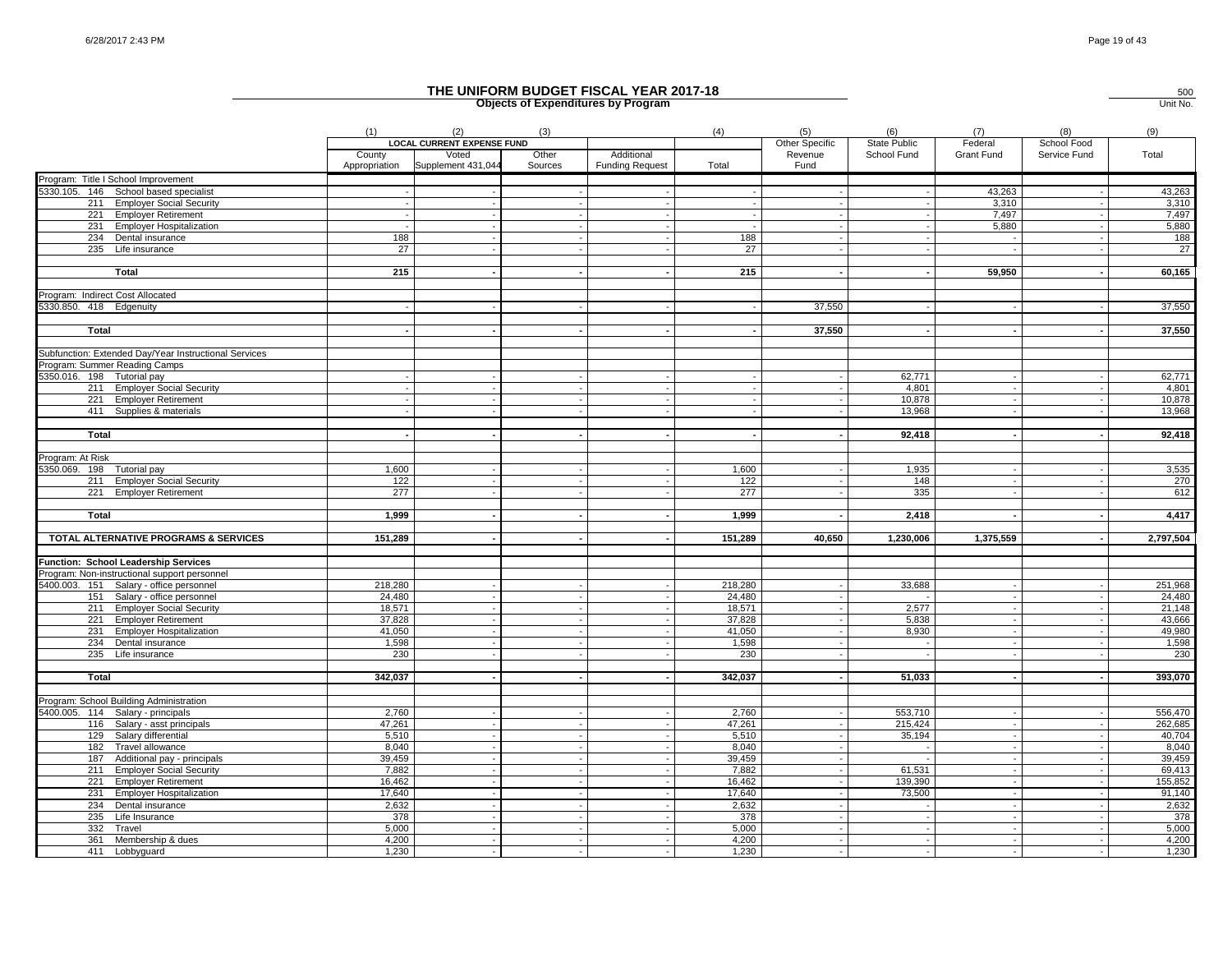# THE UNIFORM BUDGET FISCAL YEAR 2017-18

## Objects of Expenditures by Program

500
Unit No.

| | (1) | (2) | (3) | | (4) | (5) | (6) | (7) | (8) | (9) |
|---|---|---|---|---|---|---|---|---|---|---|
| | LOCAL CURRENT EXPENSE FUND | | | | | Other Specific | State Public | Federal | School Food | |
| | County Appropriation | Voted Supplement 431,044 | Other Sources | Additional Funding Request | Total | Revenue Fund | School Fund | Grant Fund | Service Fund | Total |
| Program: Title I School Improvement | | | | | | | | | | |
| 5330.105. 146 School based specialist | - | - | - | - | - | - | - | 43,263 | - | 43,263 |
| 211 Employer Social Security | - | - | - | - | - | - | - | 3,310 | - | 3,310 |
| 221 Employer Retirement | - | - | - | - | - | - | - | 7,497 | - | 7,497 |
| 231 Employer Hospitalization | - | - | - | - | - | - | - | 5,880 | - | 5,880 |
| 234 Dental insurance | 188 | - | - | - | 188 | - | - | - | - | 188 |
| 235 Life insurance | 27 | - | - | - | 27 | - | - | - | - | 27 |
| **Total** | **215** | **-** | **-** | **-** | **215** | **-** | **-** | **59,950** | **-** | **60,165** |
| Program: Indirect Cost Allocated | | | | | | | | | | |
| 5330.850. 418 Edgenuity | - | - | - | - | - | 37,550 | - | - | - | 37,550 |
| **Total** | **-** | **-** | **-** | **-** | **-** | **37,550** | **-** | **-** | **-** | **37,550** |
| Subfunction: Extended Day/Year Instructional Services | | | | | | | | | | |
| Program: Summer Reading Camps | | | | | | | | | | |
| 5350.016. 198 Tutorial pay | - | - | - | - | - | - | 62,771 | - | - | 62,771 |
| 211 Employer Social Security | - | - | - | - | - | - | 4,801 | - | - | 4,801 |
| 221 Employer Retirement | - | - | - | - | - | - | 10,878 | - | - | 10,878 |
| 411 Supplies & materials | - | - | - | - | - | - | 13,968 | - | - | 13,968 |
| **Total** | **-** | **-** | **-** | **-** | **-** | **-** | **92,418** | **-** | **-** | **92,418** |
| Program: At Risk | | | | | | | | | | |
| 5350.069. 198 Tutorial pay | 1,600 | - | - | - | 1,600 | - | 1,935 | - | - | 3,535 |
| 211 Employer Social Security | 122 | - | - | - | 122 | - | 148 | - | - | 270 |
| 221 Employer Retirement | 277 | - | - | - | 277 | - | 335 | - | - | 612 |
| **Total** | **1,999** | **-** | **-** | **-** | **1,999** | **-** | **2,418** | **-** | **-** | **4,417** |
| **TOTAL ALTERNATIVE PROGRAMS & SERVICES** | **151,289** | **-** | **-** | **-** | **151,289** | **40,650** | **1,230,006** | **1,375,559** | **-** | **2,797,504** |
| **Function: School Leadership Services** | | | | | | | | | | |
| Program: Non-instructional support personnel | | | | | | | | | | |
| 5400.003. 151 Salary - office personnel | 218,280 | - | - | - | 218,280 | - | 33,688 | - | - | 251,968 |
| 151 Salary - office personnel | 24,480 | - | - | - | 24,480 | - | - | - | - | 24,480 |
| 211 Employer Social Security | 18,571 | - | - | - | 18,571 | - | 2,577 | - | - | 21,148 |
| 221 Employer Retirement | 37,828 | - | - | - | 37,828 | - | 5,838 | - | - | 43,666 |
| 231 Employer Hospitalization | 41,050 | - | - | - | 41,050 | - | 8,930 | - | - | 49,980 |
| 234 Dental insurance | 1,598 | - | - | - | 1,598 | - | - | - | - | 1,598 |
| 235 Life insurance | 230 | - | - | - | 230 | - | - | - | - | 230 |
| **Total** | **342,037** | **-** | **-** | **-** | **342,037** | **-** | **51,033** | **-** | **-** | **393,070** |
| Program: School Building Administration | | | | | | | | | | |
| 5400.005. 114 Salary - principals | 2,760 | - | - | - | 2,760 | - | 553,710 | - | - | 556,470 |
| 116 Salary - asst principals | 47,261 | - | - | - | 47,261 | - | 215,424 | - | - | 262,685 |
| 129 Salary differential | 5,510 | - | - | - | 5,510 | - | 35,194 | - | - | 40,704 |
| 182 Travel allowance | 8,040 | - | - | - | 8,040 | - | - | - | - | 8,040 |
| 187 Additional pay - principals | 39,459 | - | - | - | 39,459 | - | - | - | - | 39,459 |
| 211 Employer Social Security | 7,882 | - | - | - | 7,882 | - | 61,531 | - | - | 69,413 |
| 221 Employer Retirement | 16,462 | - | - | - | 16,462 | - | 139,390 | - | - | 155,852 |
| 231 Employer Hospitalization | 17,640 | - | - | - | 17,640 | - | 73,500 | - | - | 91,140 |
| 234 Dental insurance | 2,632 | - | - | - | 2,632 | - | - | - | - | 2,632 |
| 235 Life Insurance | 378 | - | - | - | 378 | - | - | - | - | 378 |
| 332 Travel | 5,000 | - | - | - | 5,000 | - | - | - | - | 5,000 |
| 361 Membership & dues | 4,200 | - | - | - | 4,200 | - | - | - | - | 4,200 |
| 411 Lobbyguard | 1,230 | - | - | - | 1,230 | - | - | - | - | 1,230 |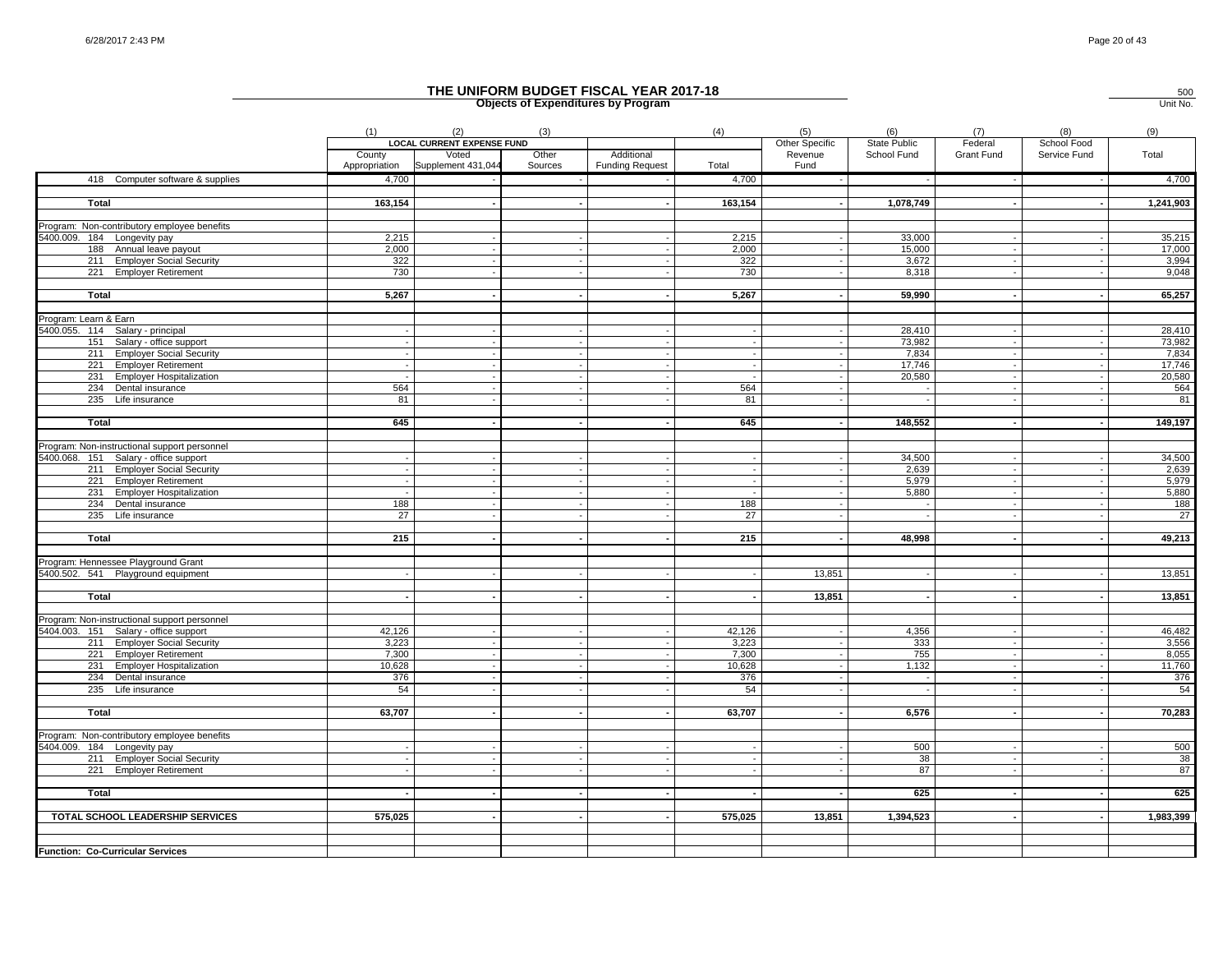# THE UNIFORM BUDGET FISCAL YEAR 2017-18

## Objects of Expenditures by Program

500
Unit No.

| | (1) | (2) | (3) | | (4) | (5) | (6) | (7) | (8) | (9) |
|---|---|---|---|---|---|---|---|---|---|---|
| | LOCAL CURRENT EXPENSE FUND | | | | | Other Specific | State Public | Federal | School Food | |
| | County Appropriation | Voted Supplement 431,044 | Other Sources | Additional Funding Request | Total | Revenue Fund | School Fund | Grant Fund | Service Fund | Total |
| 418 Computer software & supplies | 4,700 | - | - | - | 4,700 | - | - | - | - | 4,700 |
| **Total** | **163,154** | **-** | **-** | **-** | **163,154** | **-** | **1,078,749** | **-** | **-** | **1,241,903** |
| Program: Non-contributory employee benefits | | | | | | | | | | |
| 5400.009. 184 Longevity pay | 2,215 | - | - | - | 2,215 | - | 33,000 | - | - | 35,215 |
| 188 Annual leave payout | 2,000 | - | - | - | 2,000 | - | 15,000 | - | - | 17,000 |
| 211 Employer Social Security | 322 | - | - | - | 322 | - | 3,672 | - | - | 3,994 |
| 221 Employer Retirement | 730 | - | - | - | 730 | - | 8,318 | - | - | 9,048 |
| **Total** | **5,267** | **-** | **-** | **-** | **5,267** | **-** | **59,990** | **-** | **-** | **65,257** |
| Program: Learn & Earn | | | | | | | | | | |
| 5400.055. 114 Salary - principal | - | - | - | - | - | - | 28,410 | - | - | 28,410 |
| 151 Salary - office support | - | - | - | - | - | - | 73,982 | - | - | 73,982 |
| 211 Employer Social Security | - | - | - | - | - | - | 7,834 | - | - | 7,834 |
| 221 Employer Retirement | - | - | - | - | - | - | 17,746 | - | - | 17,746 |
| 231 Employer Hospitalization | - | - | - | - | - | - | 20,580 | - | - | 20,580 |
| 234 Dental insurance | 564 | - | - | - | 564 | - | - | - | - | 564 |
| 235 Life insurance | 81 | - | - | - | 81 | - | - | - | - | 81 |
| **Total** | **645** | **-** | **-** | **-** | **645** | **-** | **148,552** | **-** | **-** | **149,197** |
| Program: Non-instructional support personnel | | | | | | | | | | |
| 5400.068. 151 Salary - office support | - | - | - | - | - | - | 34,500 | - | - | 34,500 |
| 211 Employer Social Security | - | - | - | - | - | - | 2,639 | - | - | 2,639 |
| 221 Employer Retirement | - | - | - | - | - | - | 5,979 | - | - | 5,979 |
| 231 Employer Hospitalization | - | - | - | - | - | - | 5,880 | - | - | 5,880 |
| 234 Dental insurance | 188 | - | - | - | 188 | - | - | - | - | 188 |
| 235 Life insurance | 27 | - | - | - | 27 | - | - | - | - | 27 |
| **Total** | **215** | **-** | **-** | **-** | **215** | **-** | **48,998** | **-** | **-** | **49,213** |
| Program: Hennessee Playground Grant | | | | | | | | | | |
| 5400.502. 541 Playground equipment | - | - | - | - | - | 13,851 | - | - | - | 13,851 |
| **Total** | **-** | **-** | **-** | **-** | **-** | **13,851** | **-** | **-** | **-** | **13,851** |
| Program: Non-instructional support personnel | | | | | | | | | | |
| 5404.003. 151 Salary - office support | 42,126 | - | - | - | 42,126 | - | 4,356 | - | - | 46,482 |
| 211 Employer Social Security | 3,223 | - | - | - | 3,223 | - | 333 | - | - | 3,556 |
| 221 Employer Retirement | 7,300 | - | - | - | 7,300 | - | 755 | - | - | 8,055 |
| 231 Employer Hospitalization | 10,628 | - | - | - | 10,628 | - | 1,132 | - | - | 11,760 |
| 234 Dental insurance | 376 | - | - | - | 376 | - | - | - | - | 376 |
| 235 Life insurance | 54 | - | - | - | 54 | - | - | - | - | 54 |
| **Total** | **63,707** | **-** | **-** | **-** | **63,707** | **-** | **6,576** | **-** | **-** | **70,283** |
| Program: Non-contributory employee benefits | | | | | | | | | | |
| 5404.009. 184 Longevity pay | - | - | - | - | - | - | 500 | - | - | 500 |
| 211 Employer Social Security | - | - | - | - | - | - | 38 | - | - | 38 |
| 221 Employer Retirement | - | - | - | - | - | - | 87 | - | - | 87 |
| **Total** | **-** | **-** | **-** | **-** | **-** | **-** | **625** | **-** | **-** | **625** |
| **TOTAL SCHOOL LEADERSHIP SERVICES** | **575,025** | **-** | **-** | **-** | **575,025** | **13,851** | **1,394,523** | **-** | **-** | **1,983,399** |
| **Function: Co-Curricular Services** | | | | | | | | | | |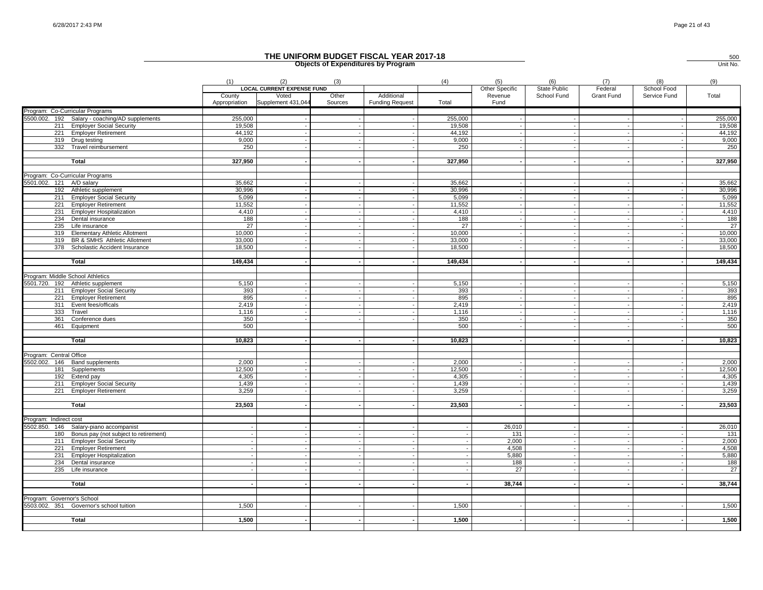# THE UNIFORM BUDGET FISCAL YEAR 2017-18

## Objects of Expenditures by Program

500
Unit No.

| | (1) | (2) | (3) | | (4) | (5) | (6) | (7) | (8) | (9) |
|---|---|---|---|---|---|---|---|---|---|---|
| | LOCAL CURRENT EXPENSE FUND | | | | | Other Specific | State Public | Federal | School Food | |
| | County Appropriation | Voted Supplement 431,044 | Other Sources | Additional Funding Request | Total | Revenue Fund | School Fund | Grant Fund | Service Fund | Total |
| **Program: Co-Curricular Programs** | | | | | | | | | | |
| 5500.002. 192 Salary - coaching/AD supplements | 255,000 | - | - | - | 255,000 | - | - | - | - | 255,000 |
| 211 Employer Social Security | 19,508 | - | - | - | 19,508 | - | - | - | - | 19,508 |
| 221 Employer Retirement | 44,192 | - | - | - | 44,192 | - | - | - | - | 44,192 |
| 319 Drug testing | 9,000 | - | - | - | 9,000 | - | - | - | - | 9,000 |
| 332 Travel reimbursement | 250 | - | - | - | 250 | - | - | - | - | 250 |
| **Total** | **327,950** | **-** | **-** | **-** | **327,950** | **-** | **-** | **-** | **-** | **327,950** |
| **Program: Co-Curricular Programs** | | | | | | | | | | |
| 5501.002. 121 A/D salary | 35,662 | - | - | - | 35,662 | - | - | - | - | 35,662 |
| 192 Athletic supplement | 30,996 | - | - | - | 30,996 | - | - | - | - | 30,996 |
| 211 Employer Social Security | 5,099 | - | - | - | 5,099 | - | - | - | - | 5,099 |
| 221 Employer Retirement | 11,552 | - | - | - | 11,552 | - | - | - | - | 11,552 |
| 231 Employer Hospitalization | 4,410 | - | - | - | 4,410 | - | - | - | - | 4,410 |
| 234 Dental insurance | 188 | - | - | - | 188 | - | - | - | - | 188 |
| 235 Life insurance | 27 | - | - | - | 27 | - | - | - | - | 27 |
| 319 Elementary Athletic Allotment | 10,000 | - | - | - | 10,000 | - | - | - | - | 10,000 |
| 319 BR & SMHS Athletic Allotment | 33,000 | - | - | - | 33,000 | - | - | - | - | 33,000 |
| 378 Scholastic Accident Insurance | 18,500 | - | - | - | 18,500 | - | - | - | - | 18,500 |
| **Total** | **149,434** | **-** | **-** | **-** | **149,434** | **-** | **-** | **-** | **-** | **149,434** |
| **Program: Middle School Athletics** | | | | | | | | | | |
| 5501.720. 192 Athletic supplement | 5,150 | - | - | - | 5,150 | - | - | - | - | 5,150 |
| 211 Employer Social Security | 393 | - | - | - | 393 | - | - | - | - | 393 |
| 221 Employer Retirement | 895 | - | - | - | 895 | - | - | - | - | 895 |
| 311 Event fees/officals | 2,419 | - | - | - | 2,419 | - | - | - | - | 2,419 |
| 333 Travel | 1,116 | - | - | - | 1,116 | - | - | - | - | 1,116 |
| 361 Conference dues | 350 | - | - | - | 350 | - | - | - | - | 350 |
| 461 Equipment | 500 | | | | 500 | - | - | - | - | 500 |
| **Total** | **10,823** | **-** | **-** | **-** | **10,823** | **-** | **-** | **-** | **-** | **10,823** |
| **Program: Central Office** | | | | | | | | | | |
| 5502.002. 146 Band supplements | 2,000 | - | - | - | 2,000 | - | - | - | - | 2,000 |
| 181 Supplements | 12,500 | - | - | - | 12,500 | - | - | - | - | 12,500 |
| 192 Extend pay | 4,305 | - | - | - | 4,305 | - | - | - | - | 4,305 |
| 211 Employer Social Security | 1,439 | - | - | - | 1,439 | - | - | - | - | 1,439 |
| 221 Employer Retirement | 3,259 | - | - | - | 3,259 | - | - | - | - | 3,259 |
| **Total** | **23,503** | **-** | **-** | **-** | **23,503** | **-** | **-** | **-** | **-** | **23,503** |
| **Program: Indirect cost** | | | | | | | | | | |
| 5502.850. 146 Salary-piano accompanist | - | - | - | - | - | 26,010 | - | - | - | 26,010 |
| 180 Bonus pay (not subject to retirement) | - | - | - | - | - | 131 | - | - | - | 131 |
| 211 Employer Social Security | - | - | - | - | - | 2,000 | - | - | - | 2,000 |
| 221 Employer Retirement | - | - | - | - | - | 4,508 | - | - | - | 4,508 |
| 231 Employer Hospitalization | - | - | - | - | - | 5,880 | - | - | - | 5,880 |
| 234 Dental insurance | - | - | - | - | - | 188 | - | - | - | 188 |
| 235 Life insurance | - | - | - | - | - | 27 | - | - | - | 27 |
| **Total** | **-** | **-** | **-** | **-** | **-** | **38,744** | **-** | **-** | **-** | **38,744** |
| **Program: Governor's School** | | | | | | | | | | |
| 5503.002. 351 Governor's school tuition | 1,500 | - | - | - | 1,500 | - | - | - | - | 1,500 |
| **Total** | **1,500** | **-** | **-** | **-** | **1,500** | **-** | **-** | **-** | **-** | **1,500** |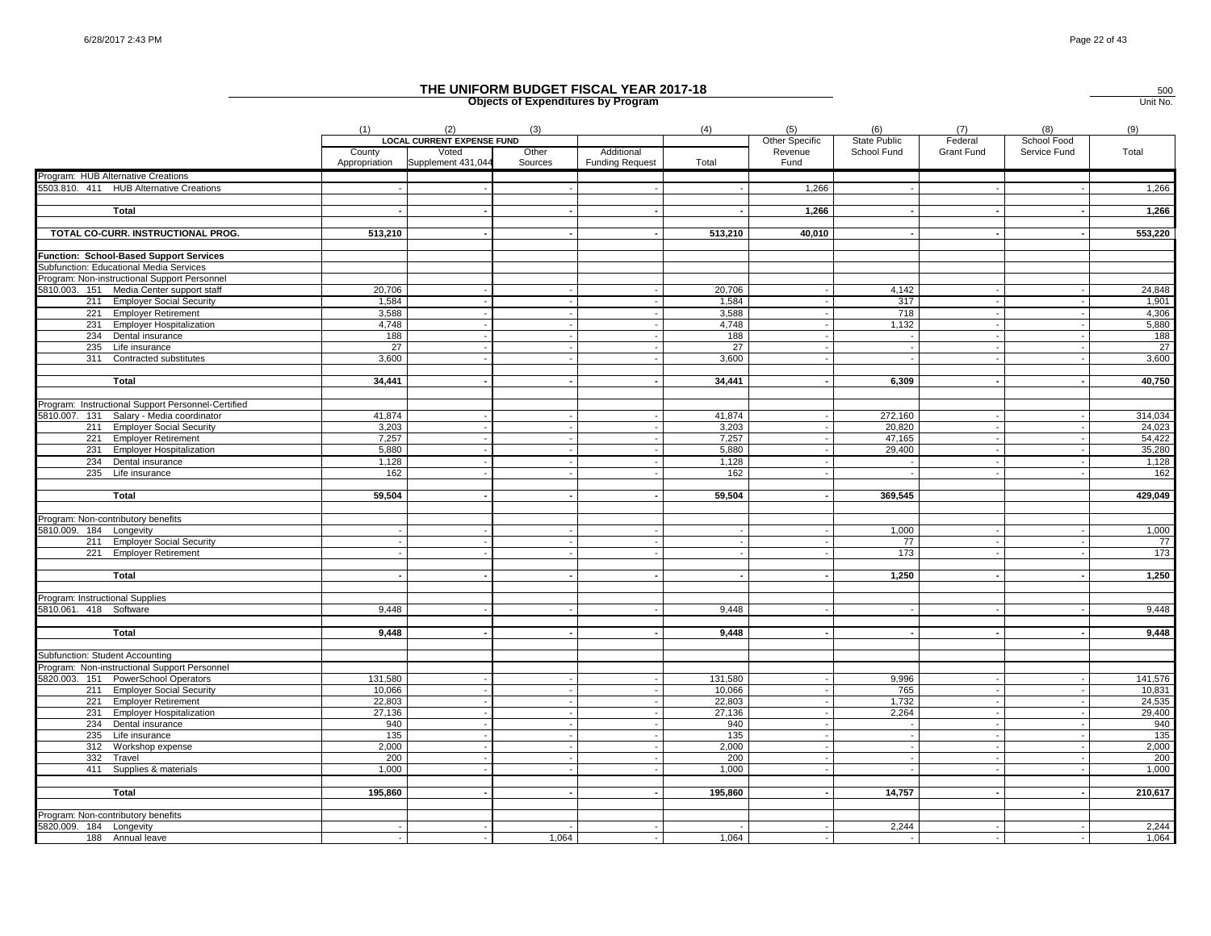# THE UNIFORM BUDGET FISCAL YEAR 2017-18

## Objects of Expenditures by Program

500
Unit No.

| | (1) | (2) | (3) | | (4) | (5) | (6) | (7) | (8) | (9) |
|---|---|---|---|---|---|---|---|---|---|---|
| | LOCAL CURRENT EXPENSE FUND | | | | | Other Specific Revenue Fund | State Public School Fund | Federal Grant Fund | School Food Service Fund | Total |
| | County Appropriation | Voted Supplement 431,044 | Other Sources | Additional Funding Request | Total | | | | | |
| Program: HUB Alternative Creations | | | | | | | | | | |
| 5503.810. 411 HUB Alternative Creations | - | - | - | - | - | 1,266 | - | - | - | 1,266 |
| **Total** | **-** | **-** | **-** | **-** | **-** | **1,266** | **-** | **-** | **-** | **1,266** |
| **TOTAL CO-CURR. INSTRUCTIONAL PROG.** | **513,210** | **-** | **-** | **-** | **513,210** | **40,010** | **-** | **-** | **-** | **553,220** |
| **Function: School-Based Support Services** | | | | | | | | | | |
| Subfunction: Educational Media Services | | | | | | | | | | |
| Program: Non-instructional Support Personnel | | | | | | | | | | |
| 5810.003. 151 Media Center support staff | 20,706 | - | - | - | 20,706 | - | 4,142 | - | - | 24,848 |
| 211 Employer Social Security | 1,584 | - | - | - | 1,584 | - | 317 | - | - | 1,901 |
| 221 Employer Retirement | 3,588 | - | - | - | 3,588 | - | 718 | - | - | 4,306 |
| 231 Employer Hospitalization | 4,748 | - | - | - | 4,748 | - | 1,132 | - | - | 5,880 |
| 234 Dental insurance | 188 | - | - | - | 188 | - | - | - | - | 188 |
| 235 Life insurance | 27 | - | - | - | 27 | - | - | - | - | 27 |
| 311 Contracted substitutes | 3,600 | - | - | - | 3,600 | - | - | - | - | 3,600 |
| **Total** | **34,441** | **-** | **-** | **-** | **34,441** | **-** | **6,309** | **-** | **-** | **40,750** |
| Program: Instructional Support Personnel-Certified | | | | | | | | | | |
| 5810.007. 131 Salary - Media coordinator | 41,874 | - | - | - | 41,874 | - | 272,160 | - | - | 314,034 |
| 211 Employer Social Security | 3,203 | - | - | - | 3,203 | - | 20,820 | - | - | 24,023 |
| 221 Employer Retirement | 7,257 | - | - | - | 7,257 | - | 47,165 | - | - | 54,422 |
| 231 Employer Hospitalization | 5,880 | - | - | - | 5,880 | - | 29,400 | - | - | 35,280 |
| 234 Dental insurance | 1,128 | - | - | - | 1,128 | - | - | - | - | 1,128 |
| 235 Life insurance | 162 | - | - | - | 162 | - | - | - | - | 162 |
| **Total** | **59,504** | **-** | **-** | **-** | **59,504** | **-** | **369,545** | | | **429,049** |
| Program: Non-contributory benefits | | | | | | | | | | |
| 5810.009. 184 Longevity | - | - | - | - | - | - | 1,000 | - | - | 1,000 |
| 211 Employer Social Security | - | - | - | - | - | - | 77 | - | - | 77 |
| 221 Employer Retirement | - | - | - | - | - | - | 173 | - | - | 173 |
| **Total** | **-** | **-** | **-** | **-** | **-** | **-** | **1,250** | **-** | **-** | **1,250** |
| Program: Instructional Supplies | | | | | | | | | | |
| 5810.061. 418 Software | 9,448 | - | - | - | 9,448 | - | - | - | - | 9,448 |
| **Total** | **9,448** | **-** | **-** | **-** | **9,448** | **-** | **-** | **-** | **-** | **9,448** |
| Subfunction: Student Accounting | | | | | | | | | | |
| Program: Non-instructional Support Personnel | | | | | | | | | | |
| 5820.003. 151 PowerSchool Operators | 131,580 | - | - | - | 131,580 | - | 9,996 | - | - | 141,576 |
| 211 Employer Social Security | 10,066 | - | - | - | 10,066 | - | 765 | - | - | 10,831 |
| 221 Employer Retirement | 22,803 | - | - | - | 22,803 | - | 1,732 | - | - | 24,535 |
| 231 Employer Hospitalization | 27,136 | - | - | - | 27,136 | - | 2,264 | - | - | 29,400 |
| 234 Dental insurance | 940 | - | - | - | 940 | - | - | - | - | 940 |
| 235 Life insurance | 135 | - | - | - | 135 | - | - | - | - | 135 |
| 312 Workshop expense | 2,000 | - | - | - | 2,000 | - | - | - | - | 2,000 |
| 332 Travel | 200 | - | - | - | 200 | - | - | - | - | 200 |
| 411 Supplies & materials | 1,000 | - | - | - | 1,000 | - | - | - | - | 1,000 |
| **Total** | **195,860** | **-** | **-** | **-** | **195,860** | **-** | **14,757** | **-** | **-** | **210,617** |
| Program: Non-contributory benefits | | | | | | | | | | |
| 5820.009. 184 Longevity | - | - | - | - | - | - | 2,244 | - | - | 2,244 |
| 188 Annual leave | - | - | 1,064 | - | 1,064 | - | - | - | - | 1,064 |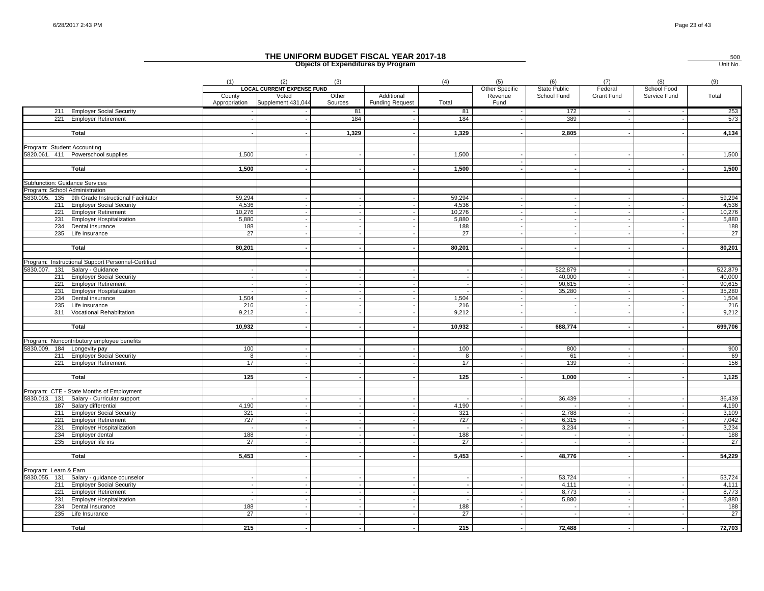# THE UNIFORM BUDGET FISCAL YEAR 2017-18

## Objects of Expenditures by Program

500
Unit No.

| | (1) | (2) | (3) | | (4) | (5) | (6) | (7) | (8) | (9) |
|---|---|---|---|---|---|---|---|---|---|---|
| | LOCAL CURRENT EXPENSE FUND | | | | | Other Specific Revenue Fund | State Public School Fund | Federal Grant Fund | School Food Service Fund | Total |
| | County Appropriation | Voted Supplement 431,044 | Other Sources | Additional Funding Request | Total | | | | | |
| 211 Employer Social Security | - | - | 81 | - | 81 | - | 172 | - | - | 253 |
| 221 Employer Retirement | - | - | 184 | - | 184 | - | 389 | - | - | 573 |
| **Total** | **-** | **-** | **1,329** | **-** | **1,329** | **-** | **2,805** | **-** | **-** | **4,134** |
| Program: Student Accounting | | | | | | | | | | |
| 5820.061. 411 Powerschool supplies | 1,500 | - | - | - | 1,500 | - | - | - | - | 1,500 |
| **Total** | **1,500** | **-** | **-** | **-** | **1,500** | **-** | **-** | **-** | **-** | **1,500** |
| Subfunction: Guidance Services | | | | | | | | | | |
| Program: School Administration | | | | | | | | | | |
| 5830.005. 135 9th Grade Instructional Facilitator | 59,294 | - | - | - | 59,294 | - | - | - | - | 59,294 |
| 211 Employer Social Security | 4,536 | - | - | - | 4,536 | - | - | - | - | 4,536 |
| 221 Employer Retirement | 10,276 | - | - | - | 10,276 | - | - | - | - | 10,276 |
| 231 Employer Hospitalization | 5,880 | - | - | - | 5,880 | - | - | - | - | 5,880 |
| 234 Dental insurance | 188 | - | - | - | 188 | - | - | - | - | 188 |
| 235 Life insurance | 27 | - | - | - | 27 | - | - | - | - | 27 |
| **Total** | **80,201** | **-** | **-** | **-** | **80,201** | **-** | **-** | **-** | **-** | **80,201** |
| Program: Instructional Support Personnel-Certified | | | | | | | | | | |
| 5830.007. 131 Salary - Guidance | - | - | - | - | - | - | 522,879 | - | - | 522,879 |
| 211 Employer Social Security | - | - | - | - | - | - | 40,000 | - | - | 40,000 |
| 221 Employer Retirement | - | - | - | - | - | - | 90,615 | - | - | 90,615 |
| 231 Employer Hospitalization | - | - | - | - | - | - | 35,280 | - | - | 35,280 |
| 234 Dental insurance | 1,504 | - | - | - | 1,504 | - | - | - | - | 1,504 |
| 235 Life insurance | 216 | - | - | - | 216 | - | - | - | - | 216 |
| 311 Vocational Rehabiltation | 9,212 | - | - | - | 9,212 | - | - | - | - | 9,212 |
| **Total** | **10,932** | **-** | **-** | **-** | **10,932** | **-** | **688,774** | **-** | **-** | **699,706** |
| Program: Noncontributory employee benefits | | | | | | | | | | |
| 5830.009. 184 Longevity pay | 100 | - | - | - | 100 | - | 800 | - | - | 900 |
| 211 Employer Social Security | 8 | - | - | - | 8 | - | 61 | - | - | 69 |
| 221 Employer Retirement | 17 | - | - | - | 17 | - | 139 | - | - | 156 |
| **Total** | **125** | **-** | **-** | **-** | **125** | **-** | **1,000** | **-** | **-** | **1,125** |
| Program: CTE - State Months of Employment | | | | | | | | | | |
| 5830.013. 131 Salary - Curricular support | - | - | - | - | - | - | 36,439 | - | - | 36,439 |
| 187 Salary differential | 4,190 | - | - | - | 4,190 | - | - | - | - | 4,190 |
| 211 Employer Social Security | 321 | - | - | - | 321 | - | 2,788 | - | - | 3,109 |
| 221 Employer Retirement | 727 | - | - | - | 727 | - | 6,315 | - | - | 7,042 |
| 231 Employer Hospitalization | - | - | - | - | - | - | 3,234 | - | - | 3,234 |
| 234 Employer dental | 188 | - | - | - | 188 | - | - | - | - | 188 |
| 235 Employer life ins | 27 | - | - | - | 27 | - | - | - | - | 27 |
| **Total** | **5,453** | **-** | **-** | **-** | **5,453** | **-** | **48,776** | **-** | **-** | **54,229** |
| Program: Learn & Earn | | | | | | | | | | |
| 5830.055. 131 Salary - guidance counselor | - | - | - | - | - | - | 53,724 | - | - | 53,724 |
| 211 Employer Social Security | - | - | - | - | - | - | 4,111 | - | - | 4,111 |
| 221 Employer Retirement | - | - | - | - | - | - | 8,773 | - | - | 8,773 |
| 231 Employer Hospitalization | - | - | - | - | - | - | 5,880 | - | - | 5,880 |
| 234 Dental Insurance | 188 | - | - | - | 188 | - | - | - | - | 188 |
| 235 Life Insurance | 27 | - | - | - | 27 | - | - | - | - | 27 |
| **Total** | **215** | **-** | **-** | **-** | **215** | **-** | **72,488** | **-** | **-** | **72,703** |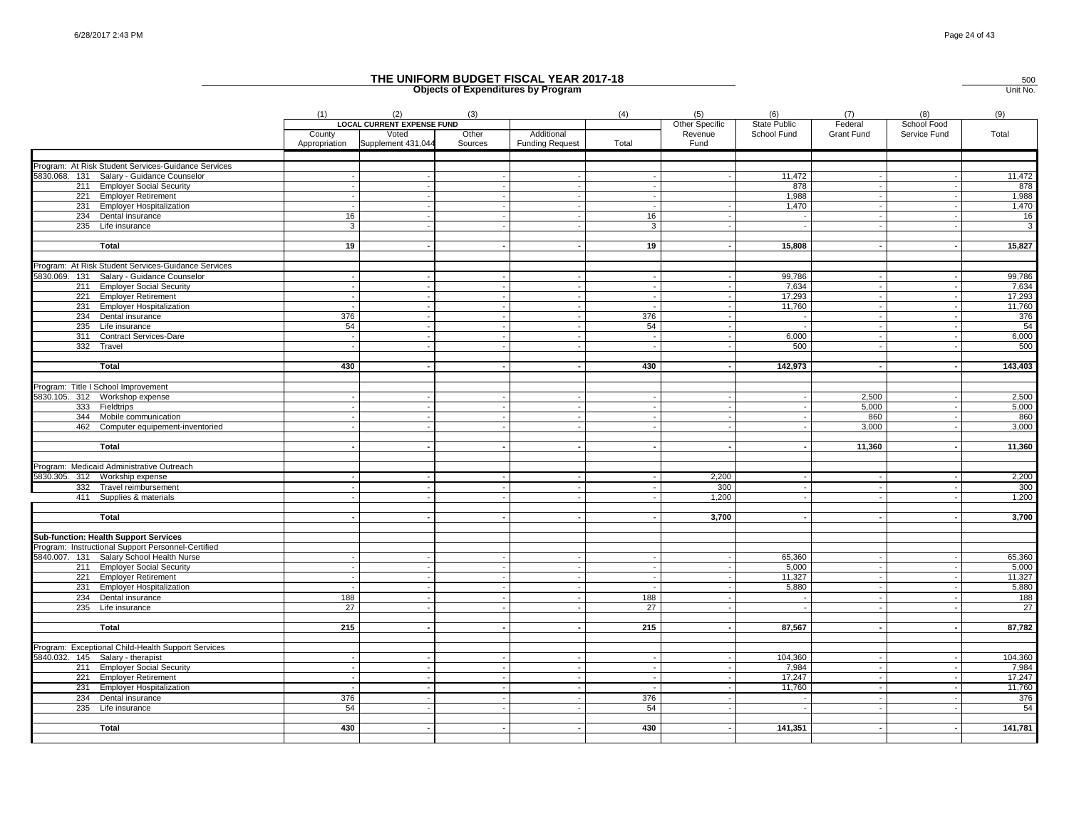# THE UNIFORM BUDGET FISCAL YEAR 2017-18

## Objects of Expenditures by Program

500
Unit No.

| | (1) | (2) | (3) | | (4) | (5) | (6) | (7) | (8) | (9) |
|---|---|---|---|---|---|---|---|---|---|---|
| | LOCAL CURRENT EXPENSE FUND | | | | | Other Specific Revenue Fund | State Public School Fund | Federal Grant Fund | School Food Service Fund | Total |
| | County Appropriation | Voted Supplement 431,044 | Other Sources | Additional Funding Request | Total | | | | | |
| Program: At Risk Student Services-Guidance Services | | | | | | | | | | |
| 5830.068. 131 Salary - Guidance Counselor | - | - | - | - | - | - | 11,472 | - | - | 11,472 |
| 211 Employer Social Security | - | - | - | - | - | | 878 | - | - | 878 |
| 221 Employer Retirement | - | - | - | - | - | | 1,988 | - | - | 1,988 |
| 231 Employer Hospitalization | - | - | - | - | - | - | 1,470 | - | - | 1,470 |
| 234 Dental insurance | 16 | - | - | - | 16 | - | - | - | - | 16 |
| 235 Life insurance | 3 | - | - | - | 3 | - | - | - | - | 3 |
| **Total** | **19** | **-** | **-** | **-** | **19** | **-** | **15,808** | **-** | **-** | **15,827** |
| Program: At Risk Student Services-Guidance Services | | | | | | | | | | |
| 5830.069. 131 Salary - Guidance Counselor | - | - | - | - | - | - | 99,786 | - | - | 99,786 |
| 211 Employer Social Security | - | - | - | - | - | - | 7,634 | - | - | 7,634 |
| 221 Employer Retirement | - | - | - | - | - | - | 17,293 | - | - | 17,293 |
| 231 Employer Hospitalization | - | - | - | - | - | - | 11,760 | - | - | 11,760 |
| 234 Dental insurance | 376 | - | - | - | 376 | - | - | - | - | 376 |
| 235 Life insurance | 54 | - | - | - | 54 | - | - | - | - | 54 |
| 311 Contract Services-Dare | - | - | - | - | - | - | 6,000 | - | - | 6,000 |
| 332 Travel | - | - | - | - | - | - | 500 | - | - | 500 |
| **Total** | **430** | **-** | **-** | **-** | **430** | **-** | **142,973** | **-** | **-** | **143,403** |
| Program: Title I School Improvement | | | | | | | | | | |
| 5830.105. 312 Workshop expense | - | - | - | - | - | - | - | 2,500 | - | 2,500 |
| 333 Fieldtrips | - | - | - | - | - | - | - | 5,000 | - | 5,000 |
| 344 Mobile communication | - | - | - | - | - | - | - | 860 | - | 860 |
| 462 Computer equipement-inventoried | - | - | - | - | - | - | - | 3,000 | - | 3,000 |
| **Total** | **-** | **-** | **-** | **-** | **-** | **-** | **-** | **11,360** | **-** | **11,360** |
| Program: Medicaid Administrative Outreach | | | | | | | | | | |
| 5830.305. 312 Workship expense | - | - | - | - | - | 2,200 | - | - | - | 2,200 |
| 332 Travel reimbursement | - | - | - | - | - | 300 | - | - | - | 300 |
| 411 Supplies & materials | - | - | - | - | - | 1,200 | - | - | - | 1,200 |
| **Total** | **-** | **-** | **-** | **-** | **-** | **3,700** | **-** | **-** | **-** | **3,700** |
| **Sub-function: Health Support Services** | | | | | | | | | | |
| Program: Instructional Support Personnel-Certified | | | | | | | | | | |
| 5840.007. 131 Salary School Health Nurse | - | - | - | - | - | - | 65,360 | - | - | 65,360 |
| 211 Employer Social Security | - | - | - | - | - | - | 5,000 | - | - | 5,000 |
| 221 Employer Retirement | - | - | - | - | - | - | 11,327 | - | - | 11,327 |
| 231 Employer Hospitalization | - | - | - | - | - | - | 5,880 | - | - | 5,880 |
| 234 Dental insurance | 188 | - | - | - | 188 | - | - | - | - | 188 |
| 235 Life insurance | 27 | - | - | - | 27 | - | - | - | - | 27 |
| **Total** | **215** | **-** | **-** | **-** | **215** | **-** | **87,567** | **-** | **-** | **87,782** |
| Program: Exceptional Child-Health Support Services | | | | | | | | | | |
| 5840.032. 145 Salary - therapist | - | - | - | - | - | - | 104,360 | - | - | 104,360 |
| 211 Employer Social Security | - | - | - | - | - | - | 7,984 | - | - | 7,984 |
| 221 Employer Retirement | - | - | - | - | - | - | 17,247 | - | - | 17,247 |
| 231 Employer Hospitalization | - | - | - | - | - | - | 11,760 | - | - | 11,760 |
| 234 Dental insurance | 376 | - | - | - | 376 | - | - | - | - | 376 |
| 235 Life insurance | 54 | - | - | - | 54 | - | - | - | - | 54 |
| **Total** | **430** | **-** | **-** | **-** | **430** | **-** | **141,351** | **-** | **-** | **141,781** |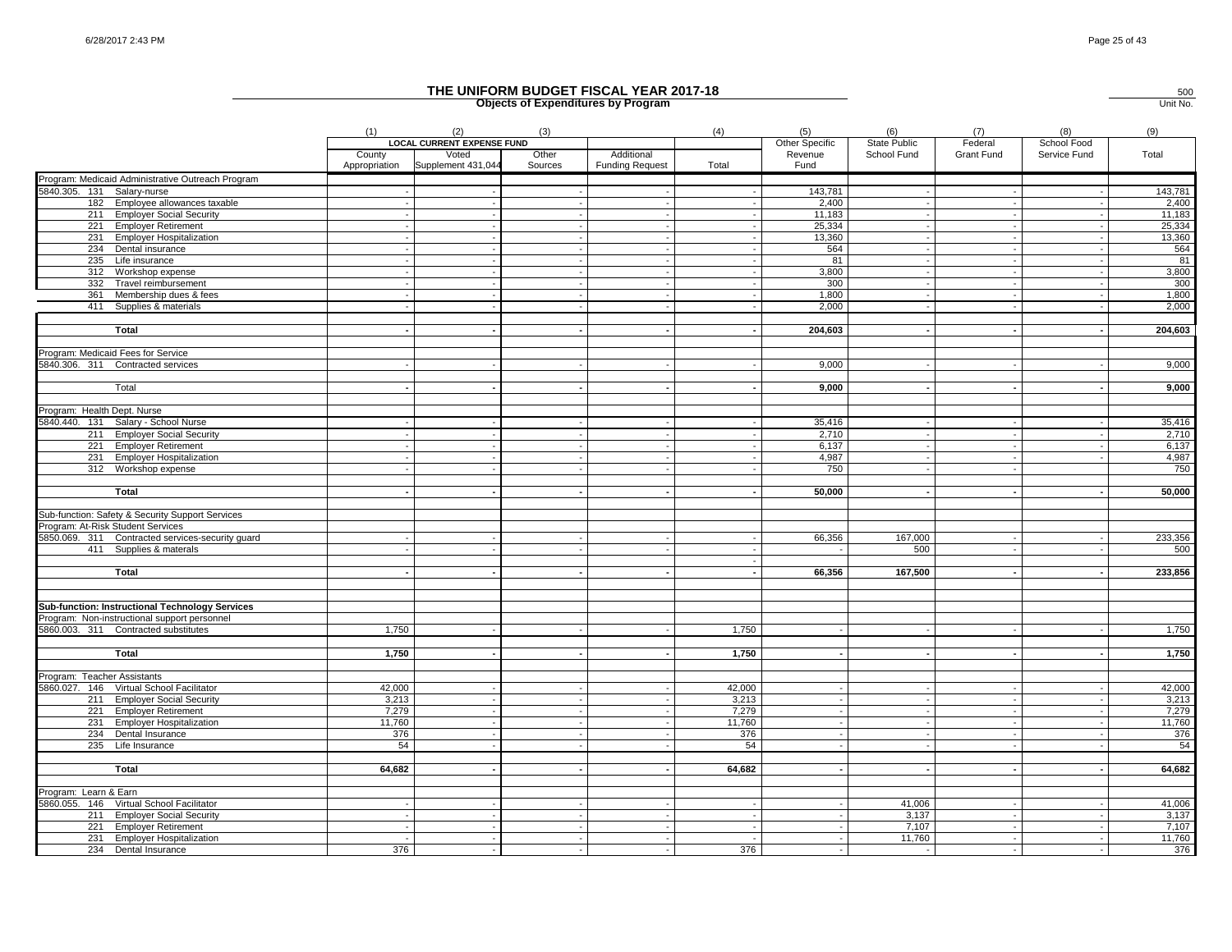# THE UNIFORM BUDGET FISCAL YEAR 2017-18

## Objects of Expenditures by Program

500
Unit No.

| | (1) | (2) | (3) | | (4) | (5) | (6) | (7) | (8) | (9) |
|---|---|---|---|---|---|---|---|---|---|---|
| | LOCAL CURRENT EXPENSE FUND | | | | | Other Specific | State Public | Federal | School Food | |
| | County Appropriation | Voted Supplement 431,044 | Other Sources | Additional Funding Request | Total | Revenue Fund | School Fund | Grant Fund | Service Fund | Total |
| Program: Medicaid Administrative Outreach Program | | | | | | | | | | |
| 5840.305. 131 Salary-nurse | - | - | - | - | - | 143,781 | - | - | - | 143,781 |
| 182 Employee allowances taxable | - | - | - | - | - | 2,400 | - | - | - | 2,400 |
| 211 Employer Social Security | - | - | - | - | - | 11,183 | - | - | - | 11,183 |
| 221 Employer Retirement | - | - | - | - | - | 25,334 | - | - | - | 25,334 |
| 231 Employer Hospitalization | - | - | - | - | - | 13,360 | - | - | - | 13,360 |
| 234 Dental insurance | - | - | - | - | - | 564 | - | - | - | 564 |
| 235 Life insurance | - | - | - | - | - | 81 | - | - | - | 81 |
| 312 Workshop expense | - | - | - | - | - | 3,800 | - | - | - | 3,800 |
| 332 Travel reimbursement | - | - | - | - | - | 300 | - | - | - | 300 |
| 361 Membership dues & fees | - | - | - | - | - | 1,800 | - | - | - | 1,800 |
| 411 Supplies & materials | - | - | - | - | - | 2,000 | - | - | - | 2,000 |
| **Total** | **-** | **-** | **-** | **-** | **-** | **204,603** | **-** | **-** | **-** | **204,603** |
| Program: Medicaid Fees for Service | | | | | | | | | | |
| 5840.306. 311 Contracted services | - | - | - | - | - | 9,000 | - | - | - | 9,000 |
| Total | **-** | **-** | **-** | **-** | **-** | **9,000** | **-** | **-** | **-** | **9,000** |
| Program: Health Dept. Nurse | | | | | | | | | | |
| 5840.440. 131 Salary - School Nurse | - | - | - | - | - | 35,416 | - | - | - | 35,416 |
| 211 Employer Social Security | - | - | - | - | - | 2,710 | - | - | - | 2,710 |
| 221 Employer Retirement | - | - | - | - | - | 6,137 | - | - | - | 6,137 |
| 231 Employer Hospitalization | - | - | - | - | - | 4,987 | - | - | - | 4,987 |
| 312 Workshop expense | - | - | - | - | - | 750 | - | - | | 750 |
| **Total** | **-** | **-** | **-** | **-** | **-** | **50,000** | **-** | **-** | **-** | **50,000** |
| Sub-function: Safety & Security Support Services | | | | | | | | | | |
| Program: At-Risk Student Services | | | | | | | | | | |
| 5850.069. 311 Contracted services-security guard | - | - | - | - | - | 66,356 | 167,000 | - | - | 233,356 |
| 411 Supplies & materials | - | - | - | - | - | - | 500 | - | - | 500 |
| **Total** | **-** | **-** | **-** | **-** | **-** | **66,356** | **167,500** | **-** | **-** | **233,856** |
| **Sub-function: Instructional Technology Services** | | | | | | | | | | |
| Program: Non-instructional support personnel | | | | | | | | | | |
| 5860.003. 311 Contracted substitutes | 1,750 | - | - | - | 1,750 | - | - | - | - | 1,750 |
| **Total** | **1,750** | **-** | **-** | **-** | **1,750** | **-** | **-** | **-** | **-** | **1,750** |
| Program: Teacher Assistants | | | | | | | | | | |
| 5860.027. 146 Virtual School Facilitator | 42,000 | - | - | - | 42,000 | - | - | - | - | 42,000 |
| 211 Employer Social Security | 3,213 | - | - | - | 3,213 | - | - | - | - | 3,213 |
| 221 Employer Retirement | 7,279 | - | - | - | 7,279 | - | - | - | - | 7,279 |
| 231 Employer Hospitalization | 11,760 | - | - | - | 11,760 | - | - | - | - | 11,760 |
| 234 Dental Insurance | 376 | - | - | - | 376 | - | - | - | - | 376 |
| 235 Life Insurance | 54 | - | - | - | 54 | - | - | - | - | 54 |
| **Total** | **64,682** | **-** | **-** | **-** | **64,682** | **-** | **-** | **-** | **-** | **64,682** |
| Program: Learn & Earn | | | | | | | | | | |
| 5860.055. 146 Virtual School Facilitator | - | - | - | - | - | - | 41,006 | - | - | 41,006 |
| 211 Employer Social Security | - | - | - | - | - | - | 3,137 | - | - | 3,137 |
| 221 Employer Retirement | - | - | - | - | - | - | 7,107 | - | - | 7,107 |
| 231 Employer Hospitalization | - | - | - | - | - | - | 11,760 | - | - | 11,760 |
| 234 Dental Insurance | 376 | - | - | - | 376 | - | - | - | - | 376 |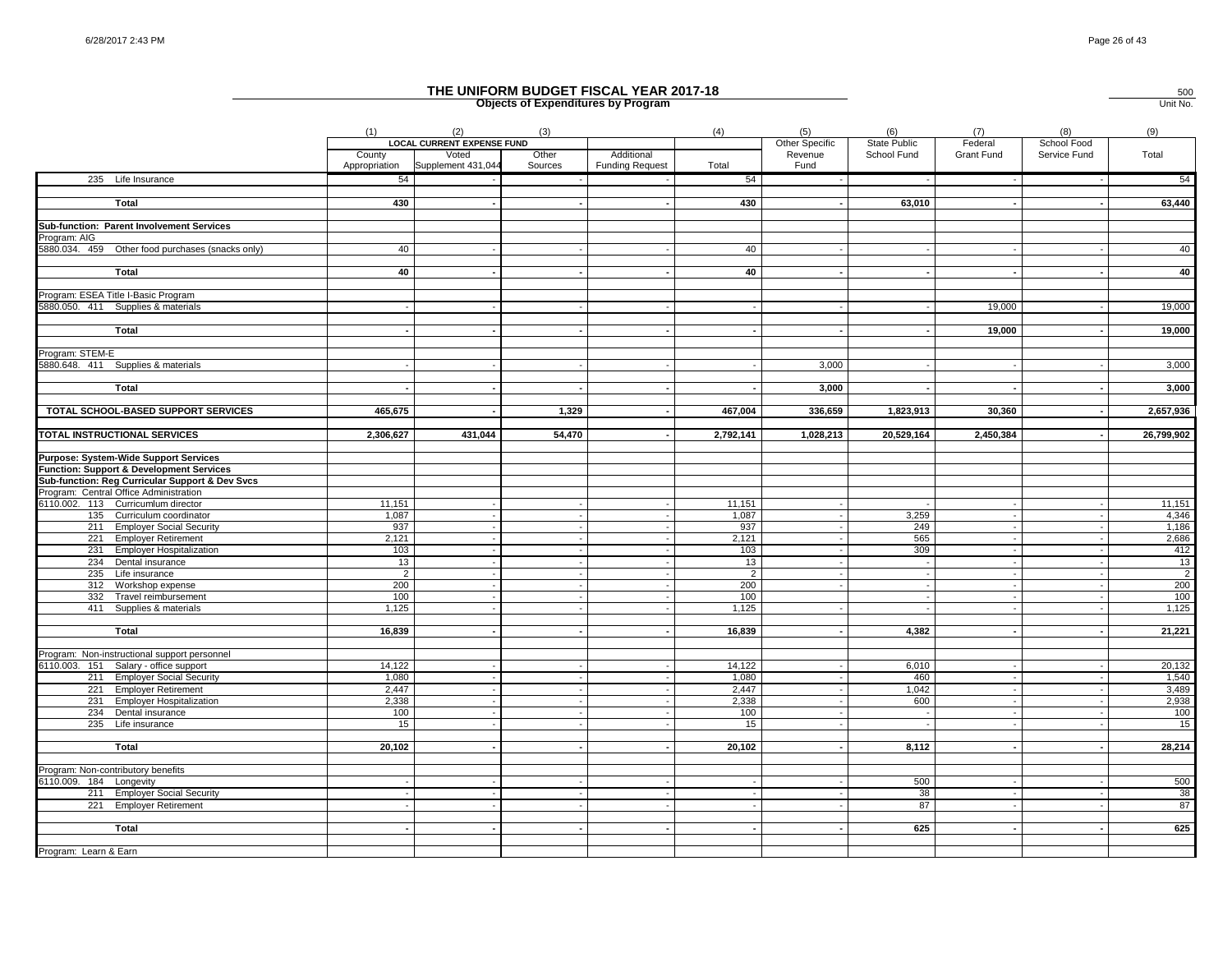# THE UNIFORM BUDGET FISCAL YEAR 2017-18

**Objects of Expenditures by Program**

500
Unit No.

| | (1) | (2) | (3) | | (4) | (5) | (6) | (7) | (8) | (9) |
|---|---|---|---|---|---|---|---|---|---|---|
| | LOCAL CURRENT EXPENSE FUND | | | | | Other Specific | State Public | Federal | School Food | |
| | County Appropriation | Voted Supplement 431,044 | Other Sources | Additional Funding Request | Total | Revenue Fund | School Fund | Grant Fund | Service Fund | Total |
| 235 Life Insurance | 54 | - | - | - | 54 | - | - | - | - | 54 |
| **Total** | **430** | **-** | **-** | **-** | **430** | **-** | **63,010** | **-** | **-** | **63,440** |
| **Sub-function: Parent Involvement Services** | | | | | | | | | | |
| Program: AIG | | | | | | | | | | |
| 5880.034. 459 Other food purchases (snacks only) | 40 | - | - | - | 40 | - | - | - | - | 40 |
| **Total** | **40** | **-** | **-** | **-** | **40** | **-** | **-** | **-** | **-** | **40** |
| Program: ESEA Title I-Basic Program | | | | | | | | | | |
| 5880.050. 411 Supplies & materials | - | - | - | - | - | - | - | 19,000 | - | 19,000 |
| **Total** | **-** | **-** | **-** | **-** | **-** | **-** | **-** | **19,000** | **-** | **19,000** |
| Program: STEM-E | | | | | | | | | | |
| 5880.648. 411 Supplies & materials | - | - | - | - | - | 3,000 | - | - | - | 3,000 |
| **Total** | **-** | **-** | **-** | **-** | **-** | **3,000** | **-** | **-** | **-** | **3,000** |
| **TOTAL SCHOOL-BASED SUPPORT SERVICES** | **465,675** | **-** | **1,329** | **-** | **467,004** | **336,659** | **1,823,913** | **30,360** | **-** | **2,657,936** |
| **TOTAL INSTRUCTIONAL SERVICES** | **2,306,627** | **431,044** | **54,470** | **-** | **2,792,141** | **1,028,213** | **20,529,164** | **2,450,384** | **-** | **26,799,902** |
| **Purpose: System-Wide Support Services** | | | | | | | | | | |
| **Function: Support & Development Services** | | | | | | | | | | |
| **Sub-function: Reg Curricular Support & Dev Svcs** | | | | | | | | | | |
| Program: Central Office Administration | | | | | | | | | | |
| 6110.002. 113 Curricumlum director | 11,151 | - | - | - | 11,151 | - | - | - | - | 11,151 |
| 135 Curriculum coordinator | 1,087 | - | - | - | 1,087 | - | 3,259 | - | - | 4,346 |
| 211 Employer Social Security | 937 | - | - | - | 937 | - | 249 | - | - | 1,186 |
| 221 Employer Retirement | 2,121 | - | - | - | 2,121 | - | 565 | - | - | 2,686 |
| 231 Employer Hospitalization | 103 | - | - | - | 103 | - | 309 | - | - | 412 |
| 234 Dental insurance | 13 | - | - | - | 13 | - | - | - | - | 13 |
| 235 Life insurance | 2 | - | - | - | 2 | - | - | - | - | 2 |
| 312 Workshop expense | 200 | - | - | - | 200 | - | - | - | - | 200 |
| 332 Travel reimbursement | 100 | - | - | - | 100 | - | - | - | - | 100 |
| 411 Supplies & materials | 1,125 | - | - | - | 1,125 | - | - | - | - | 1,125 |
| **Total** | **16,839** | **-** | **-** | **-** | **16,839** | **-** | **4,382** | **-** | **-** | **21,221** |
| Program: Non-instructional support personnel | | | | | | | | | | |
| 6110.003. 151 Salary - office support | 14,122 | - | - | - | 14,122 | - | 6,010 | - | - | 20,132 |
| 211 Employer Social Security | 1,080 | - | - | - | 1,080 | - | 460 | - | - | 1,540 |
| 221 Employer Retirement | 2,447 | - | - | - | 2,447 | - | 1,042 | - | - | 3,489 |
| 231 Employer Hospitalization | 2,338 | - | - | - | 2,338 | - | 600 | - | - | 2,938 |
| 234 Dental insurance | 100 | - | - | - | 100 | - | - | - | - | 100 |
| 235 Life insurance | 15 | - | - | - | 15 | - | - | - | - | 15 |
| **Total** | **20,102** | **-** | **-** | **-** | **20,102** | **-** | **8,112** | **-** | **-** | **28,214** |
| Program: Non-contributory benefits | | | | | | | | | | |
| 6110.009. 184 Longevity | - | - | - | - | - | - | 500 | - | - | 500 |
| 211 Employer Social Security | - | - | - | - | - | - | 38 | - | - | 38 |
| 221 Employer Retirement | - | - | - | - | - | - | 87 | - | - | 87 |
| **Total** | **-** | **-** | **-** | **-** | **-** | **-** | **625** | **-** | **-** | **625** |
| Program: Learn & Earn | | | | | | | | | | |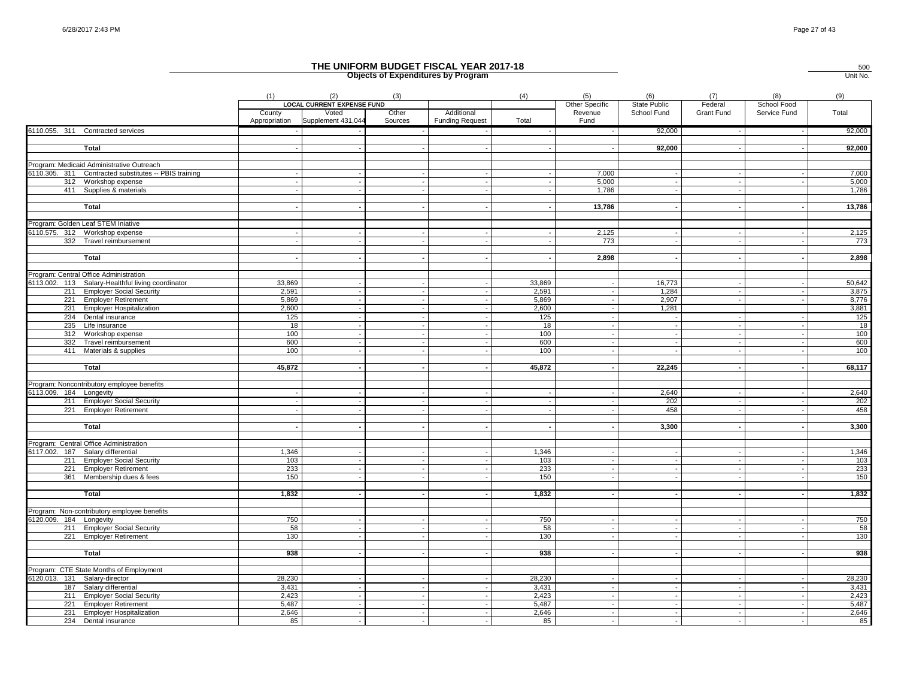# THE UNIFORM BUDGET FISCAL YEAR 2017-18

## Objects of Expenditures by Program

500
Unit No.

| | (1) | (2) | (3) | | (4) | (5) | (6) | (7) | (8) | (9) |
|---|---|---|---|---|---|---|---|---|---|---|
| | LOCAL CURRENT EXPENSE FUND | | | | | Other Specific | State Public | Federal | School Food | |
| | County Appropriation | Voted Supplement 431,044 | Other Sources | Additional Funding Request | Total | Revenue Fund | School Fund | Grant Fund | Service Fund | Total |
| 6110.055. 311 Contracted services | - | - | - | - | - | - | 92,000 | - | - | 92,000 |
| **Total** | - | - | - | - | - | - | **92,000** | - | - | **92,000** |
| Program: Medicaid Administrative Outreach | | | | | | | | | | |
| 6110.305. 311 Contracted substitutes -- PBIS training | - | - | - | - | - | 7,000 | - | - | - | 7,000 |
| 312 Workshop expense | - | - | - | - | - | 5,000 | - | - | - | 5,000 |
| 411 Supplies & materials | - | - | - | - | - | 1,786 | - | - | | 1,786 |
| **Total** | - | - | - | - | - | **13,786** | - | - | - | **13,786** |
| Program: Golden Leaf STEM Iniative | | | | | | | | | | |
| 6110.575. 312 Workshop expense | - | - | - | - | - | 2,125 | - | - | - | 2,125 |
| 332 Travel reimbursement | - | - | - | - | - | 773 | - | - | - | 773 |
| **Total** | - | - | - | - | - | **2,898** | - | - | - | **2,898** |
| Program: Central Office Administration | | | | | | | | | | |
| 6113.002. 113 Salary-Healthful living coordinator | 33,869 | - | - | - | 33,869 | - | 16,773 | - | - | 50,642 |
| 211 Employer Social Security | 2,591 | - | - | - | 2,591 | - | 1,284 | - | - | 3,875 |
| 221 Employer Retirement | 5,869 | - | - | - | 5,869 | - | 2,907 | - | - | 8,776 |
| 231 Employer Hospitalization | 2,600 | - | - | - | 2,600 | - | 1,281 | | | 3,881 |
| 234 Dental insurance | 125 | - | - | - | 125 | - | - | - | - | 125 |
| 235 Life insurance | 18 | - | - | - | 18 | - | - | - | - | 18 |
| 312 Workshop expense | 100 | - | - | - | 100 | - | - | - | - | 100 |
| 332 Travel reimbursement | 600 | - | - | - | 600 | - | - | - | - | 600 |
| 411 Materials & supplies | 100 | - | - | - | 100 | - | - | - | - | 100 |
| **Total** | **45,872** | - | - | - | **45,872** | - | **22,245** | - | - | **68,117** |
| Program: Noncontributory employee benefits | | | | | | | | | | |
| 6113.009. 184 Longevity | - | - | - | - | - | - | 2,640 | - | - | 2,640 |
| 211 Employer Social Security | - | - | - | - | - | - | 202 | - | - | 202 |
| 221 Employer Retirement | - | - | - | - | - | - | 458 | - | - | 458 |
| **Total** | - | - | - | - | - | - | **3,300** | - | - | **3,300** |
| Program: Central Office Administration | | | | | | | | | | |
| 6117.002. 187 Salary differential | 1,346 | - | - | - | 1,346 | - | - | - | - | 1,346 |
| 211 Employer Social Security | 103 | - | - | - | 103 | - | - | - | - | 103 |
| 221 Employer Retirement | 233 | - | - | - | 233 | - | - | - | - | 233 |
| 361 Membership dues & fees | 150 | - | - | - | 150 | - | - | - | - | 150 |
| **Total** | **1,832** | - | - | - | **1,832** | - | - | - | - | **1,832** |
| Program: Non-contributory employee benefits | | | | | | | | | | |
| 6120.009. 184 Longevity | 750 | - | - | - | 750 | - | - | - | - | 750 |
| 211 Employer Social Security | 58 | - | - | - | 58 | - | - | - | - | 58 |
| 221 Employer Retirement | 130 | - | - | - | 130 | - | - | - | - | 130 |
| **Total** | **938** | - | - | - | **938** | - | - | - | - | **938** |
| Program: CTE State Months of Employment | | | | | | | | | | |
| 6120.013. 131 Salary-director | 28,230 | - | - | - | 28,230 | - | - | - | - | 28,230 |
| 187 Salary differential | 3,431 | - | - | - | 3,431 | - | - | - | - | 3,431 |
| 211 Employer Social Security | 2,423 | - | - | - | 2,423 | - | - | - | - | 2,423 |
| 221 Employer Retirement | 5,487 | - | - | - | 5,487 | - | - | - | - | 5,487 |
| 231 Employer Hospitalization | 2,646 | - | - | - | 2,646 | - | - | - | - | 2,646 |
| 234 Dental insurance | 85 | - | - | - | 85 | - | - | - | - | 85 |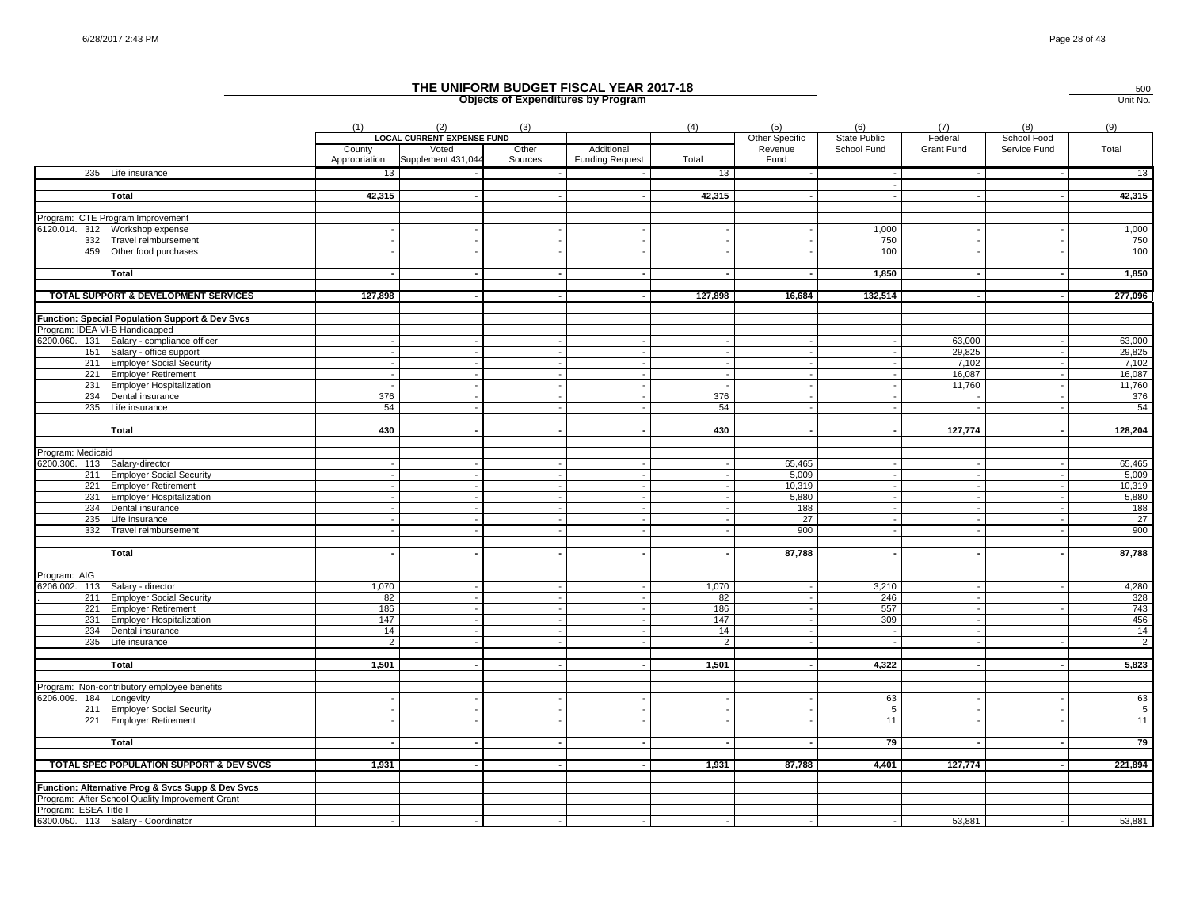# THE UNIFORM BUDGET FISCAL YEAR 2017-18

**Objects of Expenditures by Program**

500
Unit No.

| | (1) | (2) | (3) | | (4) | (5) | (6) | (7) | (8) | (9) |
|---|---|---|---|---|---|---|---|---|---|---|
| | LOCAL CURRENT EXPENSE FUND | | | | | Other Specific Revenue Fund | State Public School Fund | Federal Grant Fund | School Food Service Fund | Total |
| | County Appropriation | Voted Supplement 431,044 | Other Sources | Additional Funding Request | Total | | | | | |
| 235 Life insurance | 13 | - | - | - | 13 | - | - | - | - | 13 |
| | | | | | | | - | | | |
| **Total** | **42,315** | **-** | **-** | **-** | **42,315** | **-** | **-** | **-** | **-** | **42,315** |
| | | | | | | | | | | |
| Program: CTE Program Improvement | | | | | | | | | | |
| 6120.014. 312 Workshop expense | - | - | - | - | - | - | 1,000 | - | - | 1,000 |
| 332 Travel reimbursement | - | - | - | - | - | - | 750 | - | - | 750 |
| 459 Other food purchases | - | - | - | - | - | - | 100 | - | - | 100 |
| | | | | | | | | | | |
| **Total** | **-** | **-** | **-** | **-** | **-** | **-** | **1,850** | **-** | **-** | **1,850** |
| | | | | | | | | | | |
| **TOTAL SUPPORT & DEVELOPMENT SERVICES** | **127,898** | **-** | **-** | **-** | **127,898** | **16,684** | **132,514** | **-** | **-** | **277,096** |
| | | | | | | | | | | |
| **Function: Special Population Support & Dev Svcs** | | | | | | | | | | |
| Program: IDEA VI-B Handicapped | | | | | | | | | | |
| 6200.060. 131 Salary - compliance officer | - | - | - | - | - | - | - | 63,000 | - | 63,000 |
| 151 Salary - office support | - | - | - | - | - | - | - | 29,825 | - | 29,825 |
| 211 Employer Social Security | - | - | - | - | - | - | - | 7,102 | - | 7,102 |
| 221 Employer Retirement | - | - | - | - | - | - | - | 16,087 | - | 16,087 |
| 231 Employer Hospitalization | - | - | - | - | - | - | - | 11,760 | - | 11,760 |
| 234 Dental insurance | 376 | - | - | - | 376 | - | - | - | - | 376 |
| 235 Life insurance | 54 | - | - | - | 54 | - | - | - | - | 54 |
| | | | | | | | | | | |
| **Total** | **430** | **-** | **-** | **-** | **430** | **-** | **-** | **127,774** | **-** | **128,204** |
| | | | | | | | | | | |
| Program: Medicaid | | | | | | | | | | |
| 6200.306. 113 Salary-director | - | - | - | - | - | 65,465 | - | - | - | 65,465 |
| 211 Employer Social Security | - | - | - | - | - | 5,009 | - | - | - | 5,009 |
| 221 Employer Retirement | - | - | - | - | - | 10,319 | - | - | - | 10,319 |
| 231 Employer Hospitalization | - | - | - | - | - | 5,880 | - | - | - | 5,880 |
| 234 Dental insurance | - | - | - | - | - | 188 | - | - | - | 188 |
| 235 Life insurance | - | - | - | - | - | 27 | - | - | - | 27 |
| 332 Travel reimbursement | - | - | - | - | - | 900 | - | - | - | 900 |
| | | | | | | | | | | |
| **Total** | **-** | **-** | **-** | **-** | **-** | **87,788** | **-** | **-** | **-** | **87,788** |
| | | | | | | | | | | |
| Program: AIG | | | | | | | | | | |
| 6206.002. 113 Salary - director | 1,070 | - | - | - | 1,070 | - | 3,210 | - | - | 4,280 |
| 211 Employer Social Security | 82 | - | - | - | 82 | - | 246 | - | | 328 |
| 221 Employer Retirement | 186 | - | - | - | 186 | - | 557 | - | - | 743 |
| 231 Employer Hospitalization | 147 | - | - | - | 147 | - | 309 | - | | 456 |
| 234 Dental insurance | 14 | - | - | - | 14 | - | - | - | | 14 |
| 235 Life insurance | 2 | - | - | - | 2 | - | - | - | - | 2 |
| | | | | | | | | | | |
| **Total** | **1,501** | **-** | **-** | **-** | **1,501** | **-** | **4,322** | **-** | **-** | **5,823** |
| | | | | | | | | | | |
| Program: Non-contributory employee benefits | | | | | | | | | | |
| 6206.009. 184 Longevity | - | - | - | - | - | - | 63 | - | - | 63 |
| 211 Employer Social Security | - | - | - | - | - | - | 5 | - | - | 5 |
| 221 Employer Retirement | - | - | - | - | - | - | 11 | - | - | 11 |
| | | | | | | | | | | |
| **Total** | **-** | **-** | **-** | **-** | **-** | **-** | **79** | **-** | **-** | **79** |
| | | | | | | | | | | |
| **TOTAL SPEC POPULATION SUPPORT & DEV SVCS** | **1,931** | **-** | **-** | **-** | **1,931** | **87,788** | **4,401** | **127,774** | **-** | **221,894** |
| | | | | | | | | | | |
| **Function: Alternative Prog & Svcs Supp & Dev Svcs** | | | | | | | | | | |
| Program: After School Quality Improvement Grant | | | | | | | | | | |
| Program: ESEA Title I | | | | | | | | | | |
| 6300.050. 113 Salary - Coordinator | - | - | - | - | - | - | - | 53,881 | - | 53,881 |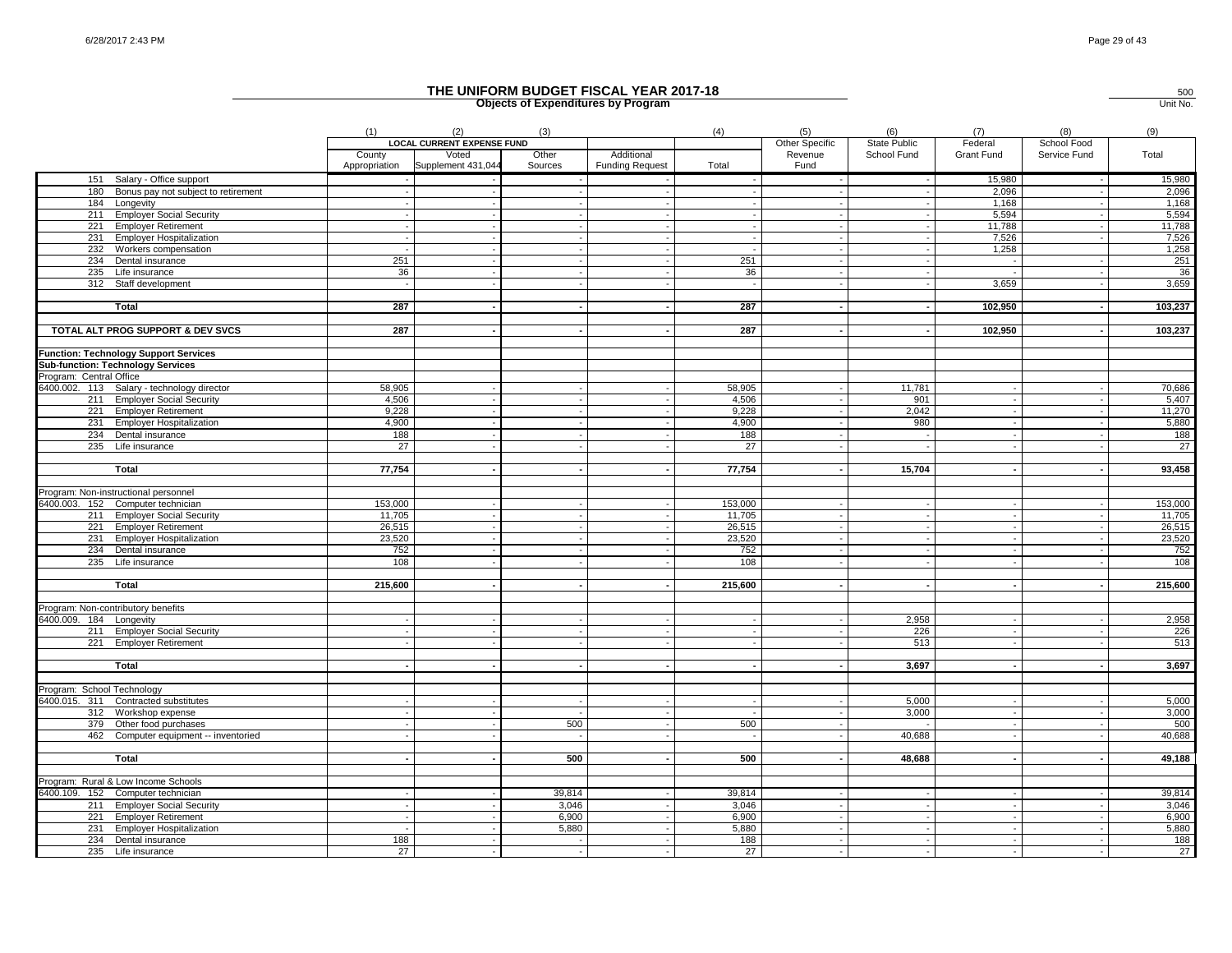# THE UNIFORM BUDGET FISCAL YEAR 2017-18

500
Unit No.

## Objects of Expenditures by Program

| | (1) | (2) | (3) | | (4) | (5) | (6) | (7) | (8) | (9) |
|---|---|---|---|---|---|---|---|---|---|---|
| | LOCAL CURRENT EXPENSE FUND | | | | | Other Specific Revenue Fund | State Public School Fund | Federal Grant Fund | School Food Service Fund | Total |
| | County Appropriation | Voted Supplement 431,044 | Other Sources | Additional Funding Request | Total | | | | | |
| 151 Salary - Office support | - | - | - | - | - | - | - | 15,980 | - | 15,980 |
| 180 Bonus pay not subject to retirement | - | - | - | - | - | - | - | 2,096 | - | 2,096 |
| 184 Longevity | - | - | - | - | - | - | - | 1,168 | - | 1,168 |
| 211 Employer Social Security | - | - | - | - | - | - | - | 5,594 | - | 5,594 |
| 221 Employer Retirement | - | - | - | - | - | - | - | 11,788 | - | 11,788 |
| 231 Employer Hospitalization | - | - | - | - | - | - | - | 7,526 | - | 7,526 |
| 232 Workers compensation | - | - | - | - | - | - | - | 1,258 | | 1,258 |
| 234 Dental insurance | 251 | - | - | - | 251 | - | - | - | - | 251 |
| 235 Life insurance | 36 | - | - | - | 36 | - | - | - | - | 36 |
| 312 Staff development | - | - | - | - | - | - | - | 3,659 | - | 3,659 |
| **Total** | **287** | **-** | **-** | **-** | **287** | **-** | **-** | **102,950** | **-** | **103,237** |
| **TOTAL ALT PROG SUPPORT & DEV SVCS** | **287** | **-** | **-** | **-** | **287** | **-** | **-** | **102,950** | **-** | **103,237** |
| **Function: Technology Support Services** | | | | | | | | | | |
| **Sub-function: Technology Services** | | | | | | | | | | |
| Program: Central Office | | | | | | | | | | |
| 6400.002. 113 Salary - technology director | 58,905 | - | - | - | 58,905 | - | 11,781 | - | - | 70,686 |
| 211 Employer Social Security | 4,506 | - | - | - | 4,506 | - | 901 | - | - | 5,407 |
| 221 Employer Retirement | 9,228 | - | - | - | 9,228 | - | 2,042 | - | - | 11,270 |
| 231 Employer Hospitalization | 4,900 | - | - | - | 4,900 | - | 980 | - | - | 5,880 |
| 234 Dental insurance | 188 | - | - | - | 188 | - | - | - | - | 188 |
| 235 Life insurance | 27 | - | - | - | 27 | - | - | - | - | 27 |
| **Total** | **77,754** | **-** | **-** | **-** | **77,754** | **-** | **15,704** | **-** | **-** | **93,458** |
| Program: Non-instructional personnel | | | | | | | | | | |
| 6400.003. 152 Computer technician | 153,000 | - | - | - | 153,000 | - | - | - | - | 153,000 |
| 211 Employer Social Security | 11,705 | - | - | - | 11,705 | - | - | - | - | 11,705 |
| 221 Employer Retirement | 26,515 | - | - | - | 26,515 | - | - | - | - | 26,515 |
| 231 Employer Hospitalization | 23,520 | - | - | - | 23,520 | - | - | - | - | 23,520 |
| 234 Dental insurance | 752 | - | - | - | 752 | - | - | - | - | 752 |
| 235 Life insurance | 108 | - | - | - | 108 | - | - | - | - | 108 |
| **Total** | **215,600** | **-** | **-** | **-** | **215,600** | **-** | **-** | **-** | **-** | **215,600** |
| Program: Non-contributory benefits | | | | | | | | | | |
| 6400.009. 184 Longevity | - | - | - | - | - | - | 2,958 | - | - | 2,958 |
| 211 Employer Social Security | - | - | - | - | - | - | 226 | - | - | 226 |
| 221 Employer Retirement | - | - | - | - | - | - | 513 | - | - | 513 |
| **Total** | **-** | **-** | **-** | **-** | **-** | **-** | **3,697** | **-** | **-** | **3,697** |
| Program: School Technology | | | | | | | | | | |
| 6400.015. 311 Contracted substitutes | - | - | - | - | - | - | 5,000 | - | - | 5,000 |
| 312 Workshop expense | - | - | - | - | - | - | 3,000 | - | - | 3,000 |
| 379 Other food purchases | - | - | 500 | - | 500 | - | - | - | - | 500 |
| 462 Computer equipment -- inventoried | - | - | - | - | - | - | 40,688 | - | - | 40,688 |
| **Total** | **-** | **-** | **500** | **-** | **500** | **-** | **48,688** | **-** | **-** | **49,188** |
| Program: Rural & Low Income Schools | | | | | | | | | | |
| 6400.109. 152 Computer technician | - | - | 39,814 | - | 39,814 | - | - | - | - | 39,814 |
| 211 Employer Social Security | - | - | 3,046 | - | 3,046 | - | - | - | - | 3,046 |
| 221 Employer Retirement | - | - | 6,900 | - | 6,900 | - | - | - | - | 6,900 |
| 231 Employer Hospitalization | - | - | 5,880 | - | 5,880 | - | - | - | - | 5,880 |
| 234 Dental insurance | 188 | - | - | - | 188 | - | - | - | - | 188 |
| 235 Life insurance | 27 | - | - | - | 27 | - | - | - | - | 27 |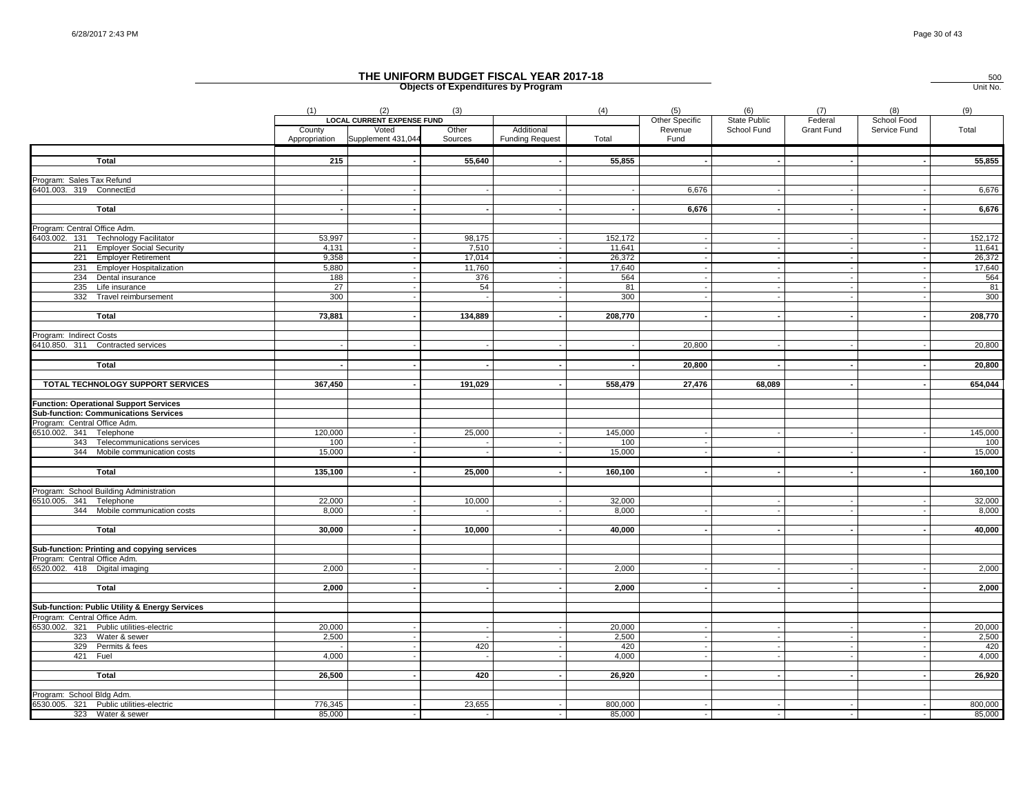# THE UNIFORM BUDGET FISCAL YEAR 2017-18

## Objects of Expenditures by Program

500
Unit No.

| | (1) | (2) | (3) | | (4) | (5) | (6) | (7) | (8) | (9) |
|---|---|---|---|---|---|---|---|---|---|---|
| | LOCAL CURRENT EXPENSE FUND | | | | | Other Specific | State Public | Federal | School Food | |
| | County Appropriation | Voted Supplement 431,044 | Other Sources | Additional Funding Request | Total | Revenue Fund | School Fund | Grant Fund | Service Fund | Total |
| **Total** | **215** | **-** | **55,640** | **-** | **55,855** | **-** | **-** | **-** | **-** | **55,855** |
| Program: Sales Tax Refund | | | | | | | | | | |
| 6401.003. 319 ConnectEd | - | - | - | - | - | 6,676 | - | - | - | 6,676 |
| **Total** | **-** | **-** | **-** | **-** | **-** | **6,676** | **-** | **-** | **-** | **6,676** |
| Program: Central Office Adm. | | | | | | | | | | |
| 6403.002. 131 Technology Facilitator | 53,997 | - | 98,175 | - | 152,172 | - | - | - | - | 152,172 |
| 211 Employer Social Security | 4,131 | - | 7,510 | - | 11,641 | - | - | - | - | 11,641 |
| 221 Employer Retirement | 9,358 | - | 17,014 | - | 26,372 | - | - | - | - | 26,372 |
| 231 Employer Hospitalization | 5,880 | - | 11,760 | - | 17,640 | - | - | - | - | 17,640 |
| 234 Dental insurance | 188 | - | 376 | - | 564 | - | - | - | - | 564 |
| 235 Life insurance | 27 | - | 54 | - | 81 | - | - | - | - | 81 |
| 332 Travel reimbursement | 300 | - | - | - | 300 | - | - | - | - | 300 |
| **Total** | **73,881** | **-** | **134,889** | **-** | **208,770** | **-** | **-** | **-** | **-** | **208,770** |
| Program: Indirect Costs | | | | | | | | | | |
| 6410.850. 311 Contracted services | - | - | - | - | - | 20,800 | - | - | - | 20,800 |
| **Total** | **-** | **-** | **-** | **-** | **-** | **20,800** | **-** | **-** | **-** | **20,800** |
| **TOTAL TECHNOLOGY SUPPORT SERVICES** | **367,450** | **-** | **191,029** | **-** | **558,479** | **27,476** | **68,089** | **-** | **-** | **654,044** |
| **Function: Operational Support Services** | | | | | | | | | | |
| **Sub-function: Communications Services** | | | | | | | | | | |
| Program: Central Office Adm. | | | | | | | | | | |
| 6510.002. 341 Telephone | 120,000 | - | 25,000 | - | 145,000 | - | - | - | - | 145,000 |
| 343 Telecommunications services | 100 | - | - | - | 100 | - | | | | 100 |
| 344 Mobile communication costs | 15,000 | - | - | - | 15,000 | - | - | - | - | 15,000 |
| **Total** | **135,100** | **-** | **25,000** | **-** | **160,100** | **-** | **-** | **-** | **-** | **160,100** |
| Program: School Building Administration | | | | | | | | | | |
| 6510.005. 341 Telephone | 22,000 | - | 10,000 | - | 32,000 | | - | - | - | 32,000 |
| 344 Mobile communication costs | 8,000 | - | - | - | 8,000 | - | - | - | - | 8,000 |
| **Total** | **30,000** | **-** | **10,000** | **-** | **40,000** | **-** | **-** | **-** | **-** | **40,000** |
| **Sub-function: Printing and copying services** | | | | | | | | | | |
| Program: Central Office Adm. | | | | | | | | | | |
| 6520.002. 418 Digital imaging | 2,000 | - | - | - | 2,000 | - | - | - | - | 2,000 |
| **Total** | **2,000** | **-** | **-** | **-** | **2,000** | **-** | **-** | **-** | **-** | **2,000** |
| **Sub-function: Public Utility & Energy Services** | | | | | | | | | | |
| Program: Central Office Adm. | | | | | | | | | | |
| 6530.002. 321 Public utilities-electric | 20,000 | - | - | - | 20,000 | - | - | - | - | 20,000 |
| 323 Water & sewer | 2,500 | - | - | - | 2,500 | - | - | - | - | 2,500 |
| 329 Permits & fees | - | - | 420 | - | 420 | - | - | - | - | 420 |
| 421 Fuel | 4,000 | - | - | - | 4,000 | - | - | - | - | 4,000 |
| **Total** | **26,500** | **-** | **420** | **-** | **26,920** | **-** | **-** | **-** | **-** | **26,920** |
| Program: School Bldg Adm. | | | | | | | | | | |
| 6530.005. 321 Public utilities-electric | 776,345 | - | 23,655 | - | 800,000 | - | - | - | - | 800,000 |
| 323 Water & sewer | 85,000 | - | - | - | 85,000 | - | - | - | - | 85,000 |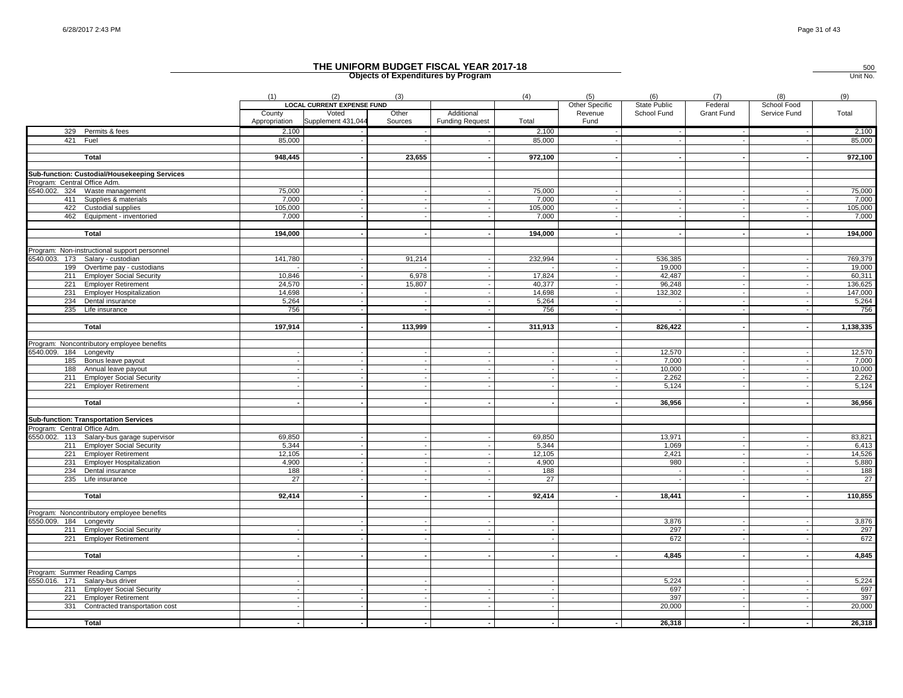# THE UNIFORM BUDGET FISCAL YEAR 2017-18

**Objects of Expenditures by Program**

500
Unit No.

| | (1) | (2) | (3) | | (4) | (5) | (6) | (7) | (8) | (9) |
|---|---|---|---|---|---|---|---|---|---|---|
| | LOCAL CURRENT EXPENSE FUND | | | | | Other Specific | State Public | Federal | School Food | |
| | County Appropriation | Voted Supplement 431,044 | Other Sources | Additional Funding Request | Total | Revenue Fund | School Fund | Grant Fund | Service Fund | Total |
| 329 Permits & fees | 2,100 | - | - | - | 2,100 | - | - | - | - | 2,100 |
| 421 Fuel | 85,000 | - | - | - | 85,000 | - | - | - | - | 85,000 |
| **Total** | **948,445** | **-** | **23,655** | **-** | **972,100** | **-** | **-** | **-** | **-** | **972,100** |
| **Sub-function: Custodial/Housekeeping Services** | | | | | | | | | | |
| Program: Central Office Adm. | | | | | | | | | | |
| 6540.002. 324 Waste management | 75,000 | - | - | - | 75,000 | - | - | - | - | 75,000 |
| 411 Supplies & materials | 7,000 | - | - | - | 7,000 | - | - | - | - | 7,000 |
| 422 Custodial supplies | 105,000 | - | - | - | 105,000 | - | - | - | - | 105,000 |
| 462 Equipment - inventoried | 7,000 | - | - | - | 7,000 | - | - | - | - | 7,000 |
| **Total** | **194,000** | **-** | **-** | **-** | **194,000** | **-** | **-** | **-** | **-** | **194,000** |
| Program: Non-instructional support personnel | | | | | | | | | | |
| 6540.003. 173 Salary - custodian | 141,780 | - | 91,214 | - | 232,994 | - | 536,385 | | - | 769,379 |
| 199 Overtime pay - custodians | - | - | - | - | - | - | 19,000 | - | - | 19,000 |
| 211 Employer Social Security | 10,846 | - | 6,978 | - | 17,824 | - | 42,487 | - | - | 60,311 |
| 221 Employer Retirement | 24,570 | - | 15,807 | - | 40,377 | - | 96,248 | - | - | 136,625 |
| 231 Employer Hospitalization | 14,698 | - | - | - | 14,698 | - | 132,302 | - | - | 147,000 |
| 234 Dental insurance | 5,264 | - | - | - | 5,264 | - | - | - | - | 5,264 |
| 235 Life insurance | 756 | - | - | - | 756 | - | - | - | - | 756 |
| **Total** | **197,914** | **-** | **113,999** | **-** | **311,913** | **-** | **826,422** | **-** | **-** | **1,138,335** |
| Program: Noncontributory employee benefits | | | | | | | | | | |
| 6540.009. 184 Longevity | - | - | - | - | - | - | 12,570 | - | - | 12,570 |
| 185 Bonus leave payout | - | - | - | - | - | - | 7,000 | - | - | 7,000 |
| 188 Annual leave payout | - | - | - | - | - | - | 10,000 | - | - | 10,000 |
| 211 Employer Social Security | - | - | - | - | - | - | 2,262 | - | - | 2,262 |
| 221 Employer Retirement | - | - | - | - | - | - | 5,124 | - | - | 5,124 |
| **Total** | **-** | **-** | **-** | **-** | **-** | **-** | **36,956** | **-** | **-** | **36,956** |
| **Sub-function: Transportation Services** | | | | | | | | | | |
| Program: Central Office Adm. | | | | | | | | | | |
| 6550.002. 113 Salary-bus garage supervisor | 69,850 | - | - | - | 69,850 | | 13,971 | - | - | 83,821 |
| 211 Employer Social Security | 5,344 | - | - | - | 5,344 | | 1,069 | - | - | 6,413 |
| 221 Employer Retirement | 12,105 | - | - | - | 12,105 | | 2,421 | - | - | 14,526 |
| 231 Employer Hospitalization | 4,900 | - | - | - | 4,900 | | 980 | - | - | 5,880 |
| 234 Dental insurance | 188 | - | - | - | 188 | | - | - | - | 188 |
| 235 Life insurance | 27 | - | - | - | 27 | | - | - | - | 27 |
| **Total** | **92,414** | **-** | **-** | **-** | **92,414** | **-** | **18,441** | **-** | **-** | **110,855** |
| Program: Noncontributory employee benefits | | | | | | | | | | |
| 6550.009. 184 Longevity | | - | - | - | - | | 3,876 | - | - | 3,876 |
| 211 Employer Social Security | - | - | - | - | - | | 297 | - | - | 297 |
| 221 Employer Retirement | - | - | - | - | - | | 672 | - | - | 672 |
| **Total** | **-** | **-** | **-** | **-** | **-** | **-** | **4,845** | **-** | **-** | **4,845** |
| Program: Summer Reading Camps | | | | | | | | | | |
| 6550.016. 171 Salary-bus driver | - | | - | | - | | 5,224 | - | - | 5,224 |
| 211 Employer Social Security | - | - | - | - | - | | 697 | - | - | 697 |
| 221 Employer Retirement | - | - | - | - | - | | 397 | - | - | 397 |
| 331 Contracted transportation cost | - | - | - | - | - | | 20,000 | - | - | 20,000 |
| **Total** | **-** | **-** | **-** | **-** | **-** | **-** | **26,318** | **-** | **-** | **26,318** |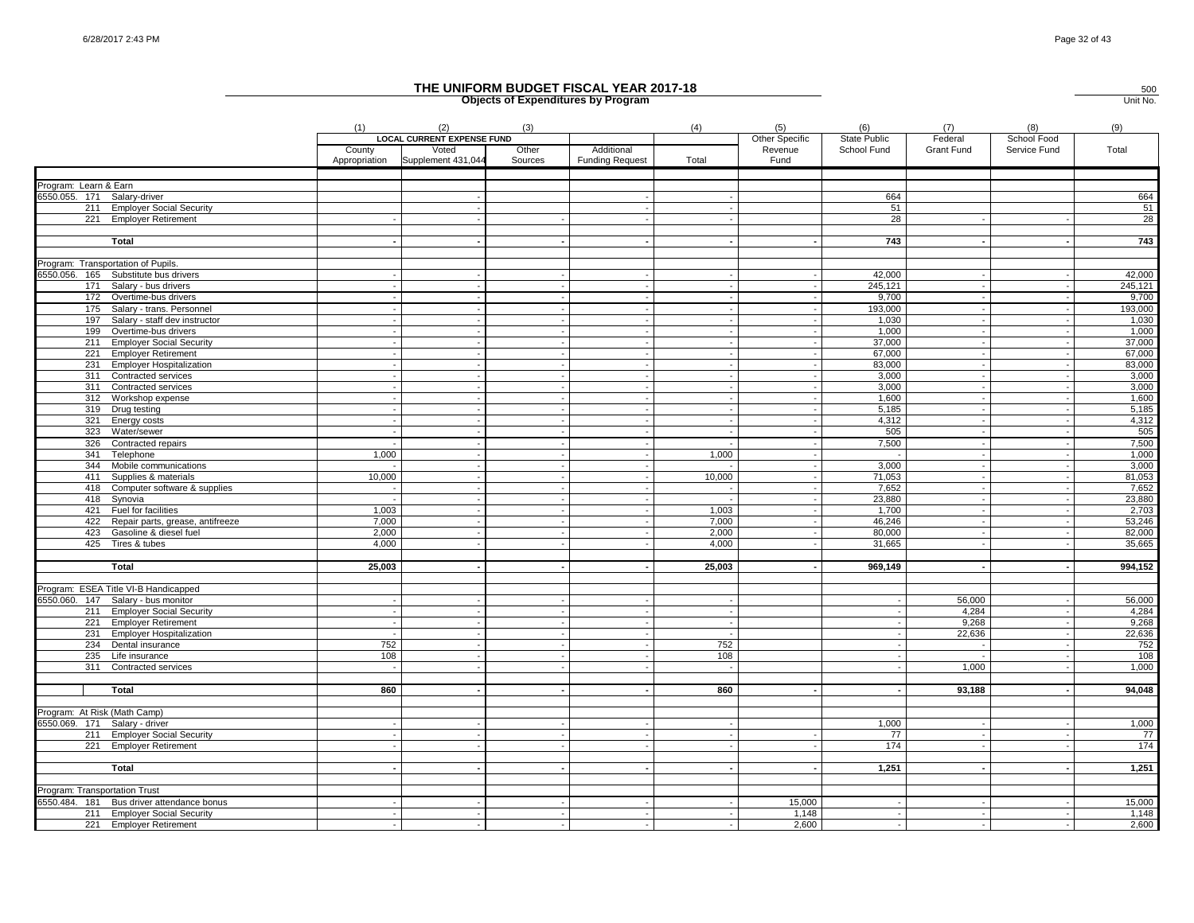# THE UNIFORM BUDGET FISCAL YEAR 2017-18

## Objects of Expenditures by Program

500
Unit No.

| | (1) | (2) | (3) | | (4) | (5) | (6) | (7) | (8) | (9) |
|---|---|---|---|---|---|---|---|---|---|---|
| | LOCAL CURRENT EXPENSE FUND | | | | | Other Specific | State Public | Federal | School Food | |
| | County Appropriation | Voted Supplement 431,044 | Other Sources | Additional Funding Request | Total | Revenue Fund | School Fund | Grant Fund | Service Fund | Total |
| **Program: Learn & Earn** | | | | | | | | | | |
| 6550.055. 171 Salary-driver | | - | | - | - | | 664 | | | 664 |
| 211 Employer Social Security | | - | | - | - | | 51 | | | 51 |
| 221 Employer Retirement | - | - | - | - | - | | 28 | - | - | 28 |
| **Total** | **-** | **-** | **-** | **-** | **-** | **-** | **743** | **-** | **-** | **743** |
| **Program: Transportation of Pupils.** | | | | | | | | | | |
| 6550.056. 165 Substitute bus drivers | - | - | - | - | - | - | 42,000 | - | - | 42,000 |
| 171 Salary - bus drivers | - | - | - | - | - | - | 245,121 | - | - | 245,121 |
| 172 Overtime-bus drivers | - | - | - | - | - | - | 9,700 | - | - | 9,700 |
| 175 Salary - trans. Personnel | - | - | - | - | - | - | 193,000 | - | - | 193,000 |
| 197 Salary - staff dev instructor | - | - | - | - | - | - | 1,030 | - | - | 1,030 |
| 199 Overtime-bus drivers | - | - | - | - | - | - | 1,000 | - | - | 1,000 |
| 211 Employer Social Security | - | - | - | - | - | - | 37,000 | - | - | 37,000 |
| 221 Employer Retirement | - | - | - | - | - | - | 67,000 | - | - | 67,000 |
| 231 Employer Hospitalization | - | - | - | - | - | - | 83,000 | - | - | 83,000 |
| 311 Contracted services | - | - | - | - | - | - | 3,000 | - | - | 3,000 |
| 311 Contracted services | - | - | - | - | - | - | 3,000 | - | - | 3,000 |
| 312 Workshop expense | - | - | - | - | - | - | 1,600 | - | - | 1,600 |
| 319 Drug testing | - | - | - | - | - | - | 5,185 | - | - | 5,185 |
| 321 Energy costs | - | - | - | - | - | - | 4,312 | - | - | 4,312 |
| 323 Water/sewer | - | - | - | - | - | - | 505 | - | - | 505 |
| 326 Contracted repairs | - | - | - | - | - | - | 7,500 | - | - | 7,500 |
| 341 Telephone | 1,000 | - | - | - | 1,000 | - | - | - | - | 1,000 |
| 344 Mobile communications | - | - | - | - | - | - | 3,000 | - | - | 3,000 |
| 411 Supplies & materials | 10,000 | - | - | - | 10,000 | - | 71,053 | - | - | 81,053 |
| 418 Computer software & supplies | - | - | - | - | - | - | 7,652 | - | - | 7,652 |
| 418 Synovia | - | - | - | - | - | - | 23,880 | - | - | 23,880 |
| 421 Fuel for facilities | 1,003 | - | - | - | 1,003 | - | 1,700 | - | - | 2,703 |
| 422 Repair parts, grease, antifreeze | 7,000 | - | - | - | 7,000 | - | 46,246 | - | - | 53,246 |
| 423 Gasoline & diesel fuel | 2,000 | - | - | - | 2,000 | - | 80,000 | - | - | 82,000 |
| 425 Tires & tubes | 4,000 | - | - | - | 4,000 | - | 31,665 | - | - | 35,665 |
| **Total** | **25,003** | **-** | **-** | **-** | **25,003** | **-** | **969,149** | **-** | **-** | **994,152** |
| **Program: ESEA Title VI-B Handicapped** | | | | | | | | | | |
| 6550.060. 147 Salary - bus monitor | - | - | - | - | - | | - | 56,000 | - | 56,000 |
| 211 Employer Social Security | - | - | - | - | - | | - | 4,284 | - | 4,284 |
| 221 Employer Retirement | - | - | - | - | - | | - | 9,268 | - | 9,268 |
| 231 Employer Hospitalization | - | - | - | - | - | | - | 22,636 | - | 22,636 |
| 234 Dental insurance | 752 | - | - | - | 752 | | - | - | - | 752 |
| 235 Life insurance | 108 | - | - | - | 108 | | - | - | - | 108 |
| 311 Contracted services | - | - | - | - | - | | - | 1,000 | - | 1,000 |
| **Total** | **860** | **-** | **-** | **-** | **860** | **-** | **-** | **93,188** | **-** | **94,048** |
| **Program: At Risk (Math Camp)** | | | | | | | | | | |
| 6550.069. 171 Salary - driver | - | - | - | - | - | | 1,000 | - | - | 1,000 |
| 211 Employer Social Security | - | - | - | - | - | - | 77 | - | - | 77 |
| 221 Employer Retirement | - | - | - | - | - | - | 174 | - | - | 174 |
| **Total** | **-** | **-** | **-** | **-** | **-** | **-** | **1,251** | **-** | **-** | **1,251** |
| **Program: Transportation Trust** | | | | | | | | | | |
| 6550.484. 181 Bus driver attendance bonus | - | - | - | - | - | 15,000 | - | - | - | 15,000 |
| 211 Employer Social Security | - | - | - | - | - | 1,148 | - | - | - | 1,148 |
| 221 Employer Retirement | - | - | - | - | - | 2,600 | - | - | - | 2,600 |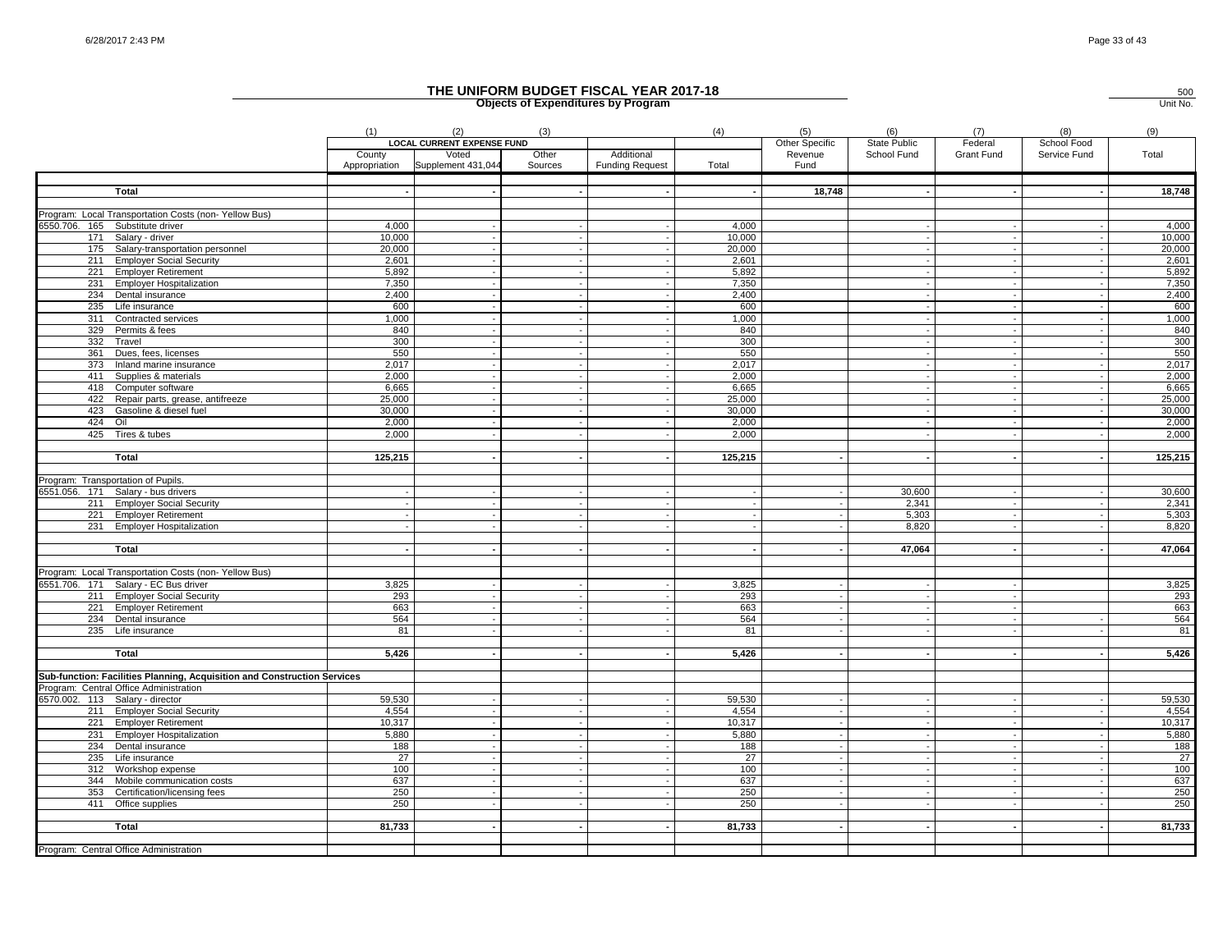# THE UNIFORM BUDGET FISCAL YEAR 2017-18

## Objects of Expenditures by Program

500
Unit No.

| | (1) | (2) | (3) | | (4) | (5) | (6) | (7) | (8) | (9) |
|---|---|---|---|---|---|---|---|---|---|---|
| | LOCAL CURRENT EXPENSE FUND | | | | | Other Specific Revenue Fund | State Public School Fund | Federal Grant Fund | School Food Service Fund | Total |
| | County Appropriation | Voted Supplement 431,044 | Other Sources | Additional Funding Request | Total | | | | | |
| **Total** | - | - | - | - | - | 18,748 | - | - | - | 18,748 |
| Program: Local Transportation Costs (non- Yellow Bus) | | | | | | | | | | |
| 6550.706. 165 Substitute driver | 4,000 | - | - | - | 4,000 | | - | - | - | 4,000 |
| 171 Salary - driver | 10,000 | - | - | - | 10,000 | | - | - | - | 10,000 |
| 175 Salary-transportation personnel | 20,000 | - | - | - | 20,000 | | - | - | - | 20,000 |
| 211 Employer Social Security | 2,601 | - | - | - | 2,601 | | - | - | - | 2,601 |
| 221 Employer Retirement | 5,892 | - | - | - | 5,892 | | - | - | - | 5,892 |
| 231 Employer Hospitalization | 7,350 | - | - | - | 7,350 | | - | - | - | 7,350 |
| 234 Dental insurance | 2,400 | - | - | - | 2,400 | | - | - | - | 2,400 |
| 235 Life insurance | 600 | - | - | - | 600 | | - | - | - | 600 |
| 311 Contracted services | 1,000 | - | - | - | 1,000 | | - | - | - | 1,000 |
| 329 Permits & fees | 840 | - | - | - | 840 | | - | - | - | 840 |
| 332 Travel | 300 | - | - | - | 300 | | - | - | - | 300 |
| 361 Dues, fees, licenses | 550 | - | - | - | 550 | | - | - | - | 550 |
| 373 Inland marine insurance | 2,017 | - | - | - | 2,017 | | - | - | - | 2,017 |
| 411 Supplies & materials | 2,000 | - | - | - | 2,000 | | - | - | - | 2,000 |
| 418 Computer software | 6,665 | - | - | - | 6,665 | | - | - | - | 6,665 |
| 422 Repair parts, grease, antifreeze | 25,000 | - | - | - | 25,000 | | - | - | - | 25,000 |
| 423 Gasoline & diesel fuel | 30,000 | - | - | - | 30,000 | | - | - | - | 30,000 |
| 424 Oil | 2,000 | - | - | - | 2,000 | | - | - | - | 2,000 |
| 425 Tires & tubes | 2,000 | - | - | - | 2,000 | | - | - | - | 2,000 |
| **Total** | 125,215 | - | - | - | 125,215 | - | - | - | - | 125,215 |
| Program: Transportation of Pupils. | | | | | | | | | | |
| 6551.056. 171 Salary - bus drivers | - | - | - | - | - | - | 30,600 | - | - | 30,600 |
| 211 Employer Social Security | - | - | - | - | - | - | 2,341 | - | - | 2,341 |
| 221 Employer Retirement | - | - | - | - | - | - | 5,303 | - | - | 5,303 |
| 231 Employer Hospitalization | - | - | - | - | - | - | 8,820 | - | - | 8,820 |
| **Total** | - | - | - | - | - | - | 47,064 | - | - | 47,064 |
| Program: Local Transportation Costs (non- Yellow Bus) | | | | | | | | | | |
| 6551.706. 171 Salary - EC Bus driver | 3,825 | - | - | - | 3,825 | - | - | - | | 3,825 |
| 211 Employer Social Security | 293 | - | - | - | 293 | - | - | - | | 293 |
| 221 Employer Retirement | 663 | - | - | - | 663 | - | - | - | | 663 |
| 234 Dental insurance | 564 | - | - | - | 564 | - | - | - | - | 564 |
| 235 Life insurance | 81 | - | - | - | 81 | - | - | - | - | 81 |
| **Total** | 5,426 | - | - | - | 5,426 | - | - | - | - | 5,426 |
| **Sub-function: Facilities Planning, Acquisition and Construction Services** | | | | | | | | | | |
| Program: Central Office Administration | | | | | | | | | | |
| 6570.002. 113 Salary - director | 59,530 | - | - | - | 59,530 | - | - | - | - | 59,530 |
| 211 Employer Social Security | 4,554 | - | - | - | 4,554 | - | - | - | - | 4,554 |
| 221 Employer Retirement | 10,317 | - | - | - | 10,317 | - | - | - | - | 10,317 |
| 231 Employer Hospitalization | 5,880 | - | - | - | 5,880 | - | - | - | - | 5,880 |
| 234 Dental insurance | 188 | - | - | - | 188 | - | - | - | - | 188 |
| 235 Life insurance | 27 | - | - | - | 27 | - | - | - | - | 27 |
| 312 Workshop expense | 100 | - | - | - | 100 | - | - | - | - | 100 |
| 344 Mobile communication costs | 637 | - | - | - | 637 | - | - | - | - | 637 |
| 353 Certification/licensing fees | 250 | - | - | - | 250 | - | - | - | - | 250 |
| 411 Office supplies | 250 | - | - | - | 250 | - | - | - | - | 250 |
| **Total** | 81,733 | - | - | - | 81,733 | - | - | - | - | 81,733 |
| Program: Central Office Administration | | | | | | | | | | |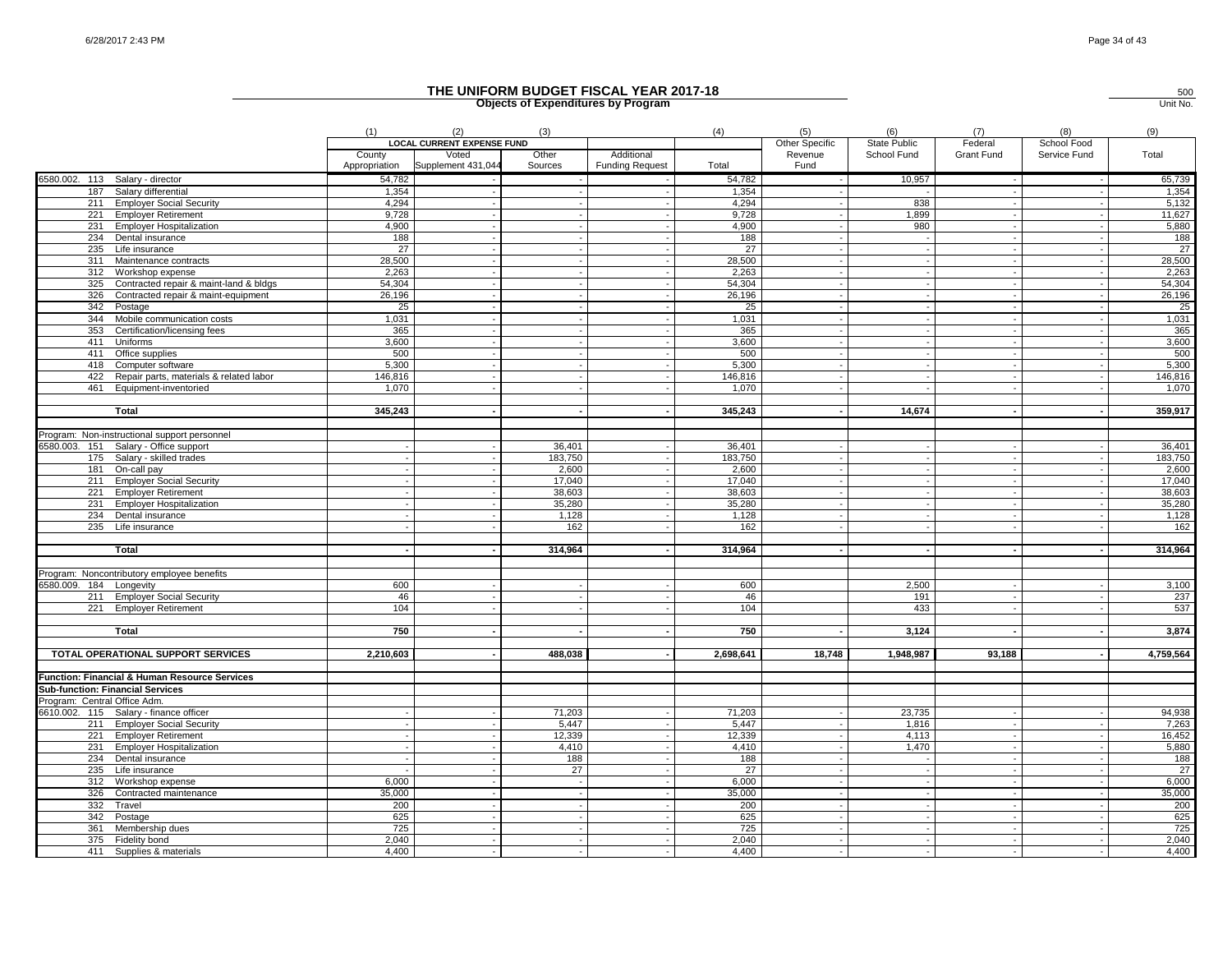# THE UNIFORM BUDGET FISCAL YEAR 2017-18

**Objects of Expenditures by Program**

500
Unit No.

| | (1) | (2) | (3) | | (4) | (5) | (6) | (7) | (8) | (9) |
|---|---|---|---|---|---|---|---|---|---|---|
| | LOCAL CURRENT EXPENSE FUND | | | | | Other Specific | State Public | Federal | School Food | |
| | County Appropriation | Voted Supplement 431,044 | Other Sources | Additional Funding Request | Total | Revenue Fund | School Fund | Grant Fund | Service Fund | Total |
| 6580.002. 113 Salary - director | 54,782 | - | - | - | 54,782 | - | 10,957 | - | - | 65,739 |
| 187 Salary differential | 1,354 | - | - | - | 1,354 | - | - | - | - | 1,354 |
| 211 Employer Social Security | 4,294 | - | - | - | 4,294 | - | 838 | - | - | 5,132 |
| 221 Employer Retirement | 9,728 | - | - | - | 9,728 | - | 1,899 | - | - | 11,627 |
| 231 Employer Hospitalization | 4,900 | - | - | - | 4,900 | - | 980 | - | - | 5,880 |
| 234 Dental insurance | 188 | - | - | - | 188 | - | - | - | - | 188 |
| 235 Life insurance | 27 | - | - | - | 27 | - | - | - | - | 27 |
| 311 Maintenance contracts | 28,500 | - | - | - | 28,500 | - | - | - | - | 28,500 |
| 312 Workshop expense | 2,263 | - | - | - | 2,263 | - | - | - | - | 2,263 |
| 325 Contracted repair & maint-land & bldgs | 54,304 | - | - | - | 54,304 | - | - | - | - | 54,304 |
| 326 Contracted repair & maint-equipment | 26,196 | - | - | - | 26,196 | - | - | - | - | 26,196 |
| 342 Postage | 25 | - | - | - | 25 | - | - | - | - | 25 |
| 344 Mobile communication costs | 1,031 | - | - | - | 1,031 | - | - | - | - | 1,031 |
| 353 Certification/licensing fees | 365 | - | - | - | 365 | - | - | - | - | 365 |
| 411 Uniforms | 3,600 | - | - | - | 3,600 | - | - | - | - | 3,600 |
| 411 Office supplies | 500 | - | - | - | 500 | - | - | - | - | 500 |
| 418 Computer software | 5,300 | - | - | - | 5,300 | - | - | - | - | 5,300 |
| 422 Repair parts, materials & related labor | 146,816 | - | - | - | 146,816 | - | - | - | - | 146,816 |
| 461 Equipment-inventoried | 1,070 | - | - | - | 1,070 | - | - | - | - | 1,070 |
| **Total** | **345,243** | **-** | **-** | **-** | **345,243** | **-** | **14,674** | **-** | **-** | **359,917** |
| Program: Non-instructional support personnel | | | | | | | | | | |
| 6580.003. 151 Salary - Office support | - | - | 36,401 | - | 36,401 | - | - | - | - | 36,401 |
| 175 Salary - skilled trades | - | - | 183,750 | - | 183,750 | - | - | - | - | 183,750 |
| 181 On-call pay | - | - | 2,600 | - | 2,600 | - | - | - | - | 2,600 |
| 211 Employer Social Security | - | - | 17,040 | - | 17,040 | - | - | - | - | 17,040 |
| 221 Employer Retirement | - | - | 38,603 | - | 38,603 | - | - | - | - | 38,603 |
| 231 Employer Hospitalization | - | - | 35,280 | - | 35,280 | - | - | - | - | 35,280 |
| 234 Dental insurance | - | - | 1,128 | - | 1,128 | - | - | - | - | 1,128 |
| 235 Life insurance | - | - | 162 | - | 162 | - | - | - | - | 162 |
| **Total** | **-** | **-** | **314,964** | **-** | **314,964** | **-** | **-** | **-** | **-** | **314,964** |
| Program: Noncontributory employee benefits | | | | | | | | | | |
| 6580.009. 184 Longevity | 600 | - | - | - | 600 | | 2,500 | - | - | 3,100 |
| 211 Employer Social Security | 46 | - | - | - | 46 | | 191 | - | - | 237 |
| 221 Employer Retirement | 104 | - | - | - | 104 | | 433 | - | - | 537 |
| **Total** | **750** | **-** | **-** | **-** | **750** | **-** | **3,124** | **-** | **-** | **3,874** |
| **TOTAL OPERATIONAL SUPPORT SERVICES** | **2,210,603** | **-** | **488,038** | **-** | **2,698,641** | **18,748** | **1,948,987** | **93,188** | **-** | **4,759,564** |
| **Function: Financial & Human Resource Services** | | | | | | | | | | |
| **Sub-function: Financial Services** | | | | | | | | | | |
| Program: Central Office Adm. | | | | | | | | | | |
| 6610.002. 115 Salary - finance officer | - | - | 71,203 | - | 71,203 | - | 23,735 | - | - | 94,938 |
| 211 Employer Social Security | - | - | 5,447 | - | 5,447 | - | 1,816 | - | - | 7,263 |
| 221 Employer Retirement | - | - | 12,339 | - | 12,339 | - | 4,113 | - | - | 16,452 |
| 231 Employer Hospitalization | - | - | 4,410 | - | 4,410 | - | 1,470 | - | - | 5,880 |
| 234 Dental insurance | - | - | 188 | - | 188 | - | - | - | - | 188 |
| 235 Life insurance | - | - | 27 | - | 27 | - | - | - | - | 27 |
| 312 Workshop expense | 6,000 | - | - | - | 6,000 | - | - | - | - | 6,000 |
| 326 Contracted maintenance | 35,000 | - | - | - | 35,000 | - | - | - | - | 35,000 |
| 332 Travel | 200 | - | - | - | 200 | - | - | - | - | 200 |
| 342 Postage | 625 | - | - | - | 625 | - | - | - | - | 625 |
| 361 Membership dues | 725 | - | - | - | 725 | - | - | - | - | 725 |
| 375 Fidelity bond | 2,040 | - | - | - | 2,040 | - | - | - | - | 2,040 |
| 411 Supplies & materials | 4,400 | - | - | - | 4,400 | - | - | - | - | 4,400 |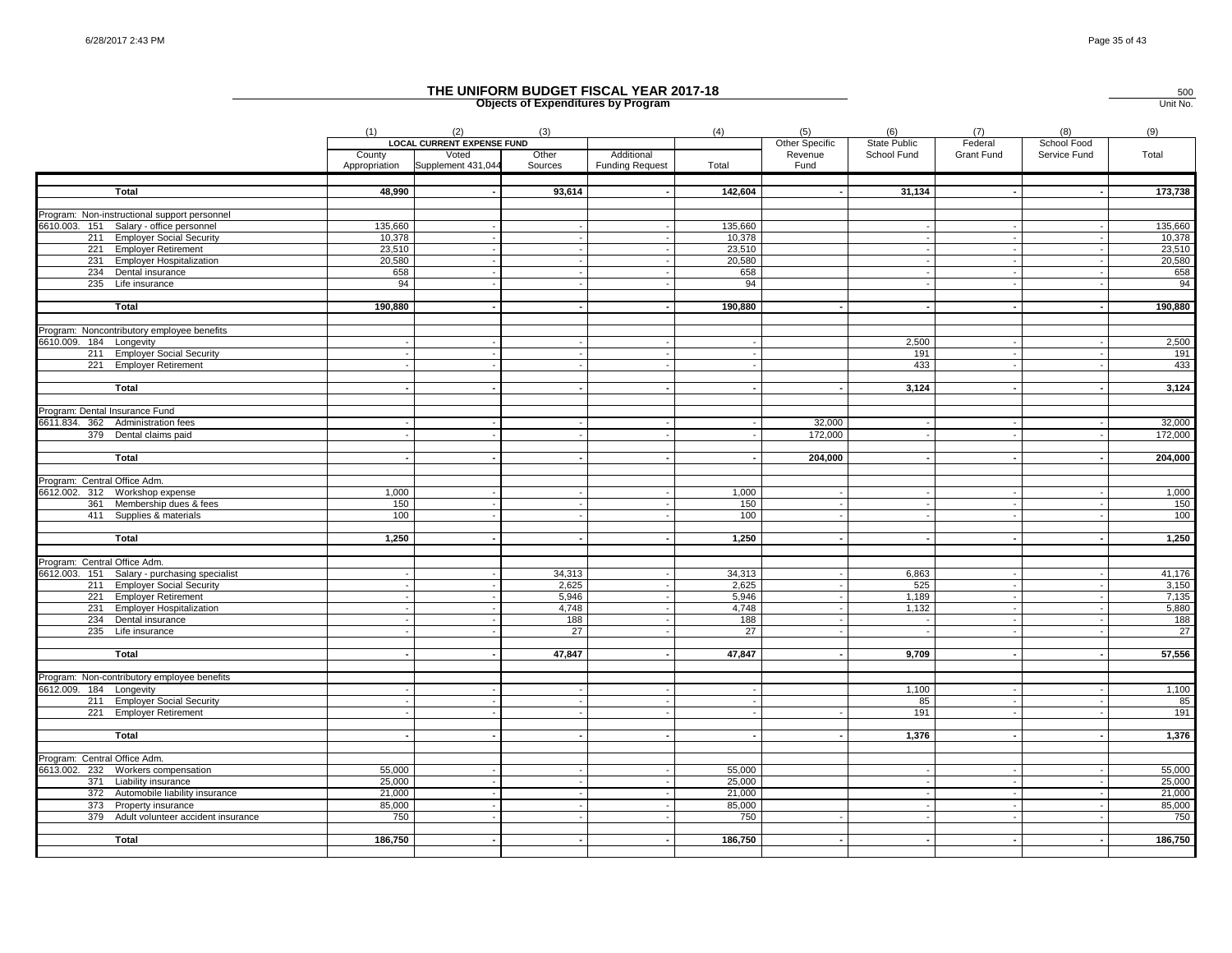# THE UNIFORM BUDGET FISCAL YEAR 2017-18

## Objects of Expenditures by Program

500
Unit No.

| | (1) | (2) | (3) | | (4) | (5) | (6) | (7) | (8) | (9) |
|---|---|---|---|---|---|---|---|---|---|---|
| | LOCAL CURRENT EXPENSE FUND | | | | | Other Specific | State Public | Federal | School Food | |
| | County Appropriation | Voted Supplement 431,044 | Other Sources | Additional Funding Request | Total | Revenue Fund | School Fund | Grant Fund | Service Fund | Total |
| **Total** | **48,990** | **-** | **93,614** | **-** | **142,604** | **-** | **31,134** | **-** | **-** | **173,738** |
| Program: Non-instructional support personnel | | | | | | | | | | |
| 6610.003. 151 Salary - office personnel | 135,660 | - | - | - | 135,660 | | - | - | - | 135,660 |
| 211 Employer Social Security | 10,378 | - | - | - | 10,378 | | - | - | - | 10,378 |
| 221 Employer Retirement | 23,510 | - | - | - | 23,510 | | - | - | - | 23,510 |
| 231 Employer Hospitalization | 20,580 | - | - | - | 20,580 | | - | - | - | 20,580 |
| 234 Dental insurance | 658 | - | - | - | 658 | | - | - | - | 658 |
| 235 Life insurance | 94 | - | - | - | 94 | | - | - | - | 94 |
| **Total** | **190,880** | **-** | **-** | **-** | **190,880** | **-** | **-** | **-** | **-** | **190,880** |
| Program: Noncontributory employee benefits | | | | | | | | | | |
| 6610.009. 184 Longevity | - | - | - | - | - | | 2,500 | - | - | 2,500 |
| 211 Employer Social Security | - | - | - | - | - | | 191 | - | - | 191 |
| 221 Employer Retirement | - | - | - | - | - | | 433 | - | - | 433 |
| **Total** | **-** | **-** | **-** | **-** | **-** | **-** | **3,124** | **-** | **-** | **3,124** |
| Program: Dental Insurance Fund | | | | | | | | | | |
| 6611.834. 362 Administration fees | - | - | - | - | - | 32,000 | - | - | - | 32,000 |
| 379 Dental claims paid | - | - | - | - | - | 172,000 | - | - | - | 172,000 |
| **Total** | **-** | **-** | **-** | **-** | **-** | **204,000** | **-** | **-** | **-** | **204,000** |
| Program: Central Office Adm. | | | | | | | | | | |
| 6612.002. 312 Workshop expense | 1,000 | - | - | - | 1,000 | - | - | - | - | 1,000 |
| 361 Membership dues & fees | 150 | - | - | - | 150 | - | - | - | - | 150 |
| 411 Supplies & materials | 100 | - | - | - | 100 | - | - | - | - | 100 |
| **Total** | **1,250** | **-** | **-** | **-** | **1,250** | **-** | **-** | **-** | **-** | **1,250** |
| Program: Central Office Adm. | | | | | | | | | | |
| 6612.003. 151 Salary - purchasing specialist | - | - | 34,313 | - | 34,313 | - | 6,863 | - | - | 41,176 |
| 211 Employer Social Security | - | - | 2,625 | - | 2,625 | - | 525 | - | - | 3,150 |
| 221 Employer Retirement | - | - | 5,946 | - | 5,946 | - | 1,189 | - | - | 7,135 |
| 231 Employer Hospitalization | - | - | 4,748 | - | 4,748 | - | 1,132 | - | - | 5,880 |
| 234 Dental insurance | - | - | 188 | - | 188 | - | - | - | - | 188 |
| 235 Life insurance | - | - | 27 | - | 27 | - | - | - | - | 27 |
| **Total** | **-** | **-** | **47,847** | **-** | **47,847** | **-** | **9,709** | **-** | **-** | **57,556** |
| Program: Non-contributory employee benefits | | | | | | | | | | |
| 6612.009. 184 Longevity | - | - | - | - | - | | 1,100 | - | - | 1,100 |
| 211 Employer Social Security | - | - | - | - | - | | 85 | - | - | 85 |
| 221 Employer Retirement | - | - | - | - | - | - | 191 | - | - | 191 |
| **Total** | **-** | **-** | **-** | **-** | **-** | **-** | **1,376** | **-** | **-** | **1,376** |
| Program: Central Office Adm. | | | | | | | | | | |
| 6613.002. 232 Workers compensation | 55,000 | - | - | - | 55,000 | | - | - | - | 55,000 |
| 371 Liability insurance | 25,000 | - | - | - | 25,000 | | - | - | - | 25,000 |
| 372 Automobile liability insurance | 21,000 | - | - | - | 21,000 | | - | - | - | 21,000 |
| 373 Property insurance | 85,000 | - | - | - | 85,000 | | - | - | - | 85,000 |
| 379 Adult volunteer accident insurance | 750 | - | - | - | 750 | - | - | - | - | 750 |
| **Total** | **186,750** | **-** | **-** | **-** | **186,750** | **-** | **-** | **-** | **-** | **186,750** |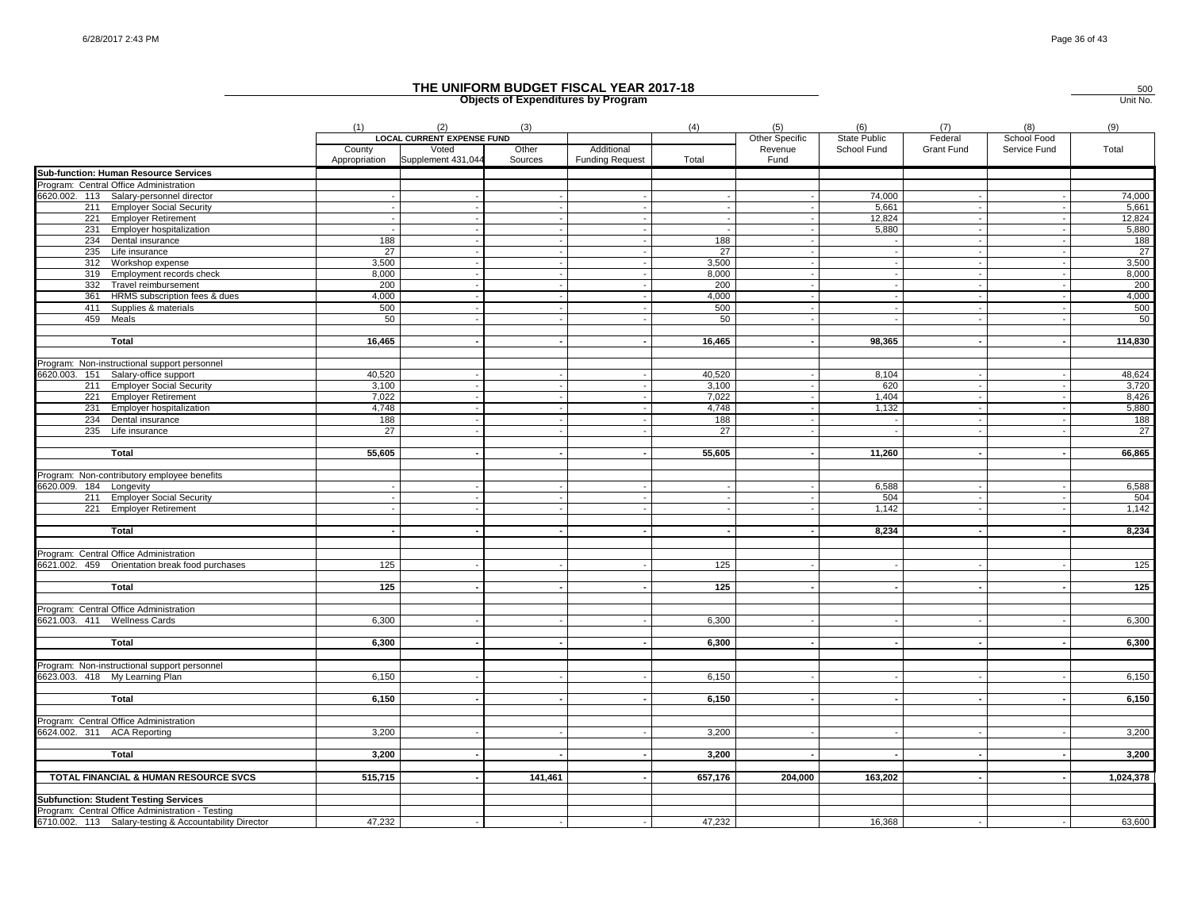# THE UNIFORM BUDGET FISCAL YEAR 2017-18

## Objects of Expenditures by Program

500
Unit No.

| | (1) | (2) | (3) | | (4) | (5) | (6) | (7) | (8) | (9) |
|---|---|---|---|---|---|---|---|---|---|---|
| | LOCAL CURRENT EXPENSE FUND | | | | | Other Specific Revenue Fund | State Public School Fund | Federal Grant Fund | School Food Service Fund | Total |
| | County Appropriation | Voted Supplement 431,044 | Other Sources | Additional Funding Request | Total | | | | | |
| **Sub-function: Human Resource Services** | | | | | | | | | | |
| Program: Central Office Administration | | | | | | | | | | |
| 6620.002. 113 Salary-personnel director | - | - | - | - | - | - | 74,000 | - | - | 74,000 |
| 211 Employer Social Security | - | - | - | - | - | - | 5,661 | - | - | 5,661 |
| 221 Employer Retirement | - | - | - | - | - | - | 12,824 | - | - | 12,824 |
| 231 Employer hospitalization | - | - | - | - | - | - | 5,880 | - | - | 5,880 |
| 234 Dental insurance | 188 | - | - | - | 188 | - | - | - | - | 188 |
| 235 Life insurance | 27 | - | - | - | 27 | - | - | - | - | 27 |
| 312 Workshop expense | 3,500 | - | - | - | 3,500 | - | - | - | - | 3,500 |
| 319 Employment records check | 8,000 | - | - | - | 8,000 | - | - | - | - | 8,000 |
| 332 Travel reimbursement | 200 | - | - | - | 200 | - | - | - | - | 200 |
| 361 HRMS subscription fees & dues | 4,000 | - | - | - | 4,000 | - | - | - | - | 4,000 |
| 411 Supplies & materials | 500 | - | - | - | 500 | - | - | - | - | 500 |
| 459 Meals | 50 | - | - | - | 50 | - | - | - | - | 50 |
| **Total** | **16,465** | **-** | **-** | **-** | **16,465** | **-** | **98,365** | **-** | **-** | **114,830** |
| Program: Non-instructional support personnel | | | | | | | | | | |
| 6620.003. 151 Salary-office support | 40,520 | - | - | - | 40,520 | - | 8,104 | - | - | 48,624 |
| 211 Employer Social Security | 3,100 | - | - | - | 3,100 | - | 620 | - | - | 3,720 |
| 221 Employer Retirement | 7,022 | - | - | - | 7,022 | - | 1,404 | - | - | 8,426 |
| 231 Employer hospitalization | 4,748 | - | - | - | 4,748 | - | 1,132 | - | - | 5,880 |
| 234 Dental insurance | 188 | - | - | - | 188 | - | - | - | - | 188 |
| 235 Life insurance | 27 | - | - | - | 27 | - | - | - | - | 27 |
| **Total** | **55,605** | **-** | **-** | **-** | **55,605** | **-** | **11,260** | **-** | **-** | **66,865** |
| Program: Non-contributory employee benefits | | | | | | | | | | |
| 6620.009. 184 Longevity | - | - | - | - | - | - | 6,588 | - | - | 6,588 |
| 211 Employer Social Security | - | - | - | - | - | - | 504 | - | - | 504 |
| 221 Employer Retirement | - | - | - | - | - | - | 1,142 | - | - | 1,142 |
| **Total** | **-** | **-** | **-** | **-** | **-** | **-** | **8,234** | **-** | **-** | **8,234** |
| Program: Central Office Administration | | | | | | | | | | |
| 6621.002. 459 Orientation break food purchases | 125 | - | - | - | 125 | - | - | - | - | 125 |
| **Total** | **125** | **-** | **-** | **-** | **125** | **-** | **-** | **-** | **-** | **125** |
| Program: Central Office Administration | | | | | | | | | | |
| 6621.003. 411 Wellness Cards | 6,300 | - | - | - | 6,300 | - | - | - | - | 6,300 |
| **Total** | **6,300** | **-** | **-** | **-** | **6,300** | **-** | **-** | **-** | **-** | **6,300** |
| Program: Non-instructional support personnel | | | | | | | | | | |
| 6623.003. 418 My Learning Plan | 6,150 | - | - | - | 6,150 | - | - | - | - | 6,150 |
| **Total** | **6,150** | **-** | **-** | **-** | **6,150** | **-** | **-** | **-** | **-** | **6,150** |
| Program: Central Office Administration | | | | | | | | | | |
| 6624.002. 311 ACA Reporting | 3,200 | - | - | - | 3,200 | - | - | - | - | 3,200 |
| **Total** | **3,200** | **-** | **-** | **-** | **3,200** | **-** | **-** | **-** | **-** | **3,200** |
| **TOTAL FINANCIAL & HUMAN RESOURCE SVCS** | **515,715** | **-** | **141,461** | **-** | **657,176** | **204,000** | **163,202** | **-** | **-** | **1,024,378** |
| **Subfunction: Student Testing Services** | | | | | | | | | | |
| Program: Central Office Administration - Testing | | | | | | | | | | |
| 6710.002. 113 Salary-testing & Accountability Director | 47,232 | - | - | - | 47,232 | | 16,368 | - | - | 63,600 |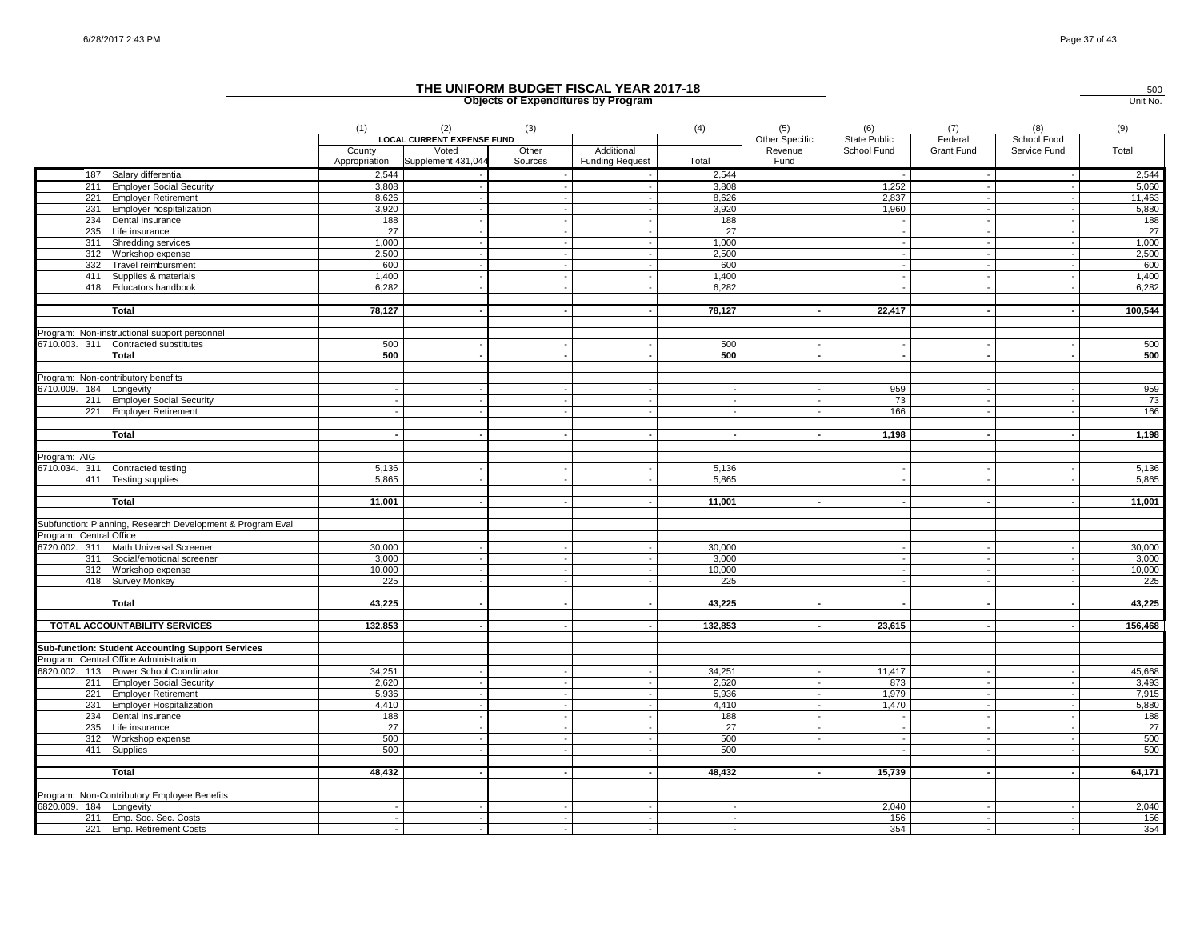# THE UNIFORM BUDGET FISCAL YEAR 2017-18

## Objects of Expenditures by Program

500
Unit No.

| | (1) | (2) | (3) | | (4) | (5) | (6) | (7) | (8) | (9) |
|---|---|---|---|---|---|---|---|---|---|---|
| | LOCAL CURRENT EXPENSE FUND | | | | | Other Specific | State Public | Federal | School Food | |
| | County Appropriation | Voted Supplement 431,044 | Other Sources | Additional Funding Request | Total | Revenue Fund | School Fund | Grant Fund | Service Fund | Total |
| 187 Salary differential | 2,544 | - | - | - | 2,544 | | - | - | - | 2,544 |
| 211 Employer Social Security | 3,808 | - | - | - | 3,808 | | 1,252 | - | - | 5,060 |
| 221 Employer Retirement | 8,626 | - | - | - | 8,626 | | 2,837 | - | - | 11,463 |
| 231 Employer hospitalization | 3,920 | - | - | - | 3,920 | | 1,960 | - | - | 5,880 |
| 234 Dental insurance | 188 | - | - | - | 188 | | - | - | - | 188 |
| 235 Life insurance | 27 | - | - | - | 27 | | - | - | - | 27 |
| 311 Shredding services | 1,000 | - | - | - | 1,000 | | - | - | - | 1,000 |
| 312 Workshop expense | 2,500 | - | - | - | 2,500 | | - | - | - | 2,500 |
| 332 Travel reimbursment | 600 | - | - | - | 600 | | - | - | - | 600 |
| 411 Supplies & materials | 1,400 | - | - | - | 1,400 | | - | - | - | 1,400 |
| 418 Educators handbook | 6,282 | - | - | - | 6,282 | | - | - | - | 6,282 |
| **Total** | **78,127** | **-** | **-** | **-** | **78,127** | **-** | **22,417** | **-** | **-** | **100,544** |
| Program: Non-instructional support personnel | | | | | | | | | | |
| 6710.003. 311 Contracted substitutes | 500 | - | - | - | 500 | - | - | - | - | 500 |
| **Total** | **500** | **-** | **-** | **-** | **500** | **-** | **-** | **-** | **-** | **500** |
| Program: Non-contributory benefits | | | | | | | | | | |
| 6710.009. 184 Longevity | - | - | - | - | - | - | 959 | - | - | 959 |
| 211 Employer Social Security | - | - | - | - | - | - | 73 | - | - | 73 |
| 221 Employer Retirement | - | - | - | - | - | - | 166 | - | - | 166 |
| **Total** | **-** | **-** | **-** | **-** | **-** | **-** | **1,198** | **-** | **-** | **1,198** |
| Program: AIG | | | | | | | | | | |
| 6710.034. 311 Contracted testing | 5,136 | - | - | - | 5,136 | | - | - | - | 5,136 |
| 411 Testing supplies | 5,865 | - | - | - | 5,865 | | - | - | - | 5,865 |
| **Total** | **11,001** | **-** | **-** | **-** | **11,001** | **-** | **-** | **-** | **-** | **11,001** |
| Subfunction: Planning, Research Development & Program Eval | | | | | | | | | | |
| Program: Central Office | | | | | | | | | | |
| 6720.002. 311 Math Universal Screener | 30,000 | - | - | - | 30,000 | | - | - | - | 30,000 |
| 311 Social/emotional screener | 3,000 | - | - | - | 3,000 | | - | - | - | 3,000 |
| 312 Workshop expense | 10,000 | - | - | - | 10,000 | | - | - | - | 10,000 |
| 418 Survey Monkey | 225 | - | - | - | 225 | | - | - | - | 225 |
| **Total** | **43,225** | **-** | **-** | **-** | **43,225** | **-** | **-** | **-** | **-** | **43,225** |
| **TOTAL ACCOUNTABILITY SERVICES** | **132,853** | **-** | **-** | **-** | **132,853** | **-** | **23,615** | **-** | **-** | **156,468** |
| **Sub-function: Student Accounting Support Services** | | | | | | | | | | |
| Program: Central Office Administration | | | | | | | | | | |
| 6820.002. 113 Power School Coordinator | 34,251 | - | - | - | 34,251 | - | 11,417 | - | - | 45,668 |
| 211 Employer Social Security | 2,620 | - | - | - | 2,620 | - | 873 | - | - | 3,493 |
| 221 Employer Retirement | 5,936 | - | - | - | 5,936 | - | 1,979 | - | - | 7,915 |
| 231 Employer Hospitalization | 4,410 | - | - | - | 4,410 | - | 1,470 | - | - | 5,880 |
| 234 Dental insurance | 188 | - | - | - | 188 | - | - | - | - | 188 |
| 235 Life insurance | 27 | - | - | - | 27 | - | - | - | - | 27 |
| 312 Workshop expense | 500 | - | - | - | 500 | - | - | - | - | 500 |
| 411 Supplies | 500 | - | - | - | 500 | | - | - | - | 500 |
| **Total** | **48,432** | **-** | **-** | **-** | **48,432** | **-** | **15,739** | **-** | **-** | **64,171** |
| Program: Non-Contributory Employee Benefits | | | | | | | | | | |
| 6820.009. 184 Longevity | - | - | - | - | - | | 2,040 | - | - | 2,040 |
| 211 Emp. Soc. Sec. Costs | - | - | - | - | - | | 156 | - | - | 156 |
| 221 Emp. Retirement Costs | - | - | - | - | - | | 354 | - | - | 354 |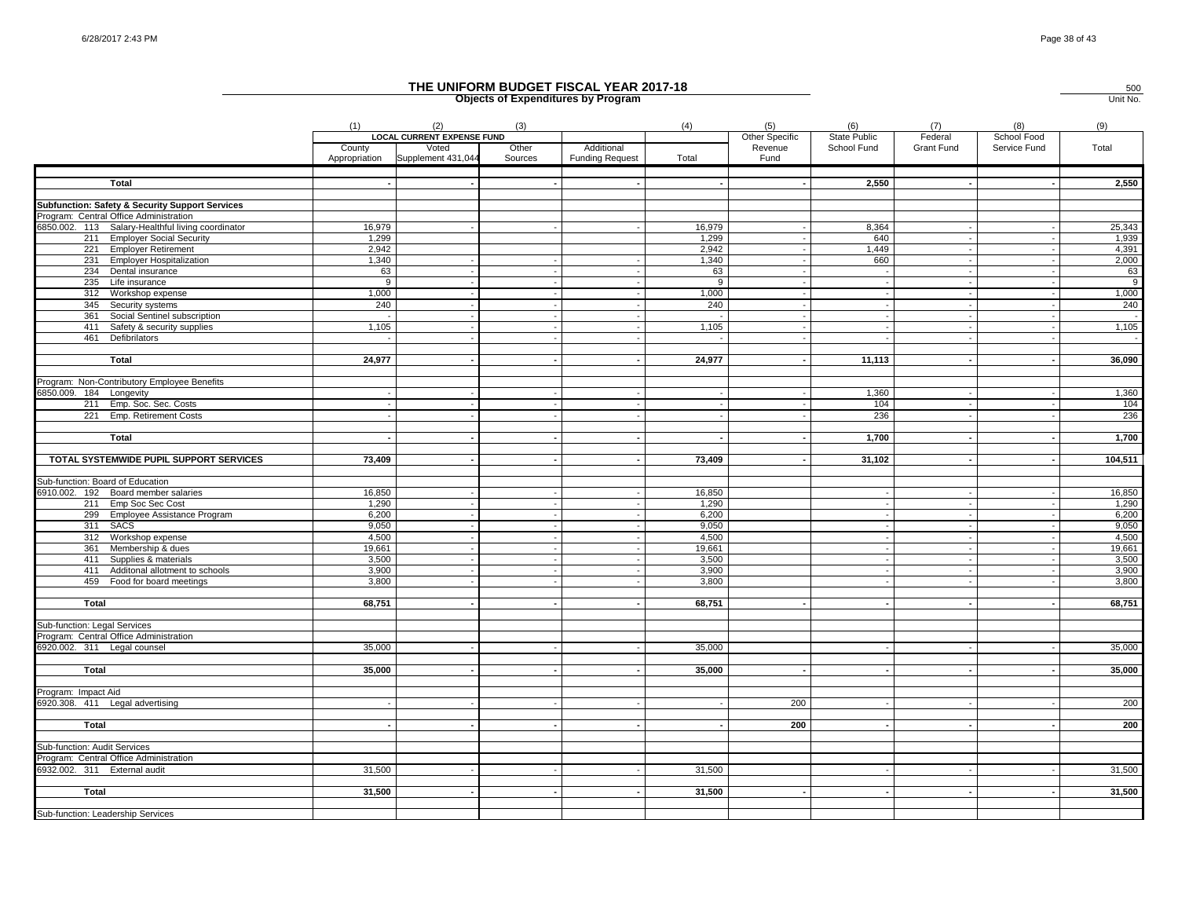# THE UNIFORM BUDGET FISCAL YEAR 2017-18

## Objects of Expenditures by Program

500
Unit No.

| | (1) | (2) | (3) | | (4) | (5) | (6) | (7) | (8) | (9) |
|---|---|---|---|---|---|---|---|---|---|---|
| | LOCAL CURRENT EXPENSE FUND | | | | | Other Specific | State Public | Federal | School Food | |
| | County Appropriation | Voted Supplement 431,044 | Other Sources | Additional Funding Request | Total | Revenue Fund | School Fund | Grant Fund | Service Fund | Total |
| **Total** | - | - | - | - | - | - | 2,550 | - | - | 2,550 |
| **Subfunction: Safety & Security Support Services** | | | | | | | | | | |
| Program: Central Office Administration | | | | | | | | | | |
| 6850.002. 113 Salary-Healthful living coordinator | 16,979 | - | - | - | 16,979 | - | 8,364 | - | - | 25,343 |
| 211 Employer Social Security | 1,299 | | | | 1,299 | - | 640 | - | - | 1,939 |
| 221 Employer Retirement | 2,942 | | | | 2,942 | - | 1,449 | - | - | 4,391 |
| 231 Employer Hospitalization | 1,340 | - | - | - | 1,340 | - | 660 | - | - | 2,000 |
| 234 Dental insurance | 63 | - | - | - | 63 | - | - | - | - | 63 |
| 235 Life insurance | 9 | - | - | - | 9 | - | - | - | - | 9 |
| 312 Workshop expense | 1,000 | - | - | - | 1,000 | - | - | - | - | 1,000 |
| 345 Security systems | 240 | - | - | - | 240 | - | - | - | - | 240 |
| 361 Social Sentinel subscription | - | - | - | - | - | - | - | - | - | - |
| 411 Safety & security supplies | 1,105 | - | - | - | 1,105 | - | - | - | - | 1,105 |
| 461 Defibrilators | - | - | - | - | - | - | - | - | - | - |
| **Total** | 24,977 | - | - | - | 24,977 | - | 11,113 | - | - | 36,090 |
| Program: Non-Contributory Employee Benefits | | | | | | | | | | |
| 6850.009. 184 Longevity | - | - | - | - | - | - | 1,360 | - | - | 1,360 |
| 211 Emp. Soc. Sec. Costs | - | - | - | - | - | - | 104 | - | - | 104 |
| 221 Emp. Retirement Costs | - | - | - | - | - | - | 236 | - | - | 236 |
| **Total** | - | - | - | - | - | - | 1,700 | - | - | 1,700 |
| **TOTAL SYSTEMWIDE PUPIL SUPPORT SERVICES** | 73,409 | - | - | - | 73,409 | - | 31,102 | - | - | 104,511 |
| Sub-function: Board of Education | | | | | | | | | | |
| 6910.002. 192 Board member salaries | 16,850 | - | - | - | 16,850 | | - | - | - | 16,850 |
| 211 Emp Soc Sec Cost | 1,290 | - | - | - | 1,290 | | - | - | - | 1,290 |
| 299 Employee Assistance Program | 6,200 | - | - | - | 6,200 | | - | - | - | 6,200 |
| 311 SACS | 9,050 | - | - | - | 9,050 | | - | - | - | 9,050 |
| 312 Workshop expense | 4,500 | - | - | - | 4,500 | | - | - | - | 4,500 |
| 361 Membership & dues | 19,661 | - | - | - | 19,661 | | - | - | - | 19,661 |
| 411 Supplies & materials | 3,500 | - | - | - | 3,500 | | - | - | - | 3,500 |
| 411 Additonal allotment to schools | 3,900 | - | - | - | 3,900 | | - | - | - | 3,900 |
| 459 Food for board meetings | 3,800 | - | - | - | 3,800 | | - | - | - | 3,800 |
| **Total** | 68,751 | - | - | - | 68,751 | - | - | - | - | 68,751 |
| Sub-function: Legal Services | | | | | | | | | | |
| Program: Central Office Administration | | | | | | | | | | |
| 6920.002. 311 Legal counsel | 35,000 | - | - | - | 35,000 | | - | - | - | 35,000 |
| **Total** | 35,000 | - | - | - | 35,000 | - | - | - | - | 35,000 |
| Program: Impact Aid | | | | | | | | | | |
| 6920.308. 411 Legal advertising | - | - | - | - | - | 200 | - | - | - | 200 |
| **Total** | - | - | - | - | - | 200 | - | - | - | 200 |
| Sub-function: Audit Services | | | | | | | | | | |
| Program: Central Office Administration | | | | | | | | | | |
| 6932.002. 311 External audit | 31,500 | - | - | - | 31,500 | | - | - | - | 31,500 |
| **Total** | 31,500 | - | - | - | 31,500 | - | - | - | - | 31,500 |
| Sub-function: Leadership Services | | | | | | | | | | |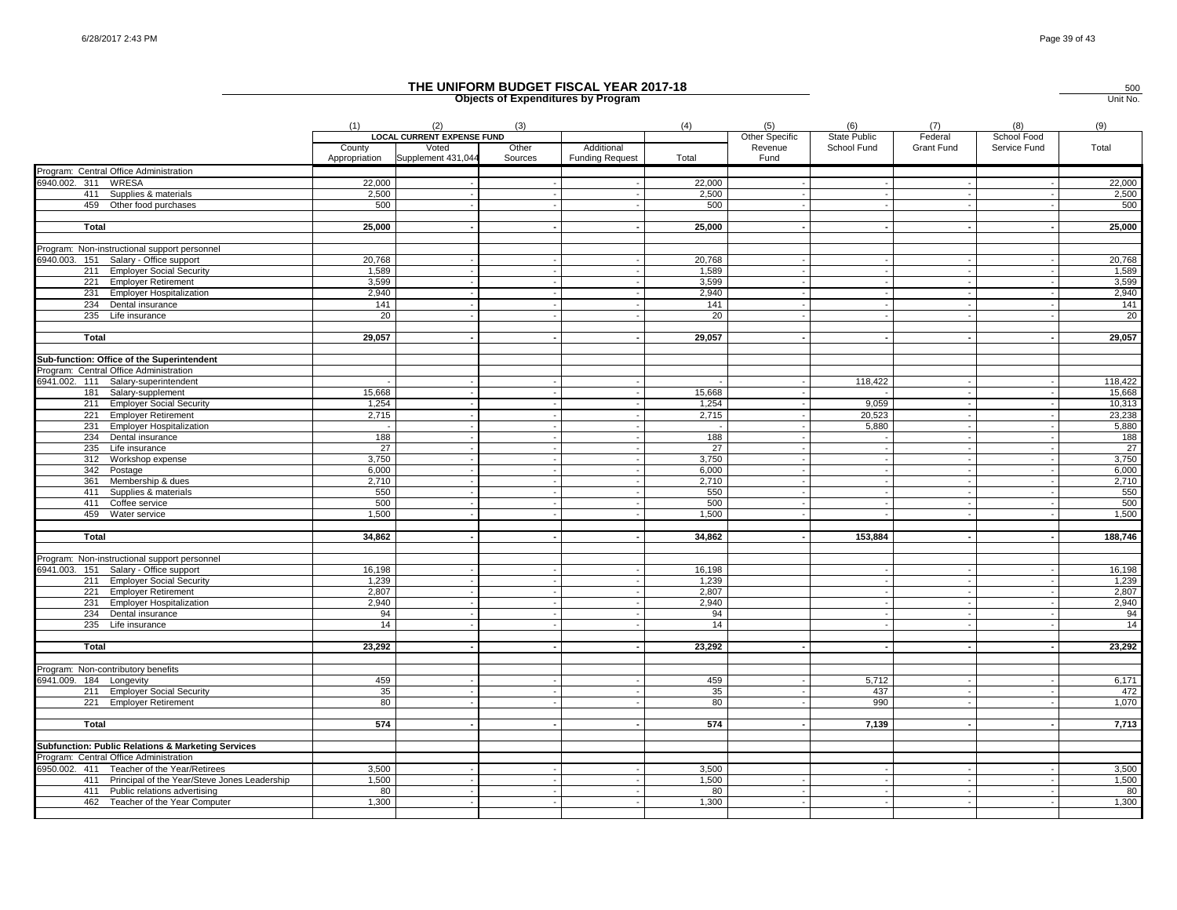# THE UNIFORM BUDGET FISCAL YEAR 2017-18

**Objects of Expenditures by Program**

500
Unit No.

| | (1) | (2) | (3) | | (4) | (5) | (6) | (7) | (8) | (9) |
|---|---|---|---|---|---|---|---|---|---|---|
| | LOCAL CURRENT EXPENSE FUND | | | | | Other Specific | State Public | Federal | School Food | |
| | County Appropriation | Voted Supplement 431,044 | Other Sources | Additional Funding Request | Total | Revenue Fund | School Fund | Grant Fund | Service Fund | Total |
| Program: Central Office Administration | | | | | | | | | | |
| 6940.002. 311 WRESA | 22,000 | - | - | - | 22,000 | - | - | - | - | 22,000 |
| 411 Supplies & materials | 2,500 | - | - | - | 2,500 | - | - | - | - | 2,500 |
| 459 Other food purchases | 500 | - | - | - | 500 | - | - | - | - | 500 |
| **Total** | **25,000** | **-** | **-** | **-** | **25,000** | **-** | **-** | **-** | **-** | **25,000** |
| Program: Non-instructional support personnel | | | | | | | | | | |
| 6940.003. 151 Salary - Office support | 20,768 | - | - | - | 20,768 | - | - | - | - | 20,768 |
| 211 Employer Social Security | 1,589 | - | - | - | 1,589 | - | - | - | - | 1,589 |
| 221 Employer Retirement | 3,599 | - | - | - | 3,599 | - | - | - | - | 3,599 |
| 231 Employer Hospitalization | 2,940 | - | - | - | 2,940 | - | - | - | - | 2,940 |
| 234 Dental insurance | 141 | - | - | - | 141 | - | - | - | - | 141 |
| 235 Life insurance | 20 | - | - | - | 20 | - | - | - | - | 20 |
| **Total** | **29,057** | **-** | **-** | **-** | **29,057** | **-** | **-** | **-** | **-** | **29,057** |
| **Sub-function: Office of the Superintendent** | | | | | | | | | | |
| Program: Central Office Administration | | | | | | | | | | |
| 6941.002. 111 Salary-superintendent | - | - | - | - | - | - | 118,422 | - | - | 118,422 |
| 181 Salary-supplement | 15,668 | - | - | - | 15,668 | - | - | - | - | 15,668 |
| 211 Employer Social Security | 1,254 | - | - | - | 1,254 | - | 9,059 | - | - | 10,313 |
| 221 Employer Retirement | 2,715 | - | - | - | 2,715 | - | 20,523 | - | - | 23,238 |
| 231 Employer Hospitalization | - | - | - | - | - | - | 5,880 | - | - | 5,880 |
| 234 Dental insurance | 188 | - | - | - | 188 | - | - | - | - | 188 |
| 235 Life insurance | 27 | - | - | - | 27 | - | - | - | - | 27 |
| 312 Workshop expense | 3,750 | - | - | - | 3,750 | - | - | - | - | 3,750 |
| 342 Postage | 6,000 | - | - | - | 6,000 | - | - | - | - | 6,000 |
| 361 Membership & dues | 2,710 | - | - | - | 2,710 | - | - | - | - | 2,710 |
| 411 Supplies & materials | 550 | - | - | - | 550 | - | - | - | - | 550 |
| 411 Coffee service | 500 | - | - | - | 500 | - | - | - | - | 500 |
| 459 Water service | 1,500 | - | - | - | 1,500 | - | - | - | - | 1,500 |
| **Total** | **34,862** | **-** | **-** | **-** | **34,862** | **-** | **153,884** | **-** | **-** | **188,746** |
| Program: Non-instructional support personnel | | | | | | | | | | |
| 6941.003. 151 Salary - Office support | 16,198 | - | - | - | 16,198 | | - | - | - | 16,198 |
| 211 Employer Social Security | 1,239 | - | - | - | 1,239 | | - | - | - | 1,239 |
| 221 Employer Retirement | 2,807 | - | - | - | 2,807 | | - | - | - | 2,807 |
| 231 Employer Hospitalization | 2,940 | - | - | - | 2,940 | | - | - | - | 2,940 |
| 234 Dental insurance | 94 | - | - | - | 94 | | - | - | - | 94 |
| 235 Life insurance | 14 | - | - | - | 14 | | - | - | - | 14 |
| **Total** | **23,292** | **-** | **-** | **-** | **23,292** | **-** | **-** | **-** | **-** | **23,292** |
| Program: Non-contributory benefits | | | | | | | | | | |
| 6941.009. 184 Longevity | 459 | - | - | - | 459 | - | 5,712 | - | - | 6,171 |
| 211 Employer Social Security | 35 | - | - | - | 35 | - | 437 | - | - | 472 |
| 221 Employer Retirement | 80 | - | - | - | 80 | - | 990 | - | - | 1,070 |
| **Total** | **574** | **-** | **-** | **-** | **574** | **-** | **7,139** | **-** | **-** | **7,713** |
| **Subfunction: Public Relations & Marketing Services** | | | | | | | | | | |
| Program: Central Office Administration | | | | | | | | | | |
| 6950.002. 411 Teacher of the Year/Retirees | 3,500 | - | - | - | 3,500 | | - | - | - | 3,500 |
| 411 Principal of the Year/Steve Jones Leadership | 1,500 | - | - | - | 1,500 | - | - | - | - | 1,500 |
| 411 Public relations advertising | 80 | - | - | - | 80 | - | - | - | - | 80 |
| 462 Teacher of the Year Computer | 1,300 | - | - | - | 1,300 | - | - | - | - | 1,300 |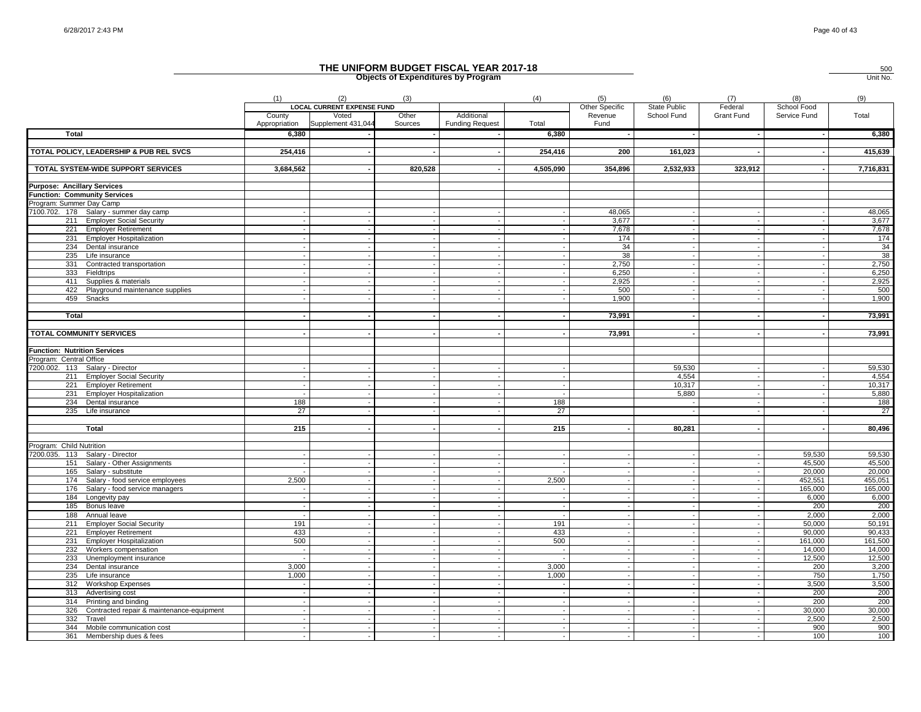# THE UNIFORM BUDGET FISCAL YEAR 2017-18

500
Unit No.

## Objects of Expenditures by Program

| | (1) | (2) | (3) | | (4) | (5) | (6) | (7) | (8) | (9) |
|---|---|---|---|---|---|---|---|---|---|---|
| | LOCAL CURRENT EXPENSE FUND | | | | | Other Specific | State Public | Federal | School Food | |
| | County Appropriation | Voted Supplement 431,044 | Other Sources | Additional Funding Request | Total | Revenue Fund | School Fund | Grant Fund | Service Fund | Total |
| **Total** | **6,380** | **-** | **-** | **-** | **6,380** | **-** | **-** | **-** | **-** | **6,380** |
| **TOTAL POLICY, LEADERSHIP & PUB REL SVCS** | **254,416** | **-** | **-** | **-** | **254,416** | **200** | **161,023** | **-** | **-** | **415,639** |
| **TOTAL SYSTEM-WIDE SUPPORT SERVICES** | **3,684,562** | **-** | **820,528** | **-** | **4,505,090** | **354,896** | **2,532,933** | **323,912** | **-** | **7,716,831** |
| **Purpose: Ancillary Services** | | | | | | | | | | |
| **Function: Community Services** | | | | | | | | | | |
| Program: Summer Day Camp | | | | | | | | | | |
| 7100.702. 178 Salary - summer day camp | - | - | - | - | - | 48,065 | - | - | - | 48,065 |
| 211 Employer Social Security | - | - | - | - | - | 3,677 | - | - | - | 3,677 |
| 221 Employer Retirement | - | - | - | - | - | 7,678 | - | - | - | 7,678 |
| 231 Employer Hospitalization | - | - | - | - | - | 174 | - | - | - | 174 |
| 234 Dental insurance | - | - | - | - | - | 34 | - | - | - | 34 |
| 235 Life insurance | - | - | - | - | - | 38 | - | - | - | 38 |
| 331 Contracted transportation | - | - | - | - | - | 2,750 | - | - | - | 2,750 |
| 333 Fieldtrips | - | - | - | - | - | 6,250 | - | - | - | 6,250 |
| 411 Supplies & materials | - | - | - | - | - | 2,925 | - | - | - | 2,925 |
| 422 Playground maintenance supplies | - | - | - | - | - | 500 | - | - | - | 500 |
| 459 Snacks | - | - | - | - | - | 1,900 | - | - | - | 1,900 |
| **Total** | **-** | **-** | **-** | **-** | **-** | **73,991** | **-** | **-** | **-** | **73,991** |
| **TOTAL COMMUNITY SERVICES** | **-** | **-** | **-** | **-** | **-** | **73,991** | **-** | **-** | **-** | **73,991** |
| **Function: Nutrition Services** | | | | | | | | | | |
| Program: Central Office | | | | | | | | | | |
| 7200.002. 113 Salary - Director | - | - | - | - | - | | 59,530 | - | - | 59,530 |
| 211 Employer Social Security | - | - | - | - | - | | 4,554 | - | - | 4,554 |
| 221 Employer Retirement | - | - | - | - | - | | 10,317 | - | - | 10,317 |
| 231 Employer Hospitalization | - | - | - | - | - | | 5,880 | - | - | 5,880 |
| 234 Dental insurance | 188 | - | - | - | 188 | | - | - | - | 188 |
| 235 Life insurance | 27 | - | - | - | 27 | | - | - | - | 27 |
| **Total** | **215** | **-** | **-** | **-** | **215** | **-** | **80,281** | **-** | **-** | **80,496** |
| Program: Child Nutrition | | | | | | | | | | |
| 7200.035. 113 Salary - Director | - | - | - | - | - | - | - | - | 59,530 | 59,530 |
| 151 Salary - Other Assignments | - | - | - | - | - | - | - | - | 45,500 | 45,500 |
| 165 Salary - substitute | - | - | - | - | - | - | - | - | 20,000 | 20,000 |
| 174 Salary - food service employees | 2,500 | - | - | - | 2,500 | - | - | - | 452,551 | 455,051 |
| 176 Salary - food service managers | - | - | - | - | - | - | - | - | 165,000 | 165,000 |
| 184 Longevity pay | - | - | - | - | - | - | - | - | 6,000 | 6,000 |
| 185 Bonus leave | - | - | - | - | - | - | - | - | 200 | 200 |
| 188 Annual leave | - | - | - | - | - | - | - | - | 2,000 | 2,000 |
| 211 Employer Social Security | 191 | - | - | - | 191 | - | - | - | 50,000 | 50,191 |
| 221 Employer Retirement | 433 | - | - | - | 433 | - | - | - | 90,000 | 90,433 |
| 231 Employer Hospitalization | 500 | - | - | - | 500 | - | - | - | 161,000 | 161,500 |
| 232 Workers compensation | - | - | - | - | - | - | - | - | 14,000 | 14,000 |
| 233 Unemployment insurance | - | - | - | - | - | - | - | - | 12,500 | 12,500 |
| 234 Dental insurance | 3,000 | - | - | - | 3,000 | - | - | - | 200 | 3,200 |
| 235 Life insurance | 1,000 | - | - | - | 1,000 | - | - | - | 750 | 1,750 |
| 312 Workshop Expenses | - | - | - | - | - | - | - | - | 3,500 | 3,500 |
| 313 Advertising cost | - | - | - | - | - | - | - | - | 200 | 200 |
| 314 Printing and binding | - | - | - | - | - | - | - | - | 200 | 200 |
| 326 Contracted repair & maintenance-equipment | - | - | - | - | - | - | - | - | 30,000 | 30,000 |
| 332 Travel | - | - | - | - | - | - | - | - | 2,500 | 2,500 |
| 344 Mobile communication cost | - | - | - | - | - | - | - | - | 900 | 900 |
| 361 Membership dues & fees | - | - | - | - | - | - | - | - | 100 | 100 |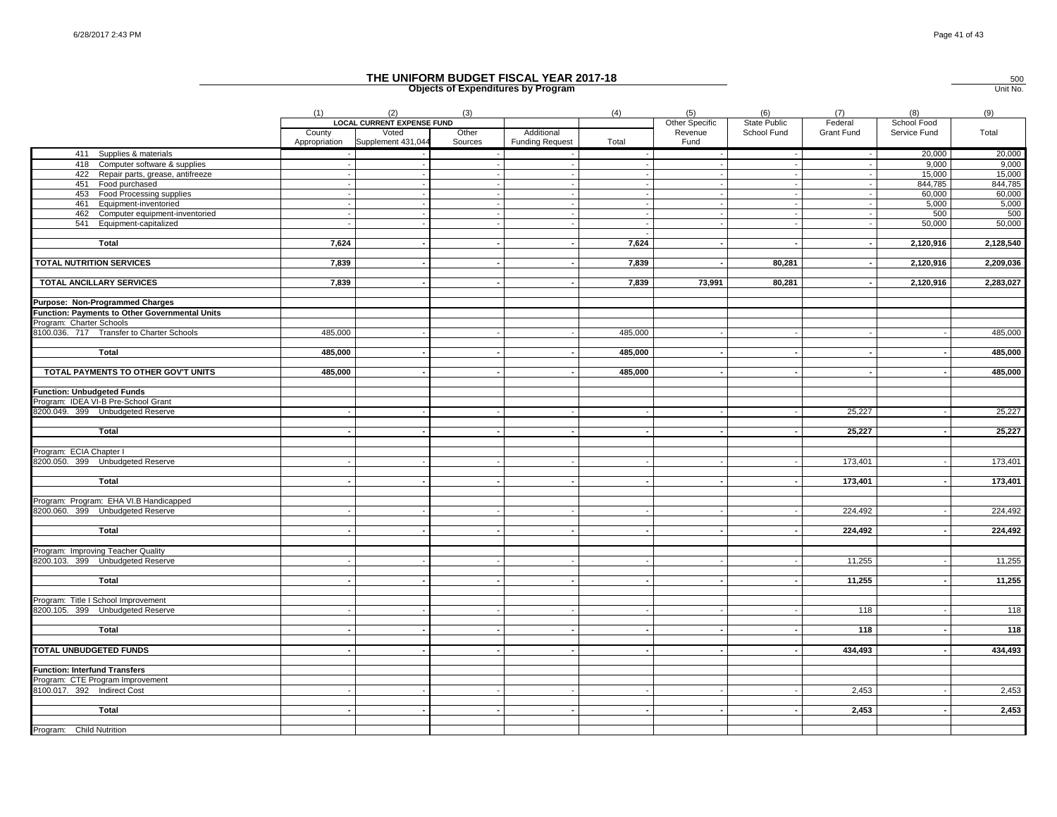# THE UNIFORM BUDGET FISCAL YEAR 2017-18

**Objects of Expenditures by Program**

500
Unit No.

| | (1) | (2) | (3) | | (4) | (5) | (6) | (7) | (8) | (9) |
|---|---|---|---|---|---|---|---|---|---|---|
| | LOCAL CURRENT EXPENSE FUND | | | | | Other Specific | State Public | Federal | School Food | |
| | County Appropriation | Voted Supplement 431,044 | Other Sources | Additional Funding Request | Total | Revenue Fund | School Fund | Grant Fund | Service Fund | Total |
| 411 Supplies & materials | - | - | - | - | - | - | - | - | 20,000 | 20,000 |
| 418 Computer software & supplies | - | - | - | - | - | - | - | - | 9,000 | 9,000 |
| 422 Repair parts, grease, antifreeze | - | - | - | - | - | - | - | - | 15,000 | 15,000 |
| 451 Food purchased | - | - | - | - | - | - | - | - | 844,785 | 844,785 |
| 453 Food Processing supplies | - | - | - | - | - | - | - | - | 60,000 | 60,000 |
| 461 Equipment-inventoried | - | - | - | - | - | - | - | - | 5,000 | 5,000 |
| 462 Computer equipment-inventoried | - | - | - | - | - | - | - | - | 500 | 500 |
| 541 Equipment-capitalized | - | - | - | - | - | - | - | - | 50,000 | 50,000 |
| | | | | | - | | | | | |
| **Total** | **7,624** | **-** | **-** | **-** | **7,624** | **-** | **-** | **-** | **2,120,916** | **2,128,540** |
| **TOTAL NUTRITION SERVICES** | **7,839** | **-** | **-** | **-** | **7,839** | **-** | **80,281** | **-** | **2,120,916** | **2,209,036** |
| **TOTAL ANCILLARY SERVICES** | **7,839** | **-** | **-** | **-** | **7,839** | **73,991** | **80,281** | **-** | **2,120,916** | **2,283,027** |
| **Purpose: Non-Programmed Charges** | | | | | | | | | | |
| **Function: Payments to Other Governmental Units** | | | | | | | | | | |
| Program: Charter Schools | | | | | | | | | | |
| 8100.036. 717 Transfer to Charter Schools | 485,000 | - | - | - | 485,000 | - | - | - | - | 485,000 |
| **Total** | **485,000** | **-** | **-** | **-** | **485,000** | **-** | **-** | **-** | **-** | **485,000** |
| **TOTAL PAYMENTS TO OTHER GOV'T UNITS** | **485,000** | **-** | **-** | **-** | **485,000** | **-** | **-** | **-** | **-** | **485,000** |
| **Function: Unbudgeted Funds** | | | | | | | | | | |
| Program: IDEA VI-B Pre-School Grant | | | | | | | | | | |
| 8200.049. 399 Unbudgeted Reserve | - | - | - | - | - | - | - | 25,227 | - | 25,227 |
| **Total** | **-** | **-** | **-** | **-** | **-** | **-** | **-** | **25,227** | **-** | **25,227** |
| Program: ECIA Chapter I | | | | | | | | | | |
| 8200.050. 399 Unbudgeted Reserve | - | - | - | - | - | - | - | 173,401 | - | 173,401 |
| **Total** | **-** | **-** | **-** | **-** | **-** | **-** | **-** | **173,401** | **-** | **173,401** |
| Program: Program: EHA VI.B Handicapped | | | | | | | | | | |
| 8200.060. 399 Unbudgeted Reserve | - | - | - | - | - | - | - | 224,492 | - | 224,492 |
| **Total** | **-** | **-** | **-** | **-** | **-** | **-** | **-** | **224,492** | **-** | **224,492** |
| Program: Improving Teacher Quality | | | | | | | | | | |
| 8200.103. 399 Unbudgeted Reserve | - | - | - | - | - | - | - | 11,255 | - | 11,255 |
| **Total** | **-** | **-** | **-** | **-** | **-** | **-** | **-** | **11,255** | **-** | **11,255** |
| Program: Title I School Improvement | | | | | | | | | | |
| 8200.105. 399 Unbudgeted Reserve | - | - | - | - | - | - | - | 118 | - | 118 |
| **Total** | **-** | **-** | **-** | **-** | **-** | **-** | **-** | **118** | **-** | **118** |
| **TOTAL UNBUDGETED FUNDS** | **-** | **-** | **-** | **-** | **-** | **-** | **-** | **434,493** | **-** | **434,493** |
| **Function: Interfund Transfers** | | | | | | | | | | |
| Program: CTE Program Improvement | | | | | | | | | | |
| 8100.017. 392 Indirect Cost | - | - | - | - | - | - | - | 2,453 | - | 2,453 |
| **Total** | **-** | **-** | **-** | **-** | **-** | **-** | **-** | **2,453** | **-** | **2,453** |
| Program: Child Nutrition | | | | | | | | | | |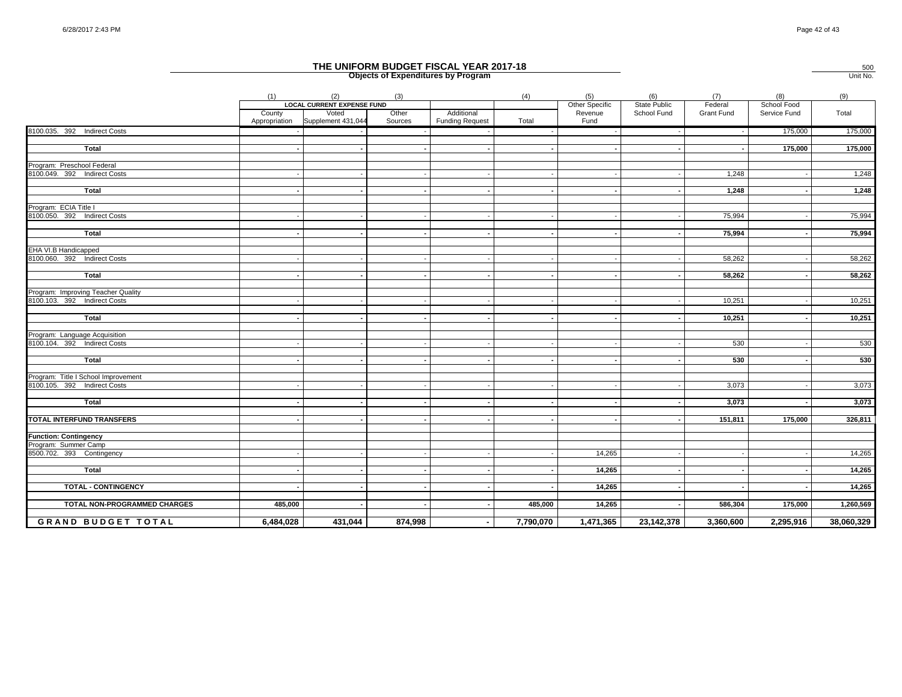# THE UNIFORM BUDGET FISCAL YEAR 2017-18

## Objects of Expenditures by Program

500
Unit No.

| | (1) | (2) | (3) | | (4) | (5) | (6) | (7) | (8) | (9) |
|---|---|---|---|---|---|---|---|---|---|---|
| | LOCAL CURRENT EXPENSE FUND | | | | | Other Specific Revenue Fund | State Public School Fund | Federal Grant Fund | School Food Service Fund | Total |
| | County Appropriation | Voted Supplement 431,044 | Other Sources | Additional Funding Request | Total | | | | | |
| 8100.035. 392 Indirect Costs | - | - | - | - | - | - | - | - | 175,000 | 175,000 |
| **Total** | **-** | **-** | **-** | **-** | **-** | **-** | **-** | **-** | **175,000** | **175,000** |
| Program: Preschool Federal | | | | | | | | | | |
| 8100.049. 392 Indirect Costs | - | - | - | - | - | - | - | 1,248 | - | 1,248 |
| **Total** | **-** | **-** | **-** | **-** | **-** | **-** | **-** | **1,248** | **-** | **1,248** |
| Program: ECIA Title I | | | | | | | | | | |
| 8100.050. 392 Indirect Costs | - | - | - | - | - | - | - | 75,994 | - | 75,994 |
| **Total** | **-** | **-** | **-** | **-** | **-** | **-** | **-** | **75,994** | **-** | **75,994** |
| EHA VI.B Handicapped | | | | | | | | | | |
| 8100.060. 392 Indirect Costs | - | - | - | - | - | - | - | 58,262 | - | 58,262 |
| **Total** | **-** | **-** | **-** | **-** | **-** | **-** | **-** | **58,262** | **-** | **58,262** |
| Program: Improving Teacher Quality | | | | | | | | | | |
| 8100.103. 392 Indirect Costs | - | - | - | - | - | - | - | 10,251 | - | 10,251 |
| **Total** | **-** | **-** | **-** | **-** | **-** | **-** | **-** | **10,251** | **-** | **10,251** |
| Program: Language Acquisition | | | | | | | | | | |
| 8100.104. 392 Indirect Costs | - | - | - | - | - | - | - | 530 | - | 530 |
| **Total** | **-** | **-** | **-** | **-** | **-** | **-** | **-** | **530** | **-** | **530** |
| Program: Title I School Improvement | | | | | | | | | | |
| 8100.105. 392 Indirect Costs | - | - | - | - | - | - | - | 3,073 | - | 3,073 |
| **Total** | **-** | **-** | **-** | **-** | **-** | **-** | **-** | **3,073** | **-** | **3,073** |
| **TOTAL INTERFUND TRANSFERS** | **-** | **-** | **-** | **-** | **-** | **-** | **-** | **151,811** | **175,000** | **326,811** |
| **Function: Contingency** | | | | | | | | | | |
| Program: Summer Camp | | | | | | | | | | |
| 8500.702. 393 Contingency | - | - | - | - | - | 14,265 | - | - | - | 14,265 |
| **Total** | **-** | **-** | **-** | **-** | **-** | **14,265** | **-** | **-** | **-** | **14,265** |
| **TOTAL - CONTINGENCY** | **-** | **-** | **-** | **-** | **-** | **14,265** | **-** | **-** | **-** | **14,265** |
| **TOTAL NON-PROGRAMMED CHARGES** | **485,000** | **-** | **-** | **-** | **485,000** | **14,265** | **-** | **586,304** | **175,000** | **1,260,569** |
| **GRAND BUDGET TOTAL** | **6,484,028** | **431,044** | **874,998** | **-** | **7,790,070** | **1,471,365** | **23,142,378** | **3,360,600** | **2,295,916** | **38,060,329** |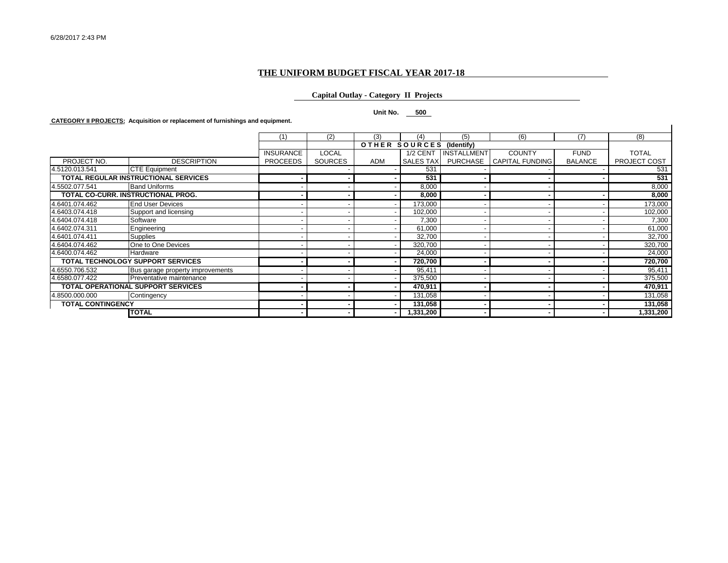# THE UNIFORM BUDGET FISCAL YEAR 2017-18

## Capital Outlay - Category II Projects

**Unit No. 500**

**CATEGORY II PROJECTS: Acquisition or replacement of furnishings and equipment.**

| | | (1) | (2) | (3) | (4) | (5) | (6) | (7) | (8) |
|---|---|---|---|---|---|---|---|---|---|
| | | | | OTHER SOURCES (Identify) | | | | | |
| PROJECT NO. | DESCRIPTION | INSURANCE PROCEEDS | LOCAL SOURCES | ADM | 1/2 CENT SALES TAX | INSTALLMENT PURCHASE | COUNTY CAPITAL FUNDING | FUND BALANCE | TOTAL PROJECT COST |
| 4.5120.013.541 | CTE Equipment | | - | - | 531 | - | - | - | 531 |
| **TOTAL REGULAR INSTRUCTIONAL SERVICES** | | **-** | **-** | **-** | **531** | **-** | **-** | **-** | **531** |
| 4.5502.077.541 | Band Uniforms | - | - | - | 8,000 | - | - | | 8,000 |
| **TOTAL CO-CURR. INSTRUCTIONAL PROG.** | | **-** | **-** | **-** | **8,000** | **-** | **-** | **-** | **8,000** |
| 4.6401.074.462 | End User Devices | - | - | - | 173,000 | - | - | - | 173,000 |
| 4.6403.074.418 | Support and licensing | - | - | - | 102,000 | - | - | - | 102,000 |
| 4.6404.074.418 | Software | - | - | - | 7,300 | - | - | - | 7,300 |
| 4.6402.074.311 | Engineering | - | - | - | 61,000 | - | - | - | 61,000 |
| 4.6401.074.411 | Supplies | - | - | - | 32,700 | - | - | - | 32,700 |
| 4.6404.074.462 | One to One Devices | - | - | - | 320,700 | - | - | - | 320,700 |
| 4.6400.074.462 | Hardware | - | - | - | 24,000 | - | - | - | 24,000 |
| **TOTAL TECHNOLOGY SUPPORT SERVICES** | | **-** | **-** | **-** | **720,700** | **-** | **-** | **-** | **720,700** |
| 4.6550.706.532 | Bus garage property improvements | - | - | - | 95,411 | - | - | - | 95,411 |
| 4.6580.077.422 | Preventative maintenance | - | - | - | 375,500 | - | - | - | 375,500 |
| **TOTAL OPERATIONAL SUPPORT SERVICES** | | **-** | **-** | **-** | **470,911** | **-** | **-** | **-** | **470,911** |
| 4.8500.000.000 | Contingency | - | - | - | 131,058 | - | - | - | 131,058 |
| **TOTAL CONTINGENCY** | | **-** | **-** | **-** | **131,058** | **-** | **-** | **-** | **131,058** |
| | **TOTAL** | **-** | **-** | **-** | **1,331,200** | **-** | **-** | **-** | **1,331,200** |